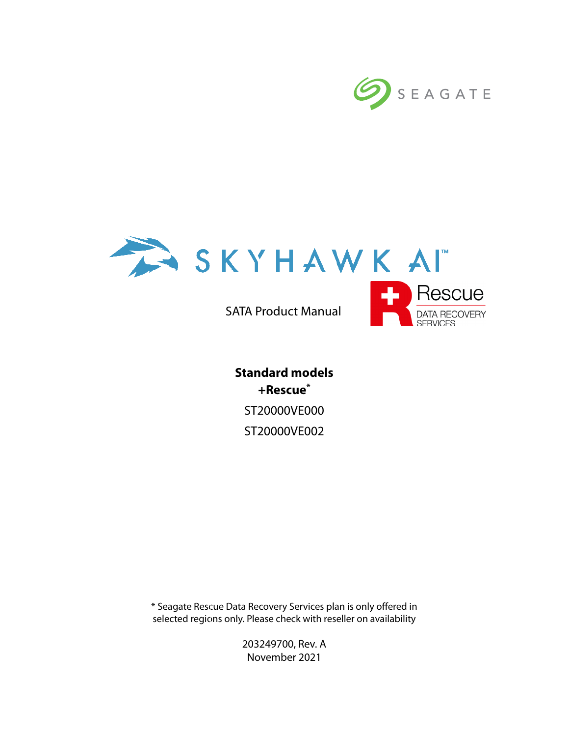SEAGATE

# SKYHAWK AI™

SATA Product Manual

Rescue
DATA RECOVERY SERVICES

**Standard models**

**+Rescue***

ST20000VE000

ST20000VE002

* Seagate Rescue Data Recovery Services plan is only offered in selected regions only. Please check with reseller on availability

203249700, Rev. A
November 2021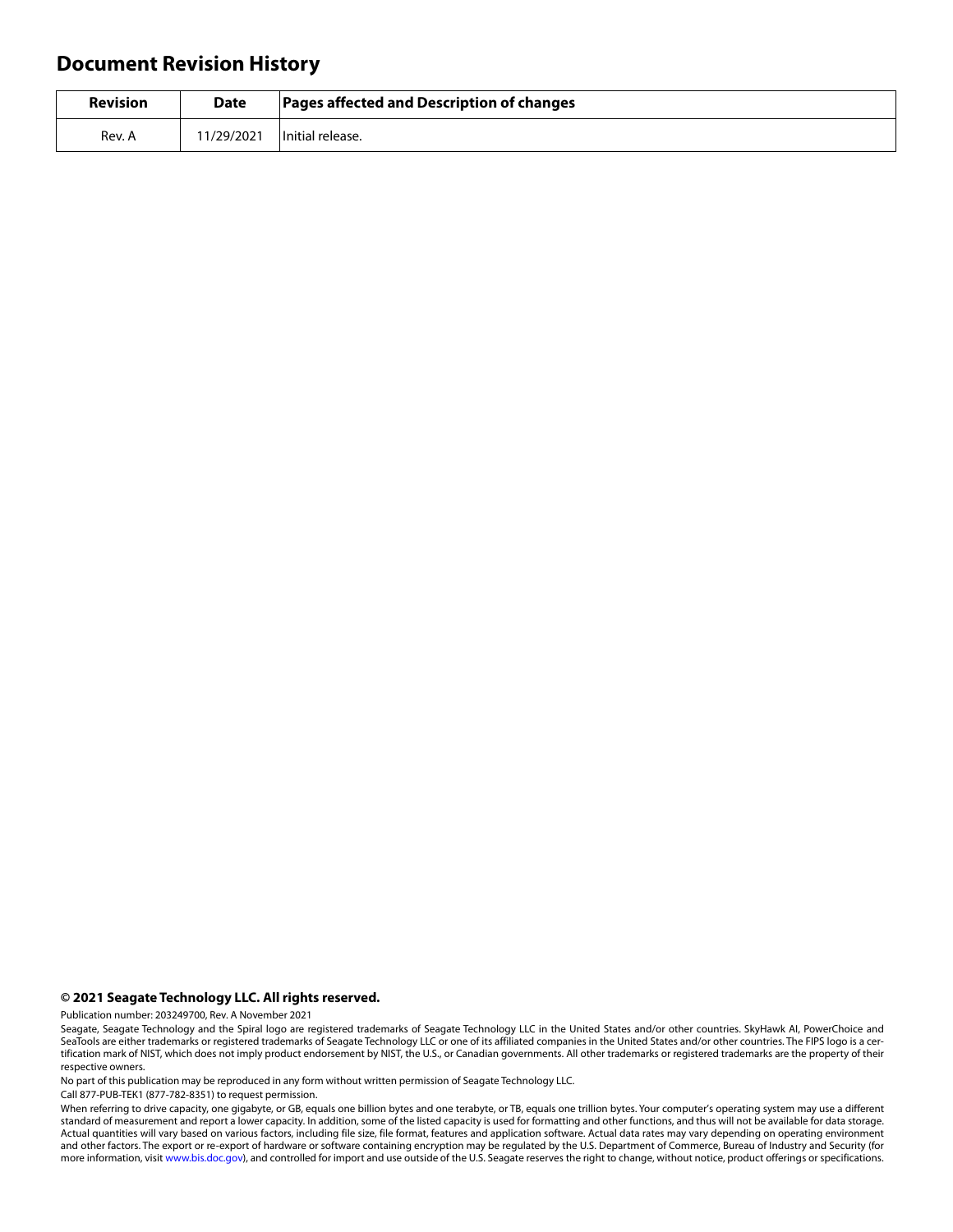# Document Revision History

| Revision | Date | Pages affected and Description of changes |
|---|---|---|
| Rev. A | 11/29/2021 | Initial release. |

**© 2021 Seagate Technology LLC. All rights reserved.**

Publication number: 203249700, Rev. A November 2021

Seagate, Seagate Technology and the Spiral logo are registered trademarks of Seagate Technology LLC in the United States and/or other countries. SkyHawk AI, PowerChoice and SeaTools are either trademarks or registered trademarks of Seagate Technology LLC or one of its affiliated companies in the United States and/or other countries. The FIPS logo is a certification mark of NIST, which does not imply product endorsement by NIST, the U.S., or Canadian governments. All other trademarks or registered trademarks are the property of their respective owners.

No part of this publication may be reproduced in any form without written permission of Seagate Technology LLC.

Call 877-PUB-TEK1 (877-782-8351) to request permission.

When referring to drive capacity, one gigabyte, or GB, equals one billion bytes and one terabyte, or TB, equals one trillion bytes. Your computer's operating system may use a different standard of measurement and report a lower capacity. In addition, some of the listed capacity is used for formatting and other functions, and thus will not be available for data storage. Actual quantities will vary based on various factors, including file size, file format, features and application software. Actual data rates may vary depending on operating environment and other factors. The export or re-export of hardware or software containing encryption may be regulated by the U.S. Department of Commerce, Bureau of Industry and Security (for more information, visit www.bis.doc.gov), and controlled for import and use outside of the U.S. Seagate reserves the right to change, without notice, product offerings or specifications.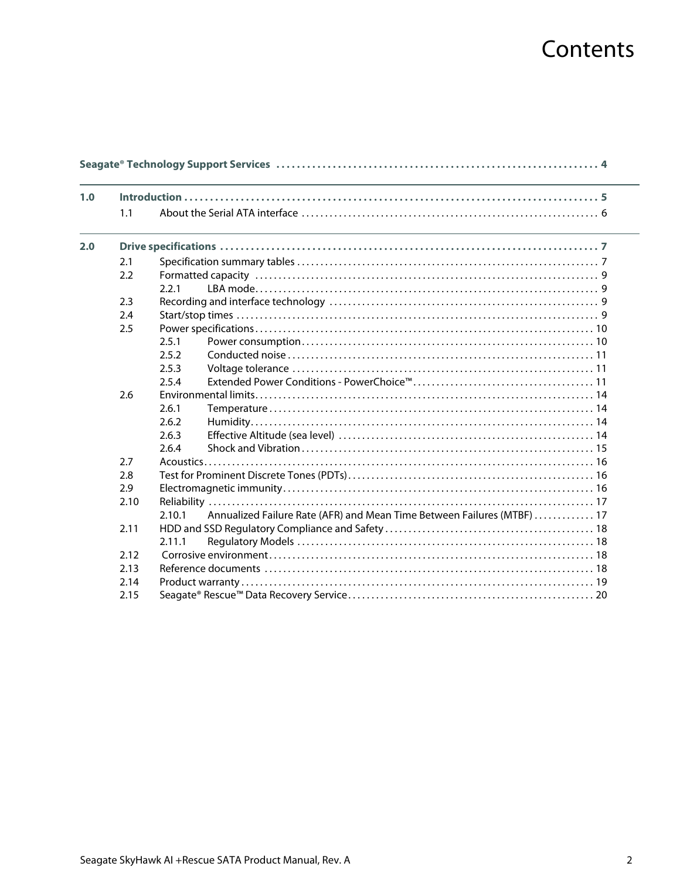# Contents

**Seagate® Technology Support Services** . . . . . . . . . . . . . . . . . . . . . . . . . . . . . . . . . . . . . . . . . . . . . . . . . . . . . . . . . . . . . . . . 4

**1.0 Introduction** . . . . . . . . . . . . . . . . . . . . . . . . . . . . . . . . . . . . . . . . . . . . . . . . . . . . . . . . . . . . . . . . . . . . . . . . . . . . . 5

- 1.1 About the Serial ATA interface . . . . . . . . . . . . . . . . . . . . . . . . . . . . . . . . . . . . . . . . . . . . . . . . . . . . . . . . . . . . 6

**2.0 Drive specifications** . . . . . . . . . . . . . . . . . . . . . . . . . . . . . . . . . . . . . . . . . . . . . . . . . . . . . . . . . . . . . . . . . . . . . . 7

- 2.1 Specification summary tables . . . . . . . . . . . . . . . . . . . . . . . . . . . . . . . . . . . . . . . . . . . . . . . . . . . . . . . . . . . . . 7
- 2.2 Formatted capacity . . . . . . . . . . . . . . . . . . . . . . . . . . . . . . . . . . . . . . . . . . . . . . . . . . . . . . . . . . . . . . . . . . . . . 9
  - 2.2.1 LBA mode. . . . . . . . . . . . . . . . . . . . . . . . . . . . . . . . . . . . . . . . . . . . . . . . . . . . . . . . . . . . . . . . . . . . . 9
- 2.3 Recording and interface technology . . . . . . . . . . . . . . . . . . . . . . . . . . . . . . . . . . . . . . . . . . . . . . . . . . . . . . 9
- 2.4 Start/stop times . . . . . . . . . . . . . . . . . . . . . . . . . . . . . . . . . . . . . . . . . . . . . . . . . . . . . . . . . . . . . . . . . . . . . . . 9
- 2.5 Power specifications . . . . . . . . . . . . . . . . . . . . . . . . . . . . . . . . . . . . . . . . . . . . . . . . . . . . . . . . . . . . . . . . . . . 10
  - 2.5.1 Power consumption . . . . . . . . . . . . . . . . . . . . . . . . . . . . . . . . . . . . . . . . . . . . . . . . . . . . . . . . . . . . . 10
  - 2.5.2 Conducted noise . . . . . . . . . . . . . . . . . . . . . . . . . . . . . . . . . . . . . . . . . . . . . . . . . . . . . . . . . . . . . . . . 11
  - 2.5.3 Voltage tolerance . . . . . . . . . . . . . . . . . . . . . . . . . . . . . . . . . . . . . . . . . . . . . . . . . . . . . . . . . . . . . . . 11
  - 2.5.4 Extended Power Conditions - PowerChoice™. . . . . . . . . . . . . . . . . . . . . . . . . . . . . . . . . . . . . . . . 11
- 2.6 Environmental limits. . . . . . . . . . . . . . . . . . . . . . . . . . . . . . . . . . . . . . . . . . . . . . . . . . . . . . . . . . . . . . . . . . . 14
  - 2.6.1 Temperature . . . . . . . . . . . . . . . . . . . . . . . . . . . . . . . . . . . . . . . . . . . . . . . . . . . . . . . . . . . . . . . . . . . 14
  - 2.6.2 Humidity. . . . . . . . . . . . . . . . . . . . . . . . . . . . . . . . . . . . . . . . . . . . . . . . . . . . . . . . . . . . . . . . . . . . . . 14
  - 2.6.3 Effective Altitude (sea level) . . . . . . . . . . . . . . . . . . . . . . . . . . . . . . . . . . . . . . . . . . . . . . . . . . . . . . 14
  - 2.6.4 Shock and Vibration . . . . . . . . . . . . . . . . . . . . . . . . . . . . . . . . . . . . . . . . . . . . . . . . . . . . . . . . . . . . . 15
- 2.7 Acoustics. . . . . . . . . . . . . . . . . . . . . . . . . . . . . . . . . . . . . . . . . . . . . . . . . . . . . . . . . . . . . . . . . . . . . . . . . . . . 16
- 2.8 Test for Prominent Discrete Tones (PDTs) . . . . . . . . . . . . . . . . . . . . . . . . . . . . . . . . . . . . . . . . . . . . . . . . . . 16
- 2.9 Electromagnetic immunity . . . . . . . . . . . . . . . . . . . . . . . . . . . . . . . . . . . . . . . . . . . . . . . . . . . . . . . . . . . . . . 16
- 2.10 Reliability . . . . . . . . . . . . . . . . . . . . . . . . . . . . . . . . . . . . . . . . . . . . . . . . . . . . . . . . . . . . . . . . . . . . . . . . . . . 17
  - 2.10.1 Annualized Failure Rate (AFR) and Mean Time Between Failures (MTBF) . . . . . . . . . . . . . 17
- 2.11 HDD and SSD Regulatory Compliance and Safety . . . . . . . . . . . . . . . . . . . . . . . . . . . . . . . . . . . . . . . . . . . 18
  - 2.11.1 Regulatory Models . . . . . . . . . . . . . . . . . . . . . . . . . . . . . . . . . . . . . . . . . . . . . . . . . . . . . . . . . . . . . 18
- 2.12 Corrosive environment . . . . . . . . . . . . . . . . . . . . . . . . . . . . . . . . . . . . . . . . . . . . . . . . . . . . . . . . . . . . . . . . . 18
- 2.13 Reference documents . . . . . . . . . . . . . . . . . . . . . . . . . . . . . . . . . . . . . . . . . . . . . . . . . . . . . . . . . . . . . . . . . 18
- 2.14 Product warranty . . . . . . . . . . . . . . . . . . . . . . . . . . . . . . . . . . . . . . . . . . . . . . . . . . . . . . . . . . . . . . . . . . . . . 19
- 2.15 Seagate® Rescue™ Data Recovery Service . . . . . . . . . . . . . . . . . . . . . . . . . . . . . . . . . . . . . . . . . . . . . . . . . 20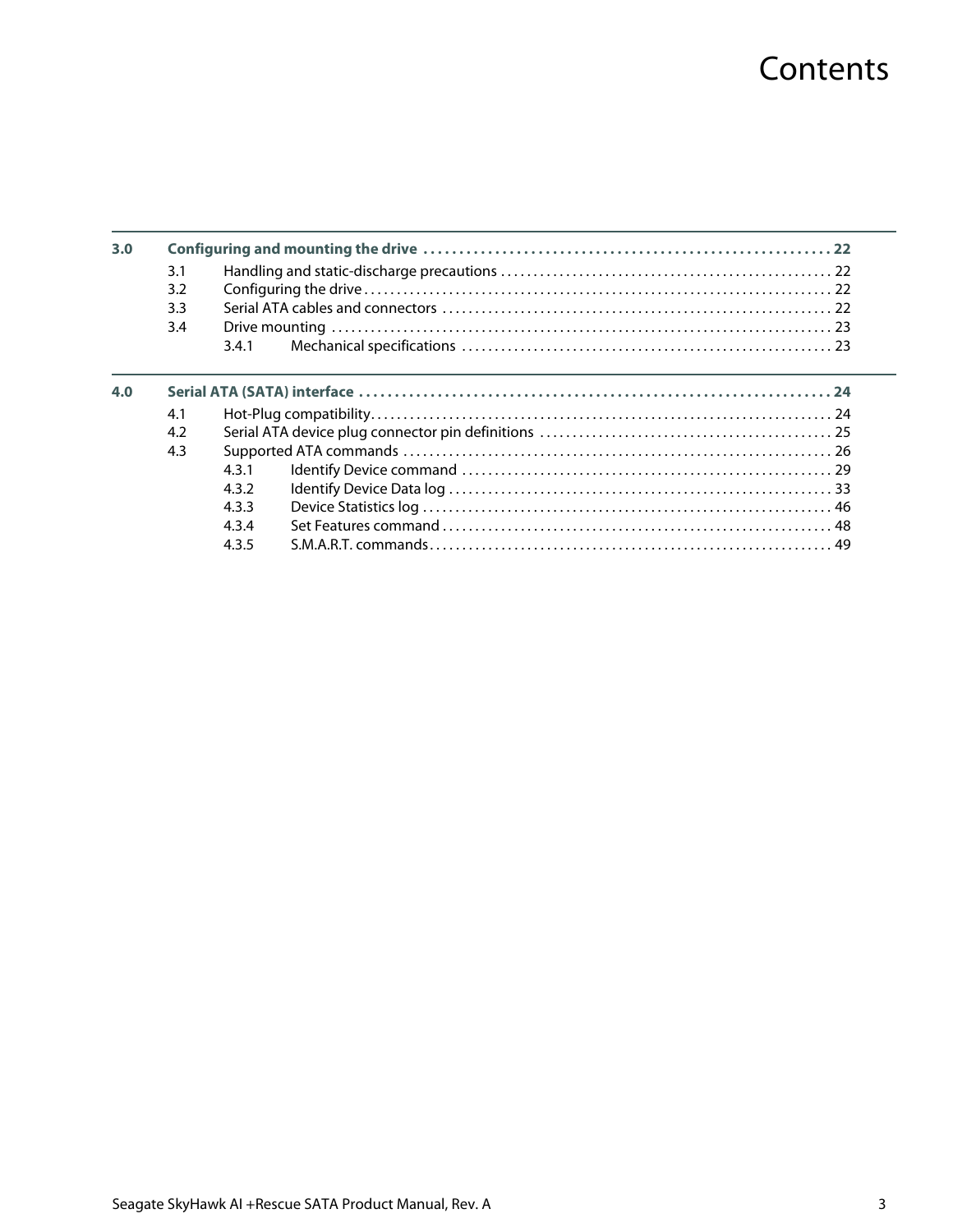# Contents

| | | | |
|---|---|---|---|
| **3.0** | **Configuring and mounting the drive** | | **22** |
| | 3.1 | Handling and static-discharge precautions | 22 |
| | 3.2 | Configuring the drive | 22 |
| | 3.3 | Serial ATA cables and connectors | 22 |
| | 3.4 | Drive mounting | 23 |
| | 3.4.1 | Mechanical specifications | 23 |
| **4.0** | **Serial ATA (SATA) interface** | | **24** |
| | 4.1 | Hot-Plug compatibility | 24 |
| | 4.2 | Serial ATA device plug connector pin definitions | 25 |
| | 4.3 | Supported ATA commands | 26 |
| | 4.3.1 | Identify Device command | 29 |
| | 4.3.2 | Identify Device Data log | 33 |
| | 4.3.3 | Device Statistics log | 46 |
| | 4.3.4 | Set Features command | 48 |
| | 4.3.5 | S.M.A.R.T. commands | 49 |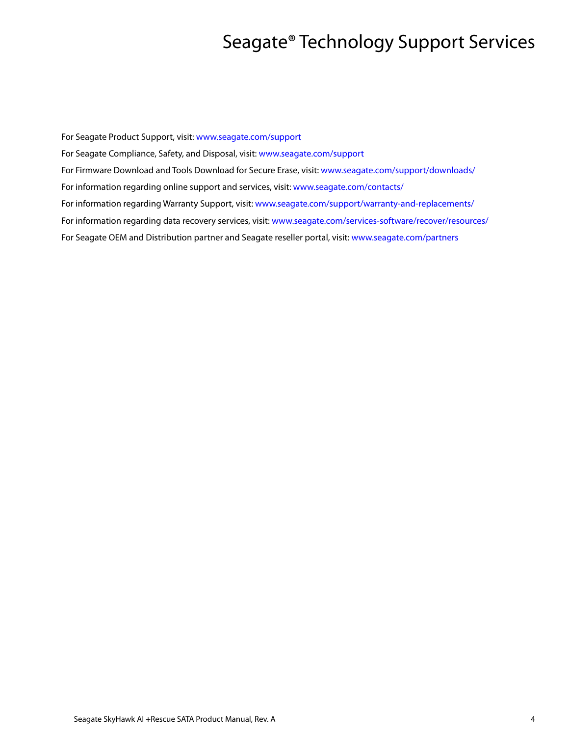# Seagate® Technology Support Services

For Seagate Product Support, visit: www.seagate.com/support

For Seagate Compliance, Safety, and Disposal, visit: www.seagate.com/support

For Firmware Download and Tools Download for Secure Erase, visit: www.seagate.com/support/downloads/

For information regarding online support and services, visit: www.seagate.com/contacts/

For information regarding Warranty Support, visit: www.seagate.com/support/warranty-and-replacements/

For information regarding data recovery services, visit: www.seagate.com/services-software/recover/resources/

For Seagate OEM and Distribution partner and Seagate reseller portal, visit: www.seagate.com/partners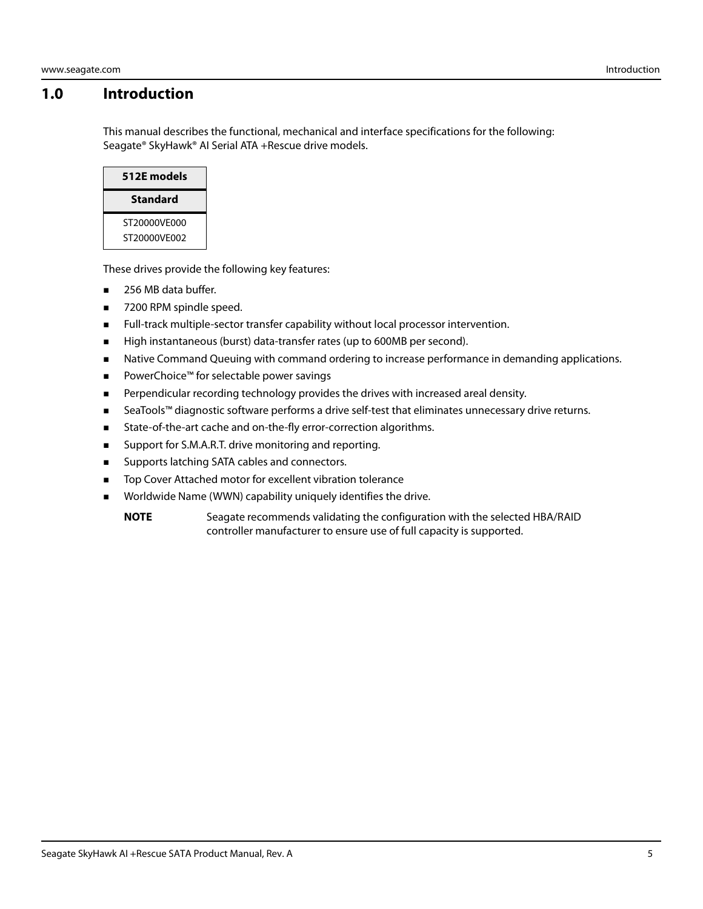# 1.0 Introduction

This manual describes the functional, mechanical and interface specifications for the following: Seagate® SkyHawk® AI Serial ATA +Rescue drive models.

| 512E models |
|---|
| **Standard** |
| ST20000VE000<br>ST20000VE002 |

These drives provide the following key features:

- 256 MB data buffer.
- 7200 RPM spindle speed.
- Full-track multiple-sector transfer capability without local processor intervention.
- High instantaneous (burst) data-transfer rates (up to 600MB per second).
- Native Command Queuing with command ordering to increase performance in demanding applications.
- PowerChoice™ for selectable power savings
- Perpendicular recording technology provides the drives with increased areal density.
- SeaTools™ diagnostic software performs a drive self-test that eliminates unnecessary drive returns.
- State-of-the-art cache and on-the-fly error-correction algorithms.
- Support for S.M.A.R.T. drive monitoring and reporting.
- Supports latching SATA cables and connectors.
- Top Cover Attached motor for excellent vibration tolerance
- Worldwide Name (WWN) capability uniquely identifies the drive.

**NOTE** Seagate recommends validating the configuration with the selected HBA/RAID controller manufacturer to ensure use of full capacity is supported.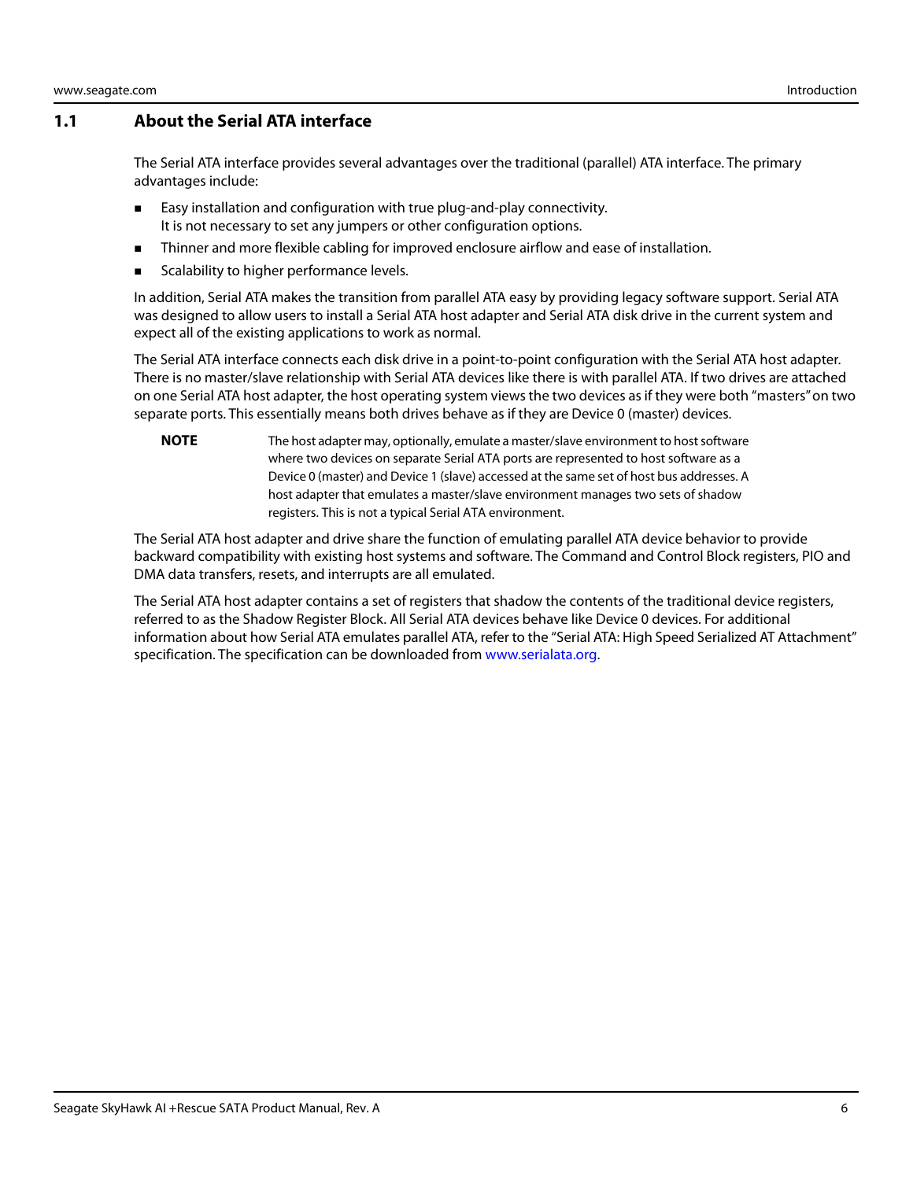## 1.1 About the Serial ATA interface

The Serial ATA interface provides several advantages over the traditional (parallel) ATA interface. The primary advantages include:

- Easy installation and configuration with true plug-and-play connectivity.
  It is not necessary to set any jumpers or other configuration options.
- Thinner and more flexible cabling for improved enclosure airflow and ease of installation.
- Scalability to higher performance levels.

In addition, Serial ATA makes the transition from parallel ATA easy by providing legacy software support. Serial ATA was designed to allow users to install a Serial ATA host adapter and Serial ATA disk drive in the current system and expect all of the existing applications to work as normal.

The Serial ATA interface connects each disk drive in a point-to-point configuration with the Serial ATA host adapter. There is no master/slave relationship with Serial ATA devices like there is with parallel ATA. If two drives are attached on one Serial ATA host adapter, the host operating system views the two devices as if they were both "masters" on two separate ports. This essentially means both drives behave as if they are Device 0 (master) devices.

**NOTE** The host adapter may, optionally, emulate a master/slave environment to host software where two devices on separate Serial ATA ports are represented to host software as a Device 0 (master) and Device 1 (slave) accessed at the same set of host bus addresses. A host adapter that emulates a master/slave environment manages two sets of shadow registers. This is not a typical Serial ATA environment.

The Serial ATA host adapter and drive share the function of emulating parallel ATA device behavior to provide backward compatibility with existing host systems and software. The Command and Control Block registers, PIO and DMA data transfers, resets, and interrupts are all emulated.

The Serial ATA host adapter contains a set of registers that shadow the contents of the traditional device registers, referred to as the Shadow Register Block. All Serial ATA devices behave like Device 0 devices. For additional information about how Serial ATA emulates parallel ATA, refer to the "Serial ATA: High Speed Serialized AT Attachment" specification. The specification can be downloaded from www.serialata.org.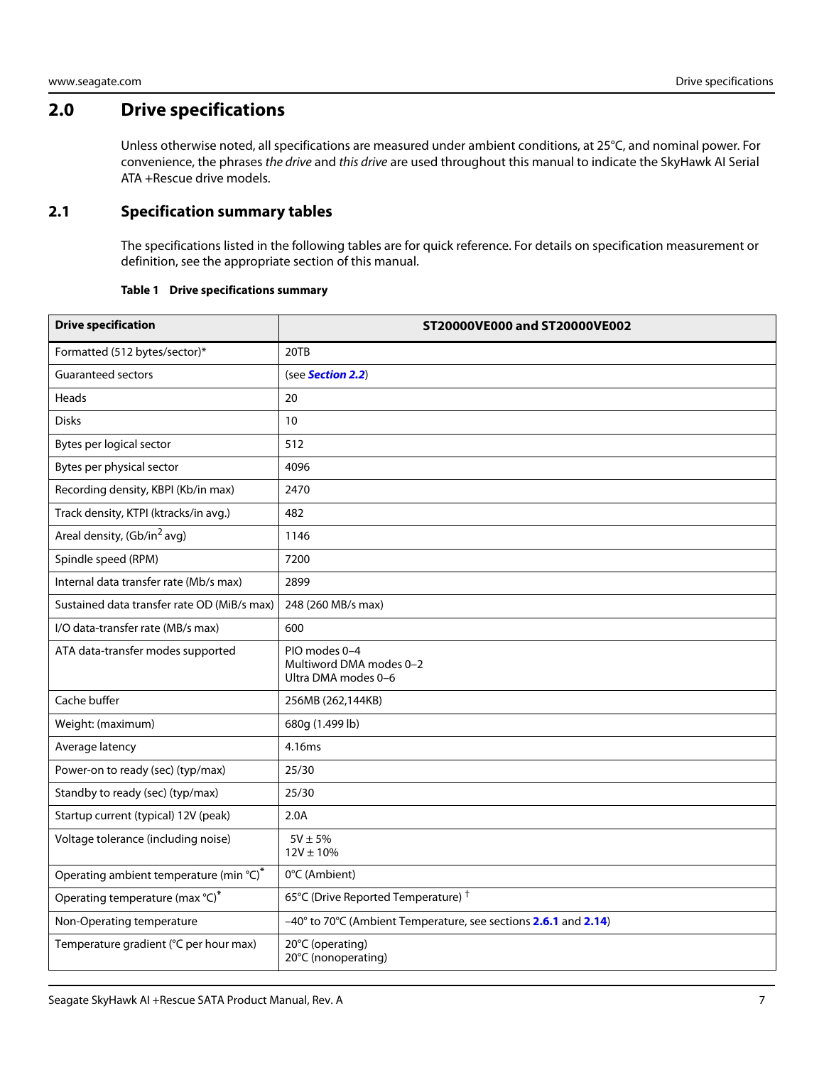# 2.0 Drive specifications

Unless otherwise noted, all specifications are measured under ambient conditions, at 25°C, and nominal power. For convenience, the phrases *the drive* and *this drive* are used throughout this manual to indicate the SkyHawk AI Serial ATA +Rescue drive models.

## 2.1 Specification summary tables

The specifications listed in the following tables are for quick reference. For details on specification measurement or definition, see the appropriate section of this manual.

**Table 1 Drive specifications summary**

| Drive specification | ST20000VE000 and ST20000VE002 |
|---|---|
| Formatted (512 bytes/sector)* | 20TB |
| Guaranteed sectors | (see ***Section 2.2***) |
| Heads | 20 |
| Disks | 10 |
| Bytes per logical sector | 512 |
| Bytes per physical sector | 4096 |
| Recording density, KBPI (Kb/in max) | 2470 |
| Track density, KTPI (ktracks/in avg.) | 482 |
| Areal density, (Gb/in$^2$ avg) | 1146 |
| Spindle speed (RPM) | 7200 |
| Internal data transfer rate (Mb/s max) | 2899 |
| Sustained data transfer rate OD (MiB/s max) | 248 (260 MB/s max) |
| I/O data-transfer rate (MB/s max) | 600 |
| ATA data-transfer modes supported | PIO modes 0–4<br>Multiword DMA modes 0–2<br>Ultra DMA modes 0–6 |
| Cache buffer | 256MB (262,144KB) |
| Weight: (maximum) | 680g (1.499 lb) |
| Average latency | 4.16ms |
| Power-on to ready (sec) (typ/max) | 25/30 |
| Standby to ready (sec) (typ/max) | 25/30 |
| Startup current (typical) 12V (peak) | 2.0A |
| Voltage tolerance (including noise) | 5V ± 5%<br>12V ± 10% |
| Operating ambient temperature (min °C)* | 0°C (Ambient) |
| Operating temperature (max °C)* | 65°C (Drive Reported Temperature) † |
| Non-Operating temperature | –40° to 70°C (Ambient Temperature, see sections **2.6.1** and **2.14**) |
| Temperature gradient (°C per hour max) | 20°C (operating)<br>20°C (nonoperating) |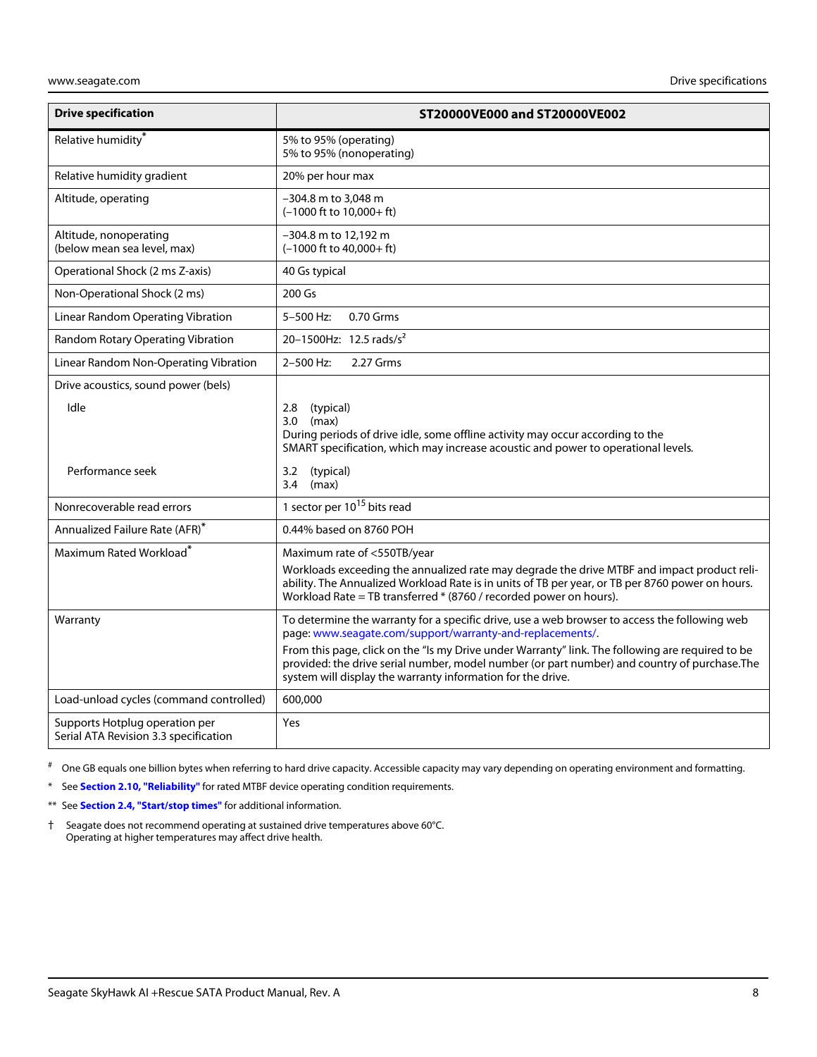| Drive specification | ST20000VE000 and ST20000VE002 |
|---|---|
| Relative humidity* | 5% to 95% (operating)<br>5% to 95% (nonoperating) |
| Relative humidity gradient | 20% per hour max |
| Altitude, operating | –304.8 m to 3,048 m<br>(–1000 ft to 10,000+ ft) |
| Altitude, nonoperating<br>(below mean sea level, max) | –304.8 m to 12,192 m<br>(–1000 ft to 40,000+ ft) |
| Operational Shock (2 ms Z-axis) | 40 Gs typical |
| Non-Operational Shock (2 ms) | 200 Gs |
| Linear Random Operating Vibration | 5–500 Hz: 0.70 Grms |
| Random Rotary Operating Vibration | 20–1500Hz: 12.5 rads/s$^2$ |
| Linear Random Non-Operating Vibration | 2–500 Hz: 2.27 Grms |
| Drive acoustics, sound power (bels) | |
| Idle | 2.8 (typical)<br>3.0 (max)<br>During periods of drive idle, some offline activity may occur according to the SMART specification, which may increase acoustic and power to operational levels. |
| Performance seek | 3.2 (typical)<br>3.4 (max) |
| Nonrecoverable read errors | 1 sector per $10^{15}$ bits read |
| Annualized Failure Rate (AFR)* | 0.44% based on 8760 POH |
| Maximum Rated Workload* | Maximum rate of <550TB/year<br>Workloads exceeding the annualized rate may degrade the drive MTBF and impact product reliability. The Annualized Workload Rate is in units of TB per year, or TB per 8760 power on hours. Workload Rate = TB transferred * (8760 / recorded power on hours). |
| Warranty | To determine the warranty for a specific drive, use a web browser to access the following web page: www.seagate.com/support/warranty-and-replacements/.<br>From this page, click on the "Is my Drive under Warranty" link. The following are required to be provided: the drive serial number, model number (or part number) and country of purchase.The system will display the warranty information for the drive. |
| Load-unload cycles (command controlled) | 600,000 |
| Supports Hotplug operation per Serial ATA Revision 3.3 specification | Yes |

# One GB equals one billion bytes when referring to hard drive capacity. Accessible capacity may vary depending on operating environment and formatting.

\* See **Section 2.10, "Reliability"** for rated MTBF device operating condition requirements.

** See **Section 2.4, "Start/stop times"** for additional information.

† Seagate does not recommend operating at sustained drive temperatures above 60°C. Operating at higher temperatures may affect drive health.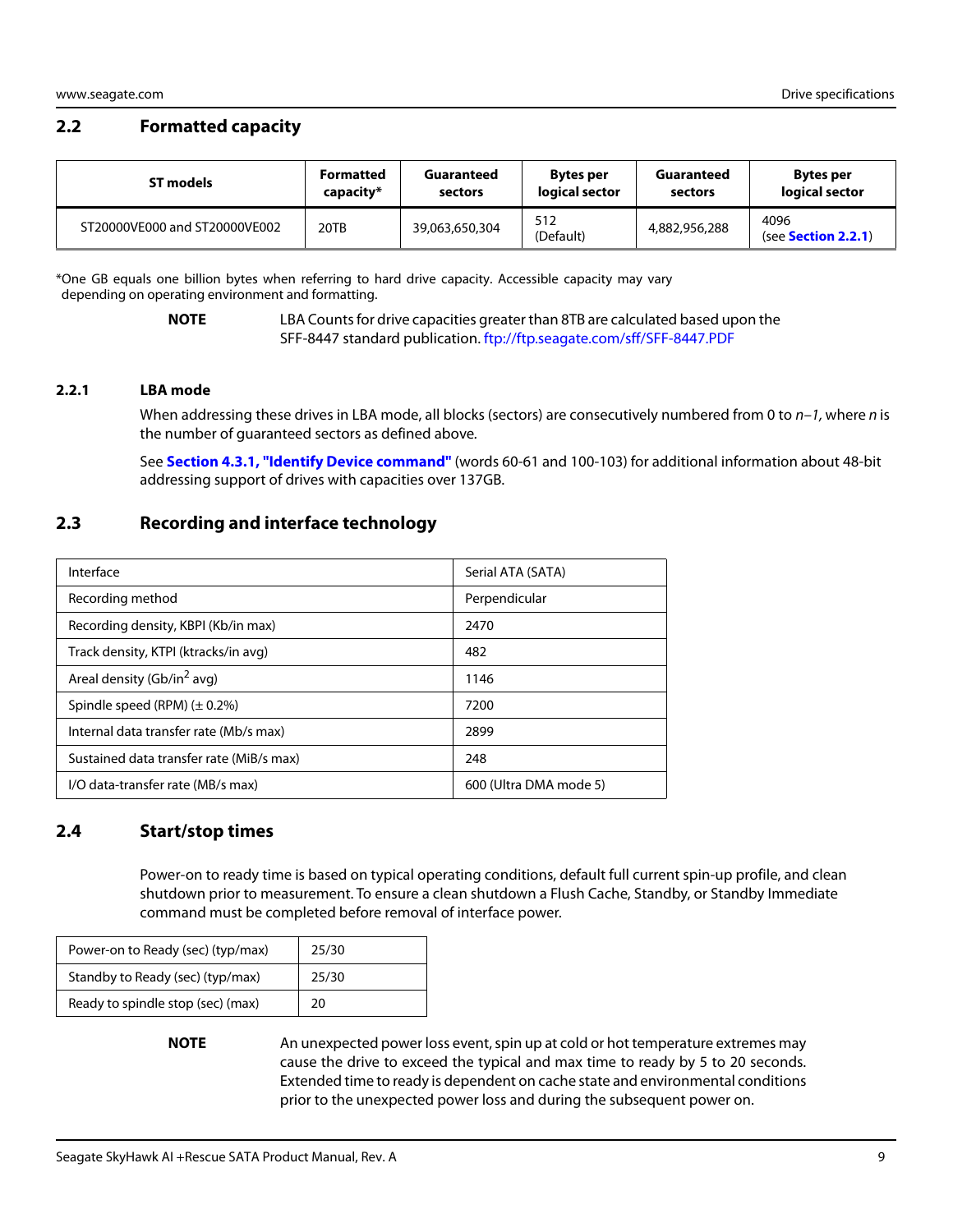## 2.2 Formatted capacity

| ST models | Formatted capacity* | Guaranteed sectors | Bytes per logical sector | Guaranteed sectors | Bytes per logical sector |
|---|---|---|---|---|---|
| ST20000VE000 and ST20000VE002 | 20TB | 39,063,650,304 | 512 (Default) | 4,882,956,288 | 4096 (see **Section 2.2.1**) |

*One GB equals one billion bytes when referring to hard drive capacity. Accessible capacity may vary depending on operating environment and formatting.

**NOTE** LBA Counts for drive capacities greater than 8TB are calculated based upon the SFF-8447 standard publication. ftp://ftp.seagate.com/sff/SFF-8447.PDF

### 2.2.1 LBA mode

When addressing these drives in LBA mode, all blocks (sectors) are consecutively numbered from 0 to *n–1*, where *n* is the number of guaranteed sectors as defined above.

See **Section 4.3.1, "Identify Device command"** (words 60-61 and 100-103) for additional information about 48-bit addressing support of drives with capacities over 137GB.

## 2.3 Recording and interface technology

| | |
|---|---|
| Interface | Serial ATA (SATA) |
| Recording method | Perpendicular |
| Recording density, KBPI (Kb/in max) | 2470 |
| Track density, KTPI (ktracks/in avg) | 482 |
| Areal density (Gb/in$^2$ avg) | 1146 |
| Spindle speed (RPM) (± 0.2%) | 7200 |
| Internal data transfer rate (Mb/s max) | 2899 |
| Sustained data transfer rate (MiB/s max) | 248 |
| I/O data-transfer rate (MB/s max) | 600 (Ultra DMA mode 5) |

## 2.4 Start/stop times

Power-on to ready time is based on typical operating conditions, default full current spin-up profile, and clean shutdown prior to measurement. To ensure a clean shutdown a Flush Cache, Standby, or Standby Immediate command must be completed before removal of interface power.

| | |
|---|---|
| Power-on to Ready (sec) (typ/max) | 25/30 |
| Standby to Ready (sec) (typ/max) | 25/30 |
| Ready to spindle stop (sec) (max) | 20 |

**NOTE** An unexpected power loss event, spin up at cold or hot temperature extremes may cause the drive to exceed the typical and max time to ready by 5 to 20 seconds. Extended time to ready is dependent on cache state and environmental conditions prior to the unexpected power loss and during the subsequent power on.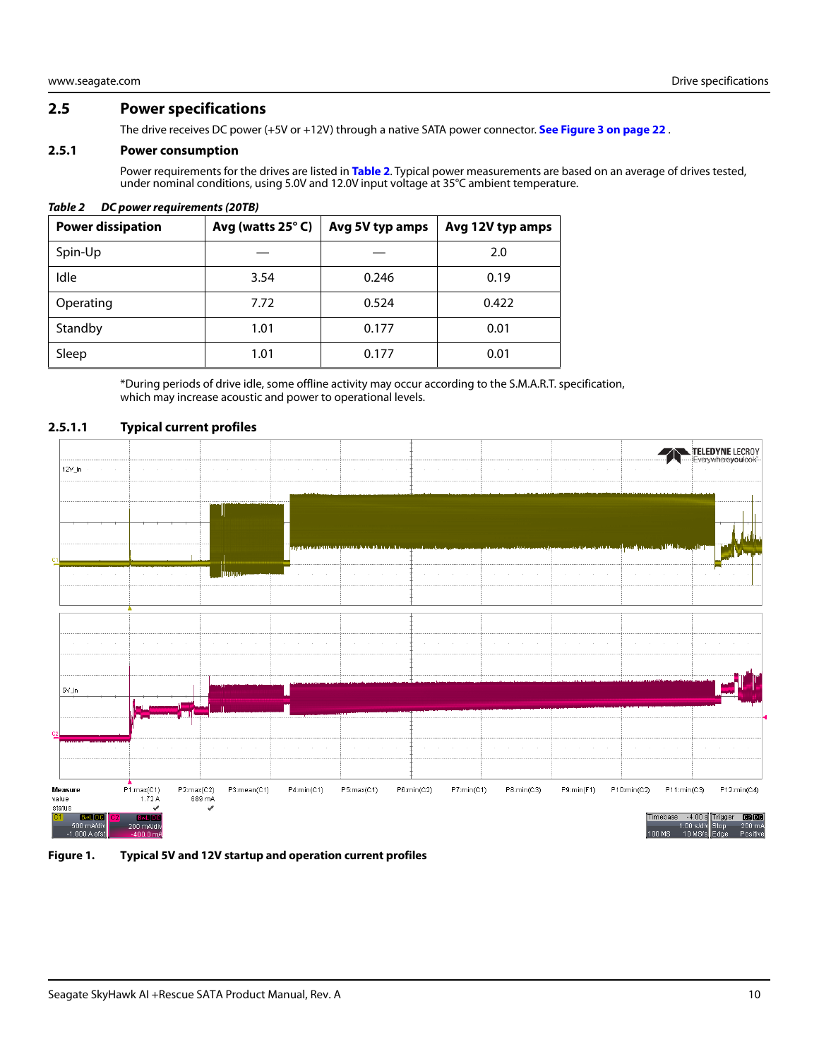## 2.5 Power specifications

The drive receives DC power (+5V or +12V) through a native SATA power connector. **See Figure 3 on page 22** .

### 2.5.1 Power consumption

Power requirements for the drives are listed in **Table 2**. Typical power measurements are based on an average of drives tested, under nominal conditions, using 5.0V and 12.0V input voltage at 35°C ambient temperature.

***Table 2 DC power requirements (20TB)***

| Power dissipation | Avg (watts 25° C) | Avg 5V typ amps | Avg 12V typ amps |
|---|---|---|---|
| Spin-Up | — | — | 2.0 |
| Idle | 3.54 | 0.246 | 0.19 |
| Operating | 7.72 | 0.524 | 0.422 |
| Standby | 1.01 | 0.177 | 0.01 |
| Sleep | 1.01 | 0.177 | 0.01 |

*During periods of drive idle, some offline activity may occur according to the S.M.A.R.T. specification, which may increase acoustic and power to operational levels.

#### 2.5.1.1 Typical current profiles

**Figure 1. Typical 5V and 12V startup and operation current profiles**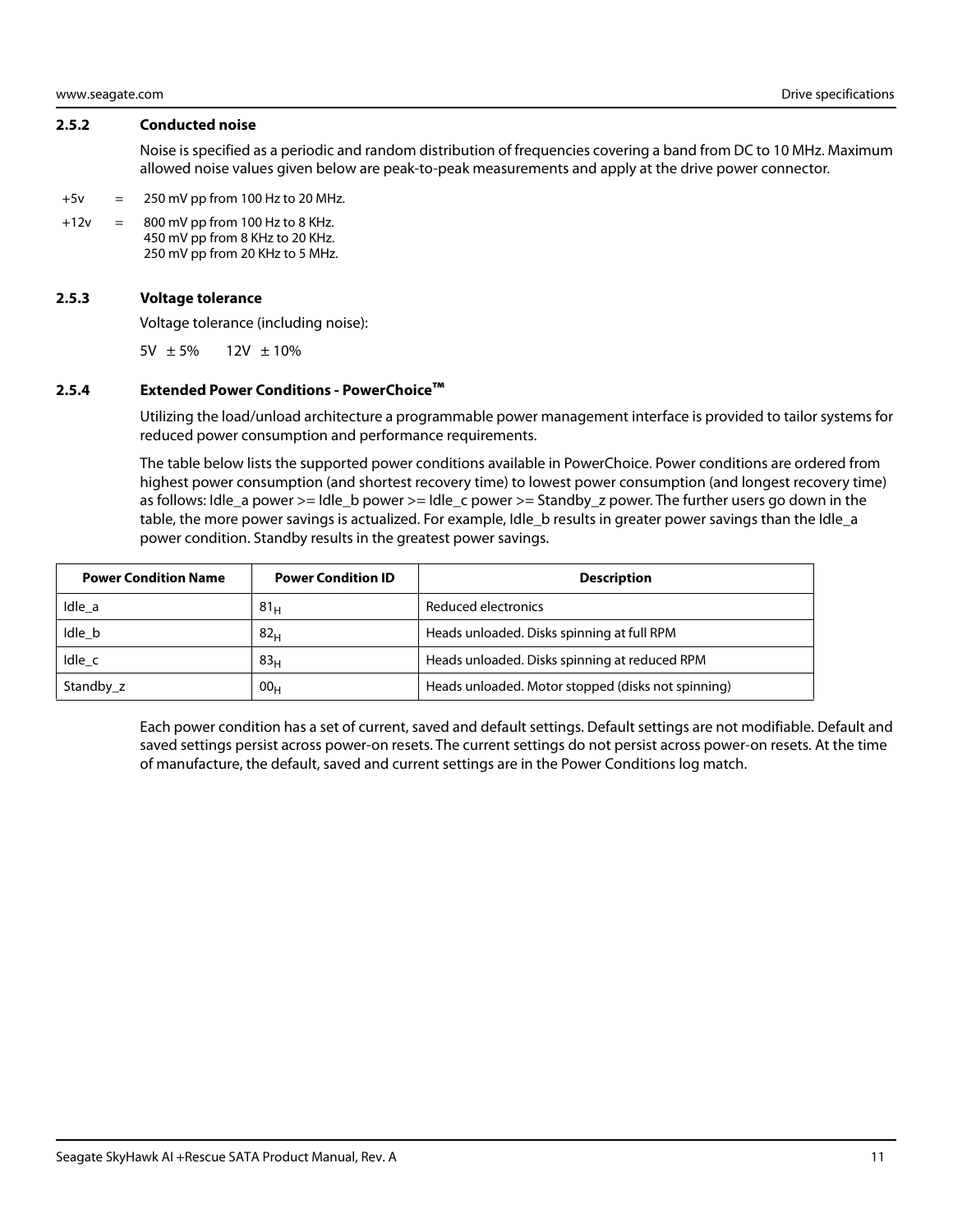### 2.5.2 Conducted noise

Noise is specified as a periodic and random distribution of frequencies covering a band from DC to 10 MHz. Maximum allowed noise values given below are peak-to-peak measurements and apply at the drive power connector.

+5v = 250 mV pp from 100 Hz to 20 MHz.

+12v = 800 mV pp from 100 Hz to 8 KHz.
450 mV pp from 8 KHz to 20 KHz.
250 mV pp from 20 KHz to 5 MHz.

### 2.5.3 Voltage tolerance

Voltage tolerance (including noise):

5V ± 5%     12V ± 10%

### 2.5.4 Extended Power Conditions - PowerChoice™

Utilizing the load/unload architecture a programmable power management interface is provided to tailor systems for reduced power consumption and performance requirements.

The table below lists the supported power conditions available in PowerChoice. Power conditions are ordered from highest power consumption (and shortest recovery time) to lowest power consumption (and longest recovery time) as follows: Idle_a power >= Idle_b power >= Idle_c power >= Standby_z power. The further users go down in the table, the more power savings is actualized. For example, Idle_b results in greater power savings than the Idle_a power condition. Standby results in the greatest power savings.

| Power Condition Name | Power Condition ID | Description |
|---|---|---|
| Idle_a | $81_H$ | Reduced electronics |
| Idle_b | $82_H$ | Heads unloaded. Disks spinning at full RPM |
| Idle_c | $83_H$ | Heads unloaded. Disks spinning at reduced RPM |
| Standby_z | $00_H$ | Heads unloaded. Motor stopped (disks not spinning) |

Each power condition has a set of current, saved and default settings. Default settings are not modifiable. Default and saved settings persist across power-on resets. The current settings do not persist across power-on resets. At the time of manufacture, the default, saved and current settings are in the Power Conditions log match.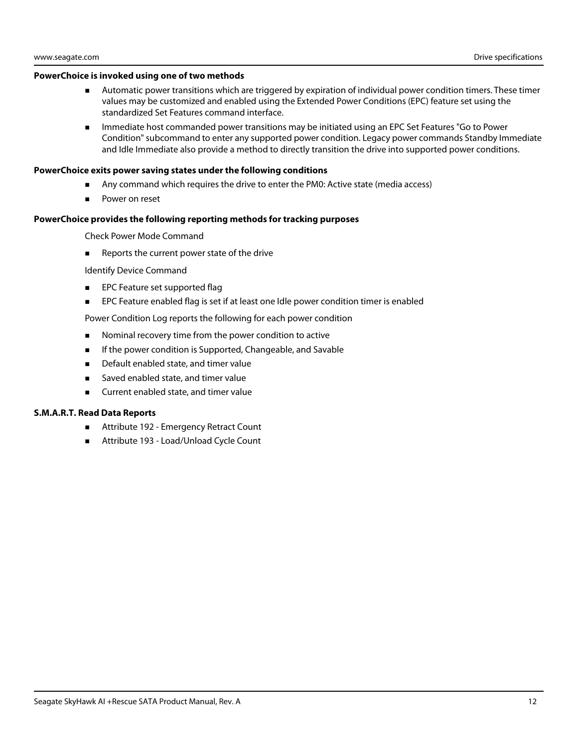**PowerChoice is invoked using one of two methods**

- Automatic power transitions which are triggered by expiration of individual power condition timers. These timer values may be customized and enabled using the Extended Power Conditions (EPC) feature set using the standardized Set Features command interface.
- Immediate host commanded power transitions may be initiated using an EPC Set Features "Go to Power Condition" subcommand to enter any supported power condition. Legacy power commands Standby Immediate and Idle Immediate also provide a method to directly transition the drive into supported power conditions.

**PowerChoice exits power saving states under the following conditions**

- Any command which requires the drive to enter the PM0: Active state (media access)
- Power on reset

**PowerChoice provides the following reporting methods for tracking purposes**

Check Power Mode Command

- Reports the current power state of the drive

Identify Device Command

- EPC Feature set supported flag
- EPC Feature enabled flag is set if at least one Idle power condition timer is enabled

Power Condition Log reports the following for each power condition

- Nominal recovery time from the power condition to active
- If the power condition is Supported, Changeable, and Savable
- Default enabled state, and timer value
- Saved enabled state, and timer value
- Current enabled state, and timer value

**S.M.A.R.T. Read Data Reports**

- Attribute 192 - Emergency Retract Count
- Attribute 193 - Load/Unload Cycle Count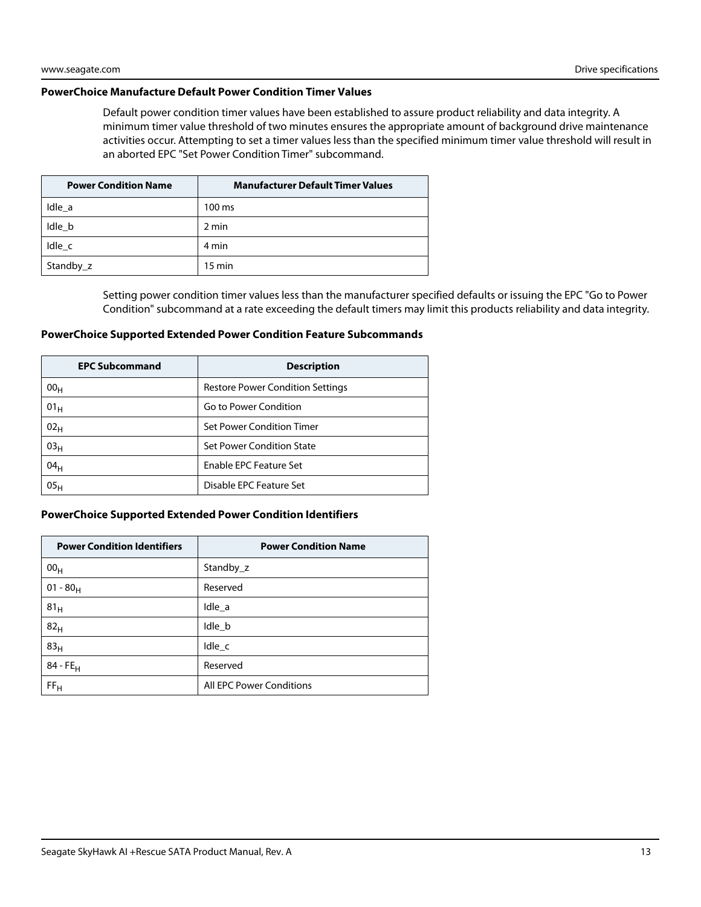### PowerChoice Manufacture Default Power Condition Timer Values

Default power condition timer values have been established to assure product reliability and data integrity. A minimum timer value threshold of two minutes ensures the appropriate amount of background drive maintenance activities occur. Attempting to set a timer values less than the specified minimum timer value threshold will result in an aborted EPC "Set Power Condition Timer" subcommand.

| Power Condition Name | Manufacturer Default Timer Values |
| --- | --- |
| Idle_a | 100 ms |
| Idle_b | 2 min |
| Idle_c | 4 min |
| Standby_z | 15 min |

Setting power condition timer values less than the manufacturer specified defaults or issuing the EPC "Go to Power Condition" subcommand at a rate exceeding the default timers may limit this products reliability and data integrity.

### PowerChoice Supported Extended Power Condition Feature Subcommands

| EPC Subcommand | Description |
| --- | --- |
| $00_H$ | Restore Power Condition Settings |
| $01_H$ | Go to Power Condition |
| $02_H$ | Set Power Condition Timer |
| $03_H$ | Set Power Condition State |
| $04_H$ | Enable EPC Feature Set |
| $05_H$ | Disable EPC Feature Set |

### PowerChoice Supported Extended Power Condition Identifiers

| Power Condition Identifiers | Power Condition Name |
| --- | --- |
| $00_H$ | Standby_z |
| $01 - 80_H$ | Reserved |
| $81_H$ | Idle_a |
| $82_H$ | Idle_b |
| $83_H$ | Idle_c |
| $84 - FE_H$ | Reserved |
| $FF_H$ | All EPC Power Conditions |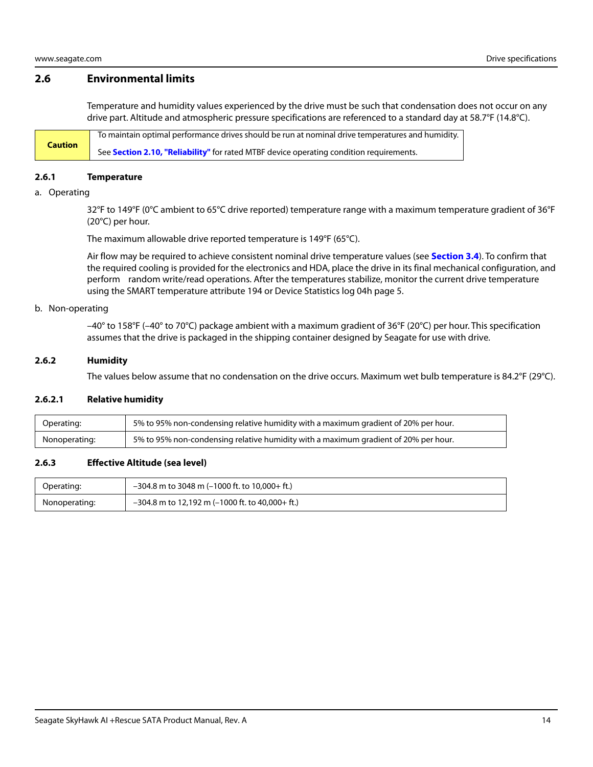## 2.6 Environmental limits

Temperature and humidity values experienced by the drive must be such that condensation does not occur on any drive part. Altitude and atmospheric pressure specifications are referenced to a standard day at 58.7°F (14.8°C).

| **Caution** | To maintain optimal performance drives should be run at nominal drive temperatures and humidity.<br><br>See **Section 2.10, "Reliability"** for rated MTBF device operating condition requirements. |
|---|---|

### 2.6.1 Temperature

a. Operating

32°F to 149°F (0°C ambient to 65°C drive reported) temperature range with a maximum temperature gradient of 36°F (20°C) per hour.

The maximum allowable drive reported temperature is 149°F (65°C).

Air flow may be required to achieve consistent nominal drive temperature values (see **Section 3.4**). To confirm that the required cooling is provided for the electronics and HDA, place the drive in its final mechanical configuration, and perform random write/read operations. After the temperatures stabilize, monitor the current drive temperature using the SMART temperature attribute 194 or Device Statistics log 04h page 5.

b. Non-operating

–40° to 158°F (–40° to 70°C) package ambient with a maximum gradient of 36°F (20°C) per hour. This specification assumes that the drive is packaged in the shipping container designed by Seagate for use with drive.

### 2.6.2 Humidity

The values below assume that no condensation on the drive occurs. Maximum wet bulb temperature is 84.2°F (29°C).

#### 2.6.2.1 Relative humidity

| | |
|---|---|
| Operating: | 5% to 95% non-condensing relative humidity with a maximum gradient of 20% per hour. |
| Nonoperating: | 5% to 95% non-condensing relative humidity with a maximum gradient of 20% per hour. |

### 2.6.3 Effective Altitude (sea level)

| | |
|---|---|
| Operating: | –304.8 m to 3048 m (–1000 ft. to 10,000+ ft.) |
| Nonoperating: | –304.8 m to 12,192 m (–1000 ft. to 40,000+ ft.) |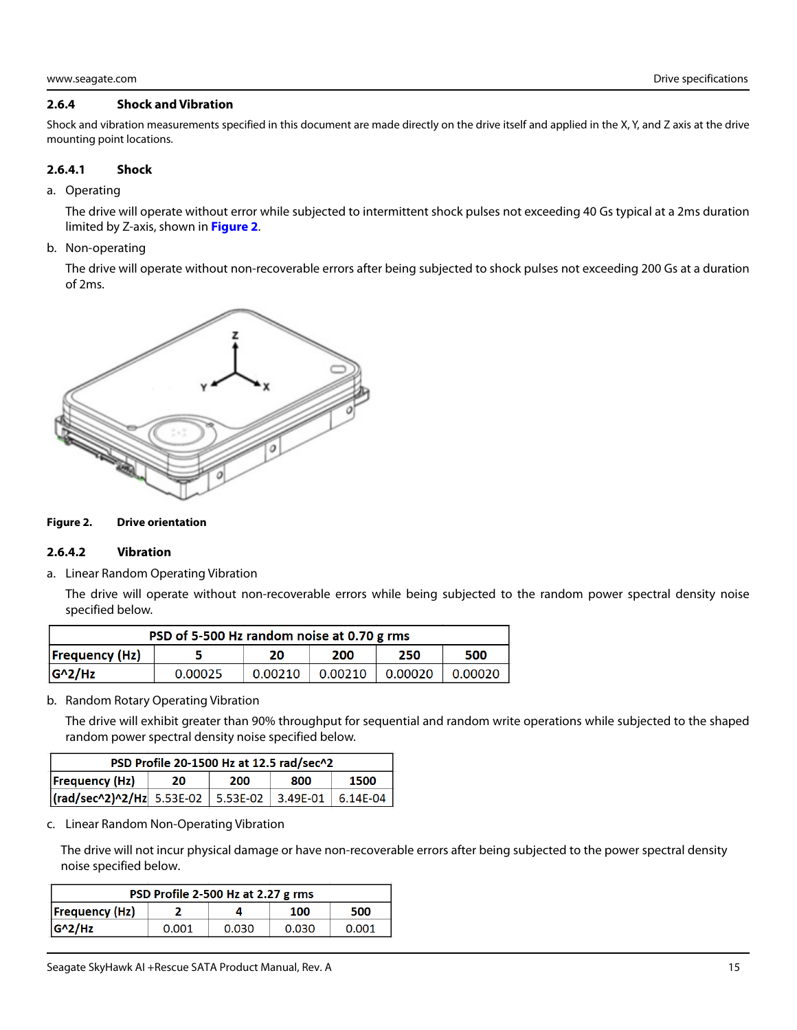### 2.6.4 Shock and Vibration

Shock and vibration measurements specified in this document are made directly on the drive itself and applied in the X, Y, and Z axis at the drive mounting point locations.

#### 2.6.4.1 Shock

a. Operating

The drive will operate without error while subjected to intermittent shock pulses not exceeding 40 Gs typical at a 2ms duration limited by Z-axis, shown in **Figure 2**.

b. Non-operating

The drive will operate without non-recoverable errors after being subjected to shock pulses not exceeding 200 Gs at a duration of 2ms.

**Figure 2. Drive orientation**

#### 2.6.4.2 Vibration

a. Linear Random Operating Vibration

The drive will operate without non-recoverable errors while being subjected to the random power spectral density noise specified below.

| PSD of 5-500 Hz random noise at 0.70 g rms | | | | | |
|---|---|---|---|---|---|
| **Frequency (Hz)** | **5** | **20** | **200** | **250** | **500** |
| **G^2/Hz** | 0.00025 | 0.00210 | 0.00210 | 0.00020 | 0.00020 |

b. Random Rotary Operating Vibration

The drive will exhibit greater than 90% throughput for sequential and random write operations while subjected to the shaped random power spectral density noise specified below.

| PSD Profile 20-1500 Hz at 12.5 rad/sec^2 | | | | |
|---|---|---|---|---|
| **Frequency (Hz)** | **20** | **200** | **800** | **1500** |
| **(rad/sec^2)^2/Hz** | 5.53E-02 | 5.53E-02 | 3.49E-01 | 6.14E-04 |

c. Linear Random Non-Operating Vibration

The drive will not incur physical damage or have non-recoverable errors after being subjected to the power spectral density noise specified below.

| PSD Profile 2-500 Hz at 2.27 g rms | | | | |
|---|---|---|---|---|
| **Frequency (Hz)** | **2** | **4** | **100** | **500** |
| **G^2/Hz** | 0.001 | 0.030 | 0.030 | 0.001 |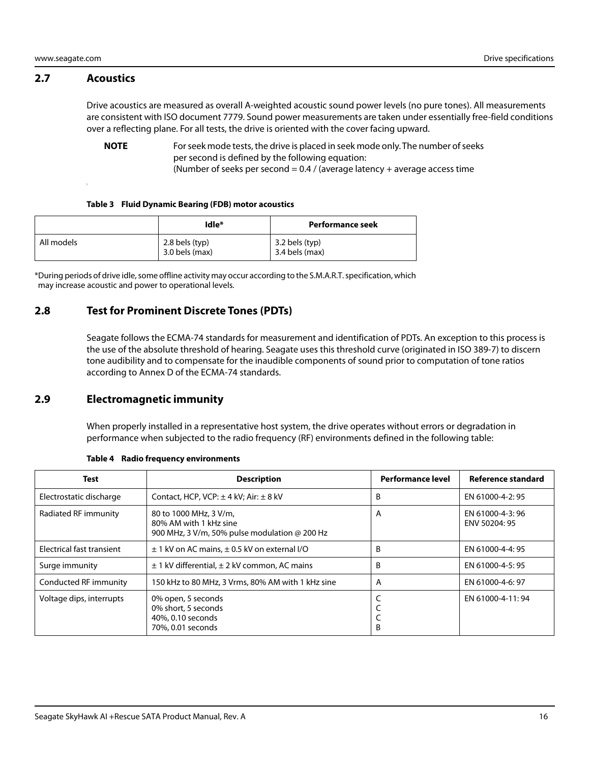## 2.7 Acoustics

Drive acoustics are measured as overall A-weighted acoustic sound power levels (no pure tones). All measurements are consistent with ISO document 7779. Sound power measurements are taken under essentially free-field conditions over a reflecting plane. For all tests, the drive is oriented with the cover facing upward.

**NOTE** For seek mode tests, the drive is placed in seek mode only. The number of seeks per second is defined by the following equation:
(Number of seeks per second = 0.4 / (average latency + average access time

**Table 3 Fluid Dynamic Bearing (FDB) motor acoustics**

| | Idle* | Performance seek |
|---|---|---|
| All models | 2.8 bels (typ)<br>3.0 bels (max) | 3.2 bels (typ)<br>3.4 bels (max) |

*During periods of drive idle, some offline activity may occur according to the S.M.A.R.T. specification, which may increase acoustic and power to operational levels.

## 2.8 Test for Prominent Discrete Tones (PDTs)

Seagate follows the ECMA-74 standards for measurement and identification of PDTs. An exception to this process is the use of the absolute threshold of hearing. Seagate uses this threshold curve (originated in ISO 389-7) to discern tone audibility and to compensate for the inaudible components of sound prior to computation of tone ratios according to Annex D of the ECMA-74 standards.

## 2.9 Electromagnetic immunity

When properly installed in a representative host system, the drive operates without errors or degradation in performance when subjected to the radio frequency (RF) environments defined in the following table:

**Table 4 Radio frequency environments**

| Test | Description | Performance level | Reference standard |
|---|---|---|---|
| Electrostatic discharge | Contact, HCP, VCP: ± 4 kV; Air: ± 8 kV | B | EN 61000-4-2: 95 |
| Radiated RF immunity | 80 to 1000 MHz, 3 V/m,<br>80% AM with 1 kHz sine<br>900 MHz, 3 V/m, 50% pulse modulation @ 200 Hz | A | EN 61000-4-3: 96<br>ENV 50204: 95 |
| Electrical fast transient | ± 1 kV on AC mains, ± 0.5 kV on external I/O | B | EN 61000-4-4: 95 |
| Surge immunity | ± 1 kV differential, ± 2 kV common, AC mains | B | EN 61000-4-5: 95 |
| Conducted RF immunity | 150 kHz to 80 MHz, 3 Vrms, 80% AM with 1 kHz sine | A | EN 61000-4-6: 97 |
| Voltage dips, interrupts | 0% open, 5 seconds<br>0% short, 5 seconds<br>40%, 0.10 seconds<br>70%, 0.01 seconds | C<br>C<br>C<br>B | EN 61000-4-11: 94 |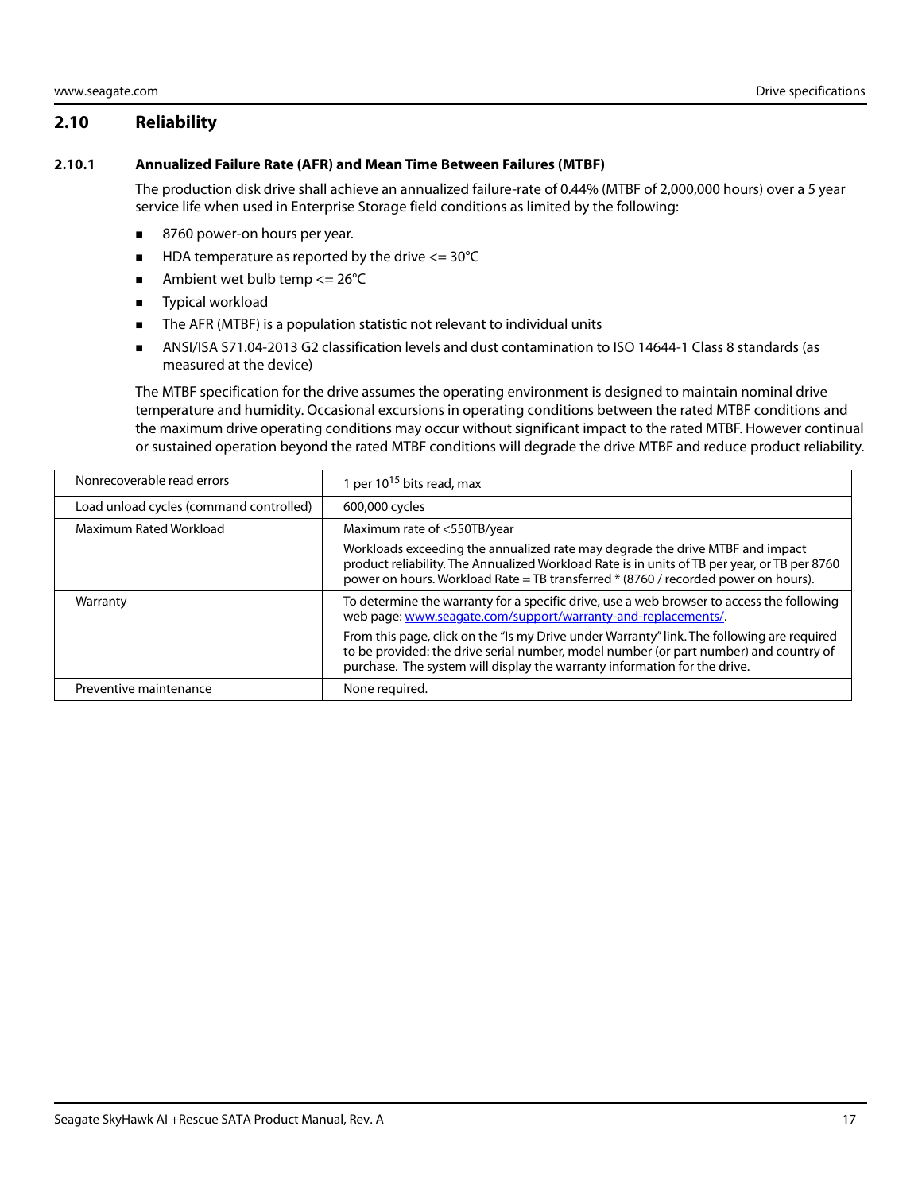## 2.10 Reliability

### 2.10.1 Annualized Failure Rate (AFR) and Mean Time Between Failures (MTBF)

The production disk drive shall achieve an annualized failure-rate of 0.44% (MTBF of 2,000,000 hours) over a 5 year service life when used in Enterprise Storage field conditions as limited by the following:

- 8760 power-on hours per year.
- HDA temperature as reported by the drive <= 30°C
- Ambient wet bulb temp <= 26°C
- Typical workload
- The AFR (MTBF) is a population statistic not relevant to individual units
- ANSI/ISA S71.04-2013 G2 classification levels and dust contamination to ISO 14644-1 Class 8 standards (as measured at the device)

The MTBF specification for the drive assumes the operating environment is designed to maintain nominal drive temperature and humidity. Occasional excursions in operating conditions between the rated MTBF conditions and the maximum drive operating conditions may occur without significant impact to the rated MTBF. However continual or sustained operation beyond the rated MTBF conditions will degrade the drive MTBF and reduce product reliability.

| | |
|---|---|
| Nonrecoverable read errors | 1 per $10^{15}$ bits read, max |
| Load unload cycles (command controlled) | 600,000 cycles |
| Maximum Rated Workload | Maximum rate of <550TB/year<br><br>Workloads exceeding the annualized rate may degrade the drive MTBF and impact product reliability. The Annualized Workload Rate is in units of TB per year, or TB per 8760 power on hours. Workload Rate = TB transferred * (8760 / recorded power on hours). |
| Warranty | To determine the warranty for a specific drive, use a web browser to access the following web page: www.seagate.com/support/warranty-and-replacements/.<br><br>From this page, click on the "Is my Drive under Warranty" link. The following are required to be provided: the drive serial number, model number (or part number) and country of purchase. The system will display the warranty information for the drive. |
| Preventive maintenance | None required. |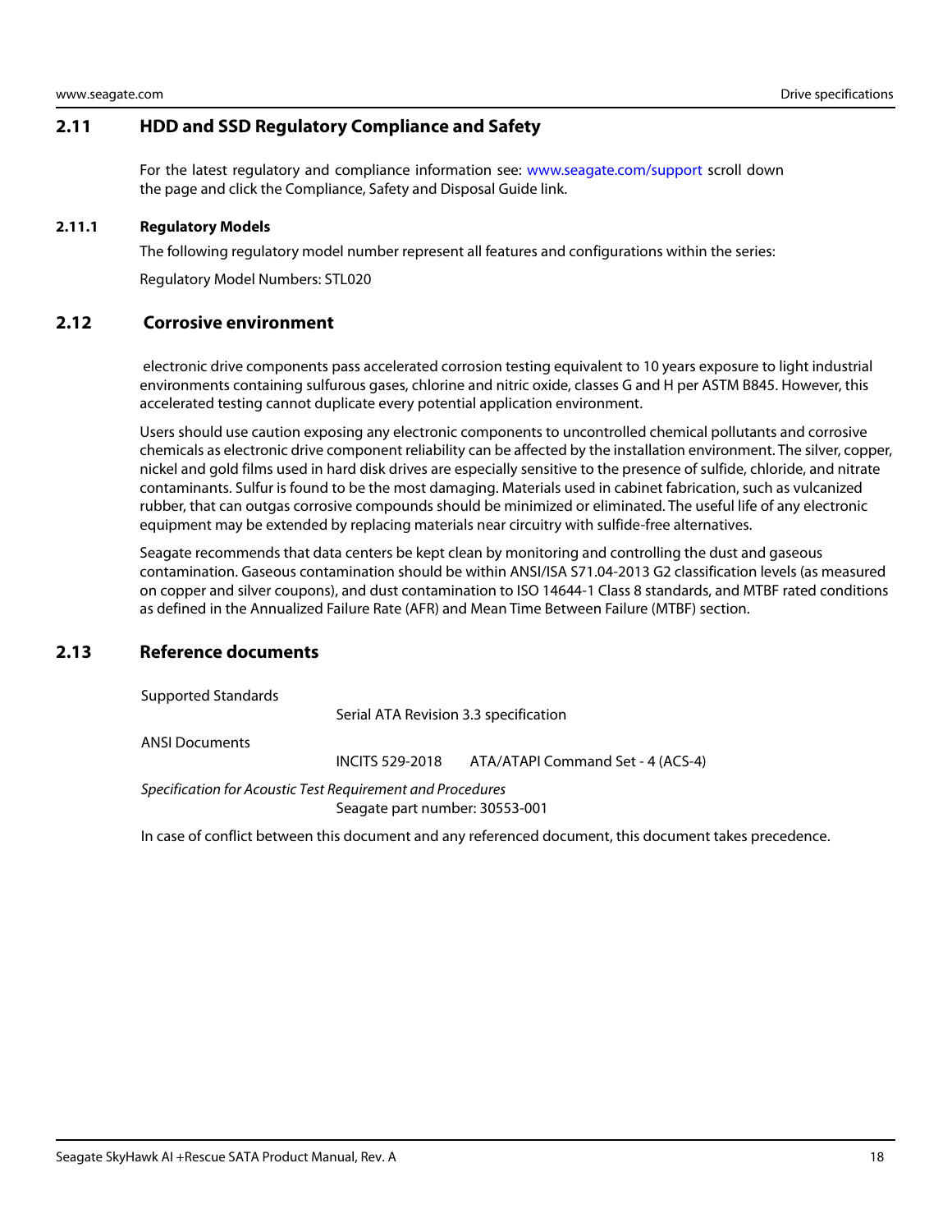## 2.11 HDD and SSD Regulatory Compliance and Safety

For the latest regulatory and compliance information see: www.seagate.com/support scroll down the page and click the Compliance, Safety and Disposal Guide link.

### 2.11.1 Regulatory Models

The following regulatory model number represent all features and configurations within the series:

Regulatory Model Numbers: STL020

## 2.12 Corrosive environment

electronic drive components pass accelerated corrosion testing equivalent to 10 years exposure to light industrial environments containing sulfurous gases, chlorine and nitric oxide, classes G and H per ASTM B845. However, this accelerated testing cannot duplicate every potential application environment.

Users should use caution exposing any electronic components to uncontrolled chemical pollutants and corrosive chemicals as electronic drive component reliability can be affected by the installation environment. The silver, copper, nickel and gold films used in hard disk drives are especially sensitive to the presence of sulfide, chloride, and nitrate contaminants. Sulfur is found to be the most damaging. Materials used in cabinet fabrication, such as vulcanized rubber, that can outgas corrosive compounds should be minimized or eliminated. The useful life of any electronic equipment may be extended by replacing materials near circuitry with sulfide-free alternatives.

Seagate recommends that data centers be kept clean by monitoring and controlling the dust and gaseous contamination. Gaseous contamination should be within ANSI/ISA S71.04-2013 G2 classification levels (as measured on copper and silver coupons), and dust contamination to ISO 14644-1 Class 8 standards, and MTBF rated conditions as defined in the Annualized Failure Rate (AFR) and Mean Time Between Failure (MTBF) section.

## 2.13 Reference documents

Supported Standards

Serial ATA Revision 3.3 specification

ANSI Documents

INCITS 529-2018 ATA/ATAPI Command Set - 4 (ACS-4)

*Specification for Acoustic Test Requirement and Procedures*

Seagate part number: 30553-001

In case of conflict between this document and any referenced document, this document takes precedence.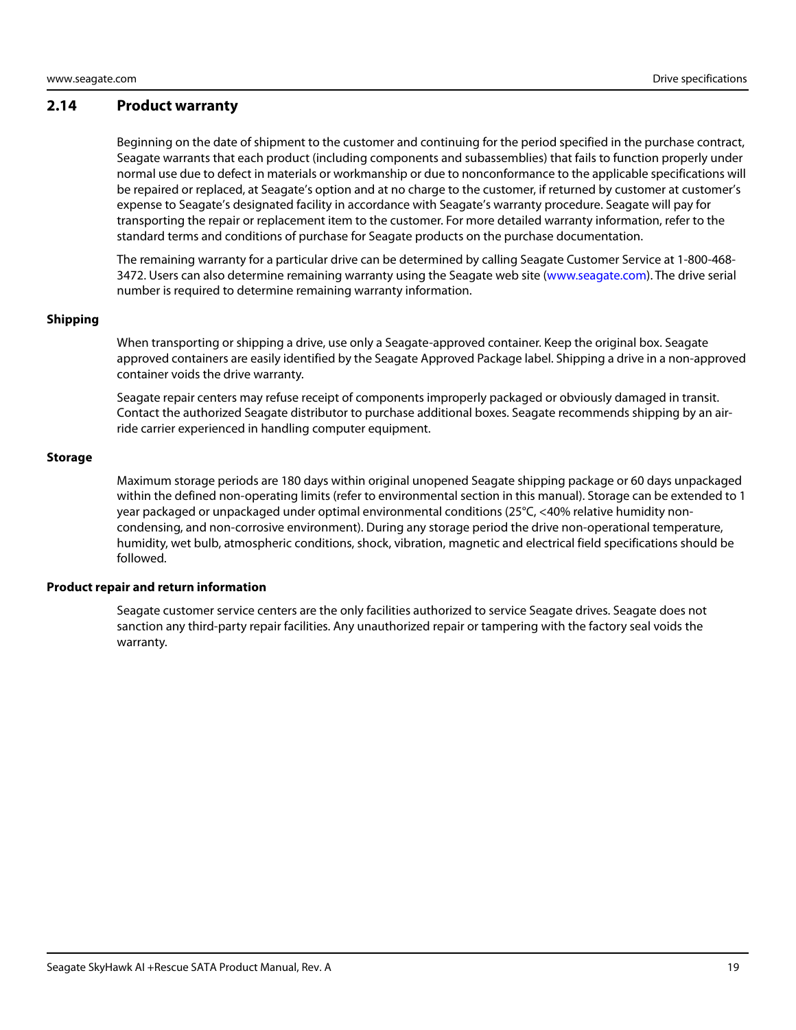## 2.14 Product warranty

Beginning on the date of shipment to the customer and continuing for the period specified in the purchase contract, Seagate warrants that each product (including components and subassemblies) that fails to function properly under normal use due to defect in materials or workmanship or due to nonconformance to the applicable specifications will be repaired or replaced, at Seagate's option and at no charge to the customer, if returned by customer at customer's expense to Seagate's designated facility in accordance with Seagate's warranty procedure. Seagate will pay for transporting the repair or replacement item to the customer. For more detailed warranty information, refer to the standard terms and conditions of purchase for Seagate products on the purchase documentation.

The remaining warranty for a particular drive can be determined by calling Seagate Customer Service at 1-800-468-3472. Users can also determine remaining warranty using the Seagate web site (www.seagate.com). The drive serial number is required to determine remaining warranty information.

#### Shipping

When transporting or shipping a drive, use only a Seagate-approved container. Keep the original box. Seagate approved containers are easily identified by the Seagate Approved Package label. Shipping a drive in a non-approved container voids the drive warranty.

Seagate repair centers may refuse receipt of components improperly packaged or obviously damaged in transit. Contact the authorized Seagate distributor to purchase additional boxes. Seagate recommends shipping by an air-ride carrier experienced in handling computer equipment.

#### Storage

Maximum storage periods are 180 days within original unopened Seagate shipping package or 60 days unpackaged within the defined non-operating limits (refer to environmental section in this manual). Storage can be extended to 1 year packaged or unpackaged under optimal environmental conditions (25°C, <40% relative humidity non-condensing, and non-corrosive environment). During any storage period the drive non-operational temperature, humidity, wet bulb, atmospheric conditions, shock, vibration, magnetic and electrical field specifications should be followed.

#### Product repair and return information

Seagate customer service centers are the only facilities authorized to service Seagate drives. Seagate does not sanction any third-party repair facilities. Any unauthorized repair or tampering with the factory seal voids the warranty.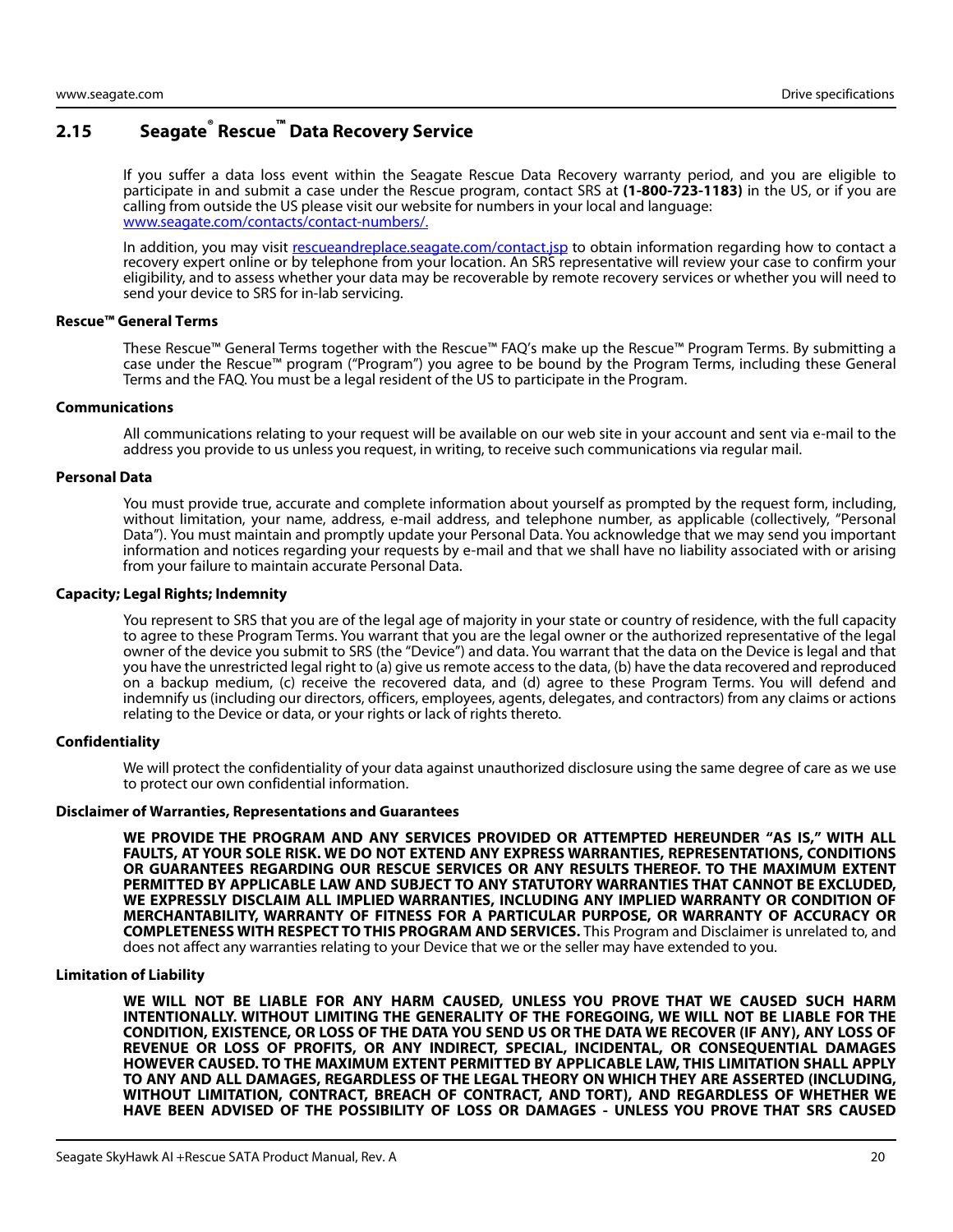## 2.15 Seagate® Rescue™ Data Recovery Service

If you suffer a data loss event within the Seagate Rescue Data Recovery warranty period, and you are eligible to participate in and submit a case under the Rescue program, contact SRS at **(1-800-723-1183)** in the US, or if you are calling from outside the US please visit our website for numbers in your local and language: www.seagate.com/contacts/contact-numbers/.

In addition, you may visit rescueandreplace.seagate.com/contact.jsp to obtain information regarding how to contact a recovery expert online or by telephone from your location. An SRS representative will review your case to confirm your eligibility, and to assess whether your data may be recoverable by remote recovery services or whether you will need to send your device to SRS for in-lab servicing.

### Rescue™ General Terms

These Rescue™ General Terms together with the Rescue™ FAQ's make up the Rescue™ Program Terms. By submitting a case under the Rescue™ program ("Program") you agree to be bound by the Program Terms, including these General Terms and the FAQ. You must be a legal resident of the US to participate in the Program.

### Communications

All communications relating to your request will be available on our web site in your account and sent via e-mail to the address you provide to us unless you request, in writing, to receive such communications via regular mail.

### Personal Data

You must provide true, accurate and complete information about yourself as prompted by the request form, including, without limitation, your name, address, e-mail address, and telephone number, as applicable (collectively, "Personal Data"). You must maintain and promptly update your Personal Data. You acknowledge that we may send you important information and notices regarding your requests by e-mail and that we shall have no liability associated with or arising from your failure to maintain accurate Personal Data.

### Capacity; Legal Rights; Indemnity

You represent to SRS that you are of the legal age of majority in your state or country of residence, with the full capacity to agree to these Program Terms. You warrant that you are the legal owner or the authorized representative of the legal owner of the device you submit to SRS (the "Device") and data. You warrant that the data on the Device is legal and that you have the unrestricted legal right to (a) give us remote access to the data, (b) have the data recovered and reproduced on a backup medium, (c) receive the recovered data, and (d) agree to these Program Terms. You will defend and indemnify us (including our directors, officers, employees, agents, delegates, and contractors) from any claims or actions relating to the Device or data, or your rights or lack of rights thereto.

### Confidentiality

We will protect the confidentiality of your data against unauthorized disclosure using the same degree of care as we use to protect our own confidential information.

### Disclaimer of Warranties, Representations and Guarantees

**WE PROVIDE THE PROGRAM AND ANY SERVICES PROVIDED OR ATTEMPTED HEREUNDER "AS IS," WITH ALL FAULTS, AT YOUR SOLE RISK. WE DO NOT EXTEND ANY EXPRESS WARRANTIES, REPRESENTATIONS, CONDITIONS OR GUARANTEES REGARDING OUR RESCUE SERVICES OR ANY RESULTS THEREOF. TO THE MAXIMUM EXTENT PERMITTED BY APPLICABLE LAW AND SUBJECT TO ANY STATUTORY WARRANTIES THAT CANNOT BE EXCLUDED, WE EXPRESSLY DISCLAIM ALL IMPLIED WARRANTIES, INCLUDING ANY IMPLIED WARRANTY OR CONDITION OF MERCHANTABILITY, WARRANTY OF FITNESS FOR A PARTICULAR PURPOSE, OR WARRANTY OF ACCURACY OR COMPLETENESS WITH RESPECT TO THIS PROGRAM AND SERVICES.** This Program and Disclaimer is unrelated to, and does not affect any warranties relating to your Device that we or the seller may have extended to you.

### Limitation of Liability

**WE WILL NOT BE LIABLE FOR ANY HARM CAUSED, UNLESS YOU PROVE THAT WE CAUSED SUCH HARM INTENTIONALLY. WITHOUT LIMITING THE GENERALITY OF THE FOREGOING, WE WILL NOT BE LIABLE FOR THE CONDITION, EXISTENCE, OR LOSS OF THE DATA YOU SEND US OR THE DATA WE RECOVER (IF ANY), ANY LOSS OF REVENUE OR LOSS OF PROFITS, OR ANY INDIRECT, SPECIAL, INCIDENTAL, OR CONSEQUENTIAL DAMAGES HOWEVER CAUSED. TO THE MAXIMUM EXTENT PERMITTED BY APPLICABLE LAW, THIS LIMITATION SHALL APPLY TO ANY AND ALL DAMAGES, REGARDLESS OF THE LEGAL THEORY ON WHICH THEY ARE ASSERTED (INCLUDING, WITHOUT LIMITATION, CONTRACT, BREACH OF CONTRACT, AND TORT), AND REGARDLESS OF WHETHER WE HAVE BEEN ADVISED OF THE POSSIBILITY OF LOSS OR DAMAGES - UNLESS YOU PROVE THAT SRS CAUSED**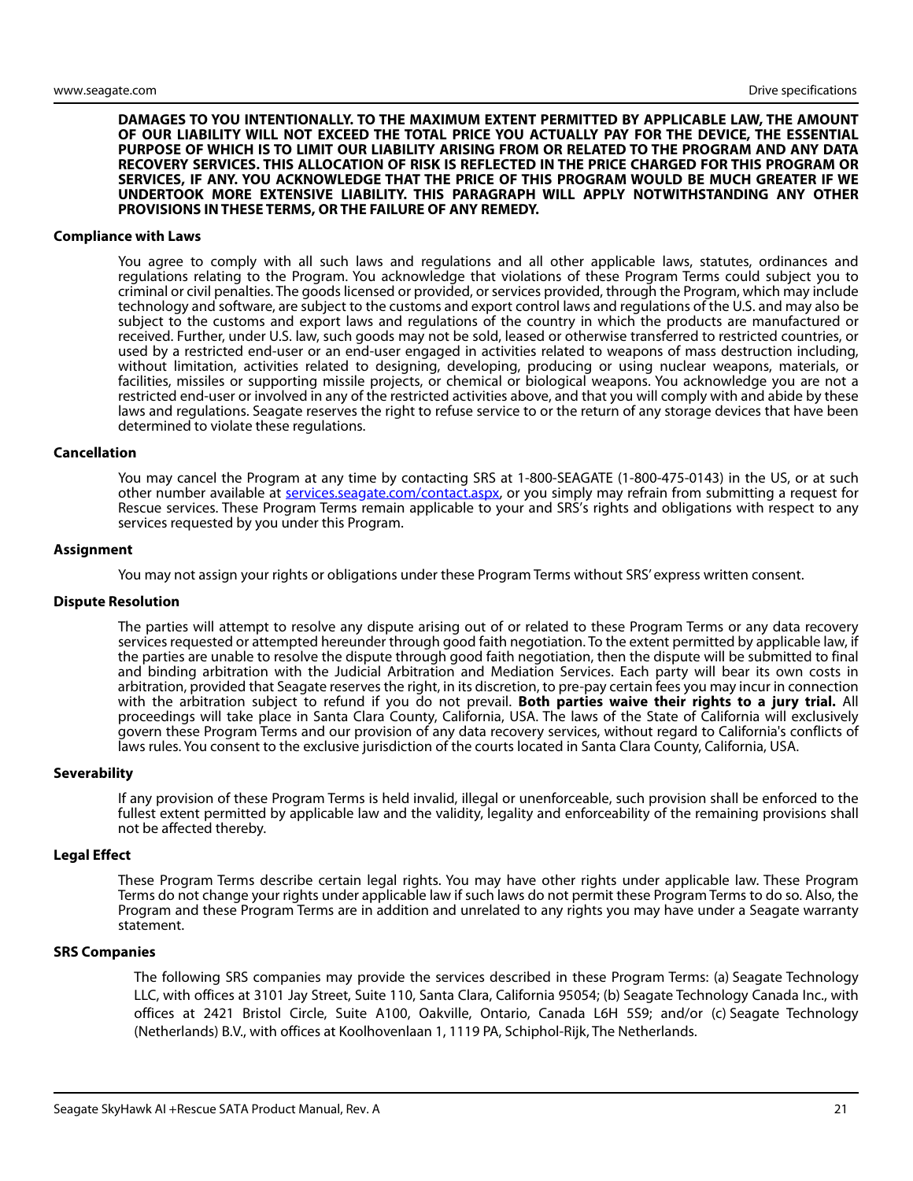**DAMAGES TO YOU INTENTIONALLY. TO THE MAXIMUM EXTENT PERMITTED BY APPLICABLE LAW, THE AMOUNT OF OUR LIABILITY WILL NOT EXCEED THE TOTAL PRICE YOU ACTUALLY PAY FOR THE DEVICE, THE ESSENTIAL PURPOSE OF WHICH IS TO LIMIT OUR LIABILITY ARISING FROM OR RELATED TO THE PROGRAM AND ANY DATA RECOVERY SERVICES. THIS ALLOCATION OF RISK IS REFLECTED IN THE PRICE CHARGED FOR THIS PROGRAM OR SERVICES, IF ANY. YOU ACKNOWLEDGE THAT THE PRICE OF THIS PROGRAM WOULD BE MUCH GREATER IF WE UNDERTOOK MORE EXTENSIVE LIABILITY. THIS PARAGRAPH WILL APPLY NOTWITHSTANDING ANY OTHER PROVISIONS IN THESE TERMS, OR THE FAILURE OF ANY REMEDY.**

**Compliance with Laws**

You agree to comply with all such laws and regulations and all other applicable laws, statutes, ordinances and regulations relating to the Program. You acknowledge that violations of these Program Terms could subject you to criminal or civil penalties. The goods licensed or provided, or services provided, through the Program, which may include technology and software, are subject to the customs and export control laws and regulations of the U.S. and may also be subject to the customs and export laws and regulations of the country in which the products are manufactured or received. Further, under U.S. law, such goods may not be sold, leased or otherwise transferred to restricted countries, or used by a restricted end-user or an end-user engaged in activities related to weapons of mass destruction including, without limitation, activities related to designing, developing, producing or using nuclear weapons, materials, or facilities, missiles or supporting missile projects, or chemical or biological weapons. You acknowledge you are not a restricted end-user or involved in any of the restricted activities above, and that you will comply with and abide by these laws and regulations. Seagate reserves the right to refuse service to or the return of any storage devices that have been determined to violate these regulations.

**Cancellation**

You may cancel the Program at any time by contacting SRS at 1-800-SEAGATE (1-800-475-0143) in the US, or at such other number available at services.seagate.com/contact.aspx, or you simply may refrain from submitting a request for Rescue services. These Program Terms remain applicable to your and SRS's rights and obligations with respect to any services requested by you under this Program.

**Assignment**

You may not assign your rights or obligations under these Program Terms without SRS' express written consent.

**Dispute Resolution**

The parties will attempt to resolve any dispute arising out of or related to these Program Terms or any data recovery services requested or attempted hereunder through good faith negotiation. To the extent permitted by applicable law, if the parties are unable to resolve the dispute through good faith negotiation, then the dispute will be submitted to final and binding arbitration with the Judicial Arbitration and Mediation Services. Each party will bear its own costs in arbitration, provided that Seagate reserves the right, in its discretion, to pre-pay certain fees you may incur in connection with the arbitration subject to refund if you do not prevail. **Both parties waive their rights to a jury trial.** All proceedings will take place in Santa Clara County, California, USA. The laws of the State of California will exclusively govern these Program Terms and our provision of any data recovery services, without regard to California's conflicts of laws rules. You consent to the exclusive jurisdiction of the courts located in Santa Clara County, California, USA.

**Severability**

If any provision of these Program Terms is held invalid, illegal or unenforceable, such provision shall be enforced to the fullest extent permitted by applicable law and the validity, legality and enforceability of the remaining provisions shall not be affected thereby.

**Legal Effect**

These Program Terms describe certain legal rights. You may have other rights under applicable law. These Program Terms do not change your rights under applicable law if such laws do not permit these Program Terms to do so. Also, the Program and these Program Terms are in addition and unrelated to any rights you may have under a Seagate warranty statement.

**SRS Companies**

The following SRS companies may provide the services described in these Program Terms: (a) Seagate Technology LLC, with offices at 3101 Jay Street, Suite 110, Santa Clara, California 95054; (b) Seagate Technology Canada Inc., with offices at 2421 Bristol Circle, Suite A100, Oakville, Ontario, Canada L6H 5S9; and/or (c) Seagate Technology (Netherlands) B.V., with offices at Koolhovenlaan 1, 1119 PA, Schiphol-Rijk, The Netherlands.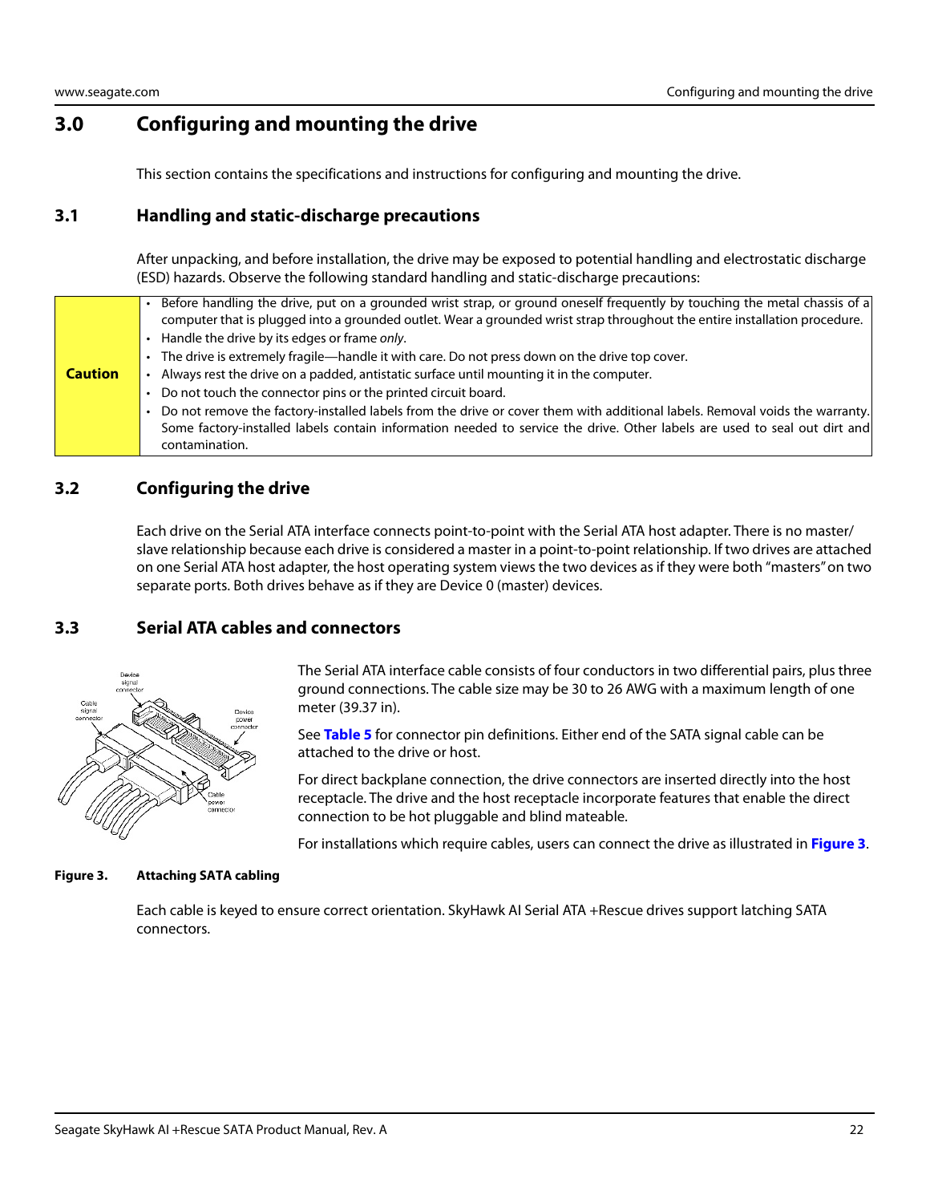# 3.0 Configuring and mounting the drive

This section contains the specifications and instructions for configuring and mounting the drive.

## 3.1 Handling and static-discharge precautions

After unpacking, and before installation, the drive may be exposed to potential handling and electrostatic discharge (ESD) hazards. Observe the following standard handling and static-discharge precautions:

| **Caution** | • Before handling the drive, put on a grounded wrist strap, or ground oneself frequently by touching the metal chassis of a computer that is plugged into a grounded outlet. Wear a grounded wrist strap throughout the entire installation procedure.<br>• Handle the drive by its edges or frame *only*.<br>• The drive is extremely fragile—handle it with care. Do not press down on the drive top cover.<br>• Always rest the drive on a padded, antistatic surface until mounting it in the computer.<br>• Do not touch the connector pins or the printed circuit board.<br>• Do not remove the factory-installed labels from the drive or cover them with additional labels. Removal voids the warranty. Some factory-installed labels contain information needed to service the drive. Other labels are used to seal out dirt and contamination. |
|---|---|

## 3.2 Configuring the drive

Each drive on the Serial ATA interface connects point-to-point with the Serial ATA host adapter. There is no master/slave relationship because each drive is considered a master in a point-to-point relationship. If two drives are attached on one Serial ATA host adapter, the host operating system views the two devices as if they were both "masters" on two separate ports. Both drives behave as if they are Device 0 (master) devices.

## 3.3 Serial ATA cables and connectors

The Serial ATA interface cable consists of four conductors in two differential pairs, plus three ground connections. The cable size may be 30 to 26 AWG with a maximum length of one meter (39.37 in).

See **Table 5** for connector pin definitions. Either end of the SATA signal cable can be attached to the drive or host.

For direct backplane connection, the drive connectors are inserted directly into the host receptacle. The drive and the host receptacle incorporate features that enable the direct connection to be hot pluggable and blind mateable.

For installations which require cables, users can connect the drive as illustrated in **Figure 3**.

**Figure 3. Attaching SATA cabling**

Each cable is keyed to ensure correct orientation. SkyHawk AI Serial ATA +Rescue drives support latching SATA connectors.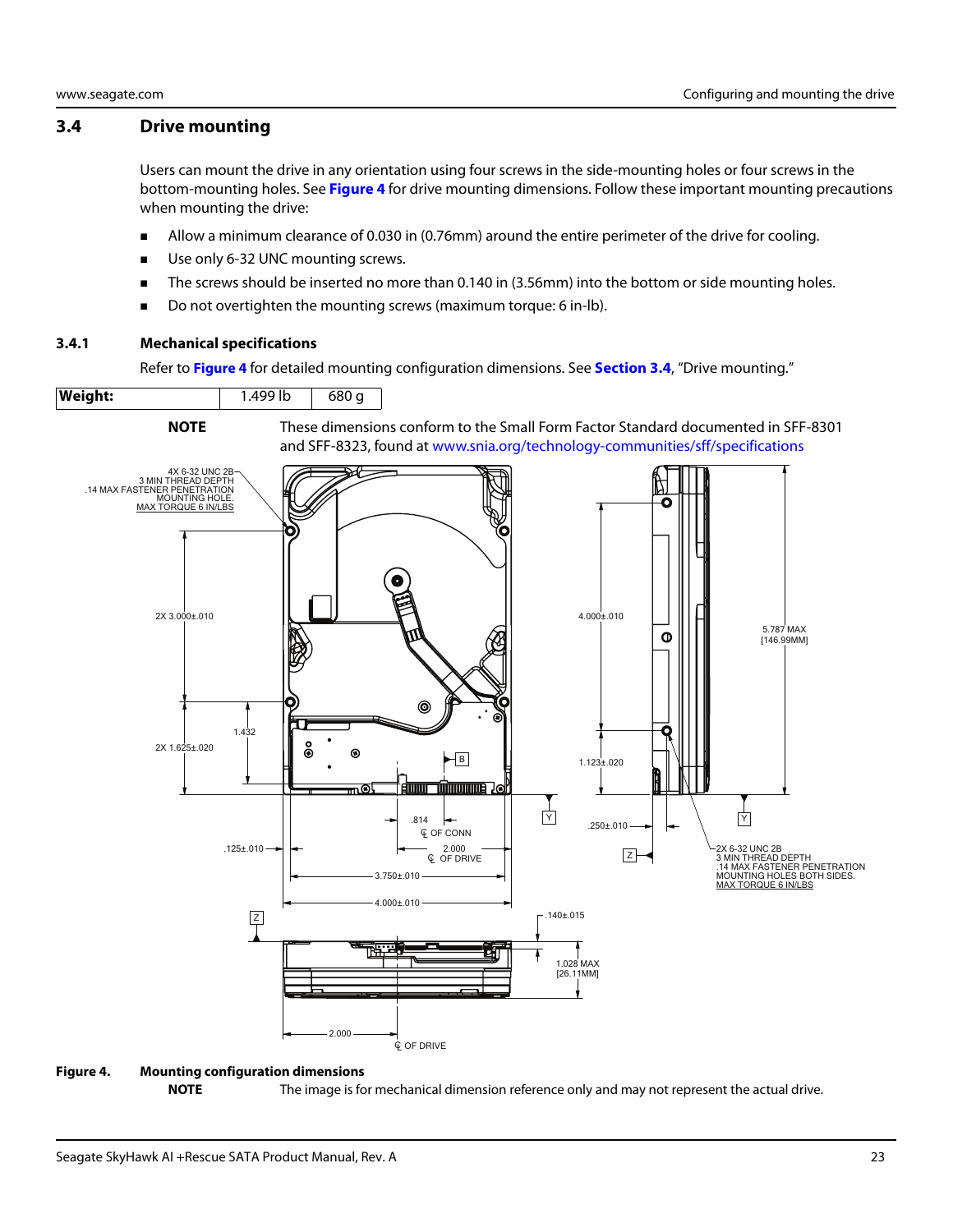## 3.4 Drive mounting

Users can mount the drive in any orientation using four screws in the side-mounting holes or four screws in the bottom-mounting holes. See **Figure 4** for drive mounting dimensions. Follow these important mounting precautions when mounting the drive:

- Allow a minimum clearance of 0.030 in (0.76mm) around the entire perimeter of the drive for cooling.
- Use only 6-32 UNC mounting screws.
- The screws should be inserted no more than 0.140 in (3.56mm) into the bottom or side mounting holes.
- Do not overtighten the mounting screws (maximum torque: 6 in-lb).

### 3.4.1 Mechanical specifications

Refer to **Figure 4** for detailed mounting configuration dimensions. See **Section 3.4**, "Drive mounting."

| Weight: | 1.499 lb | 680 g |
|---|---|---|

**NOTE** These dimensions conform to the Small Form Factor Standard documented in SFF-8301 and SFF-8323, found at www.snia.org/technology-communities/sff/specifications

**Figure 4. Mounting configuration dimensions**

**NOTE** The image is for mechanical dimension reference only and may not represent the actual drive.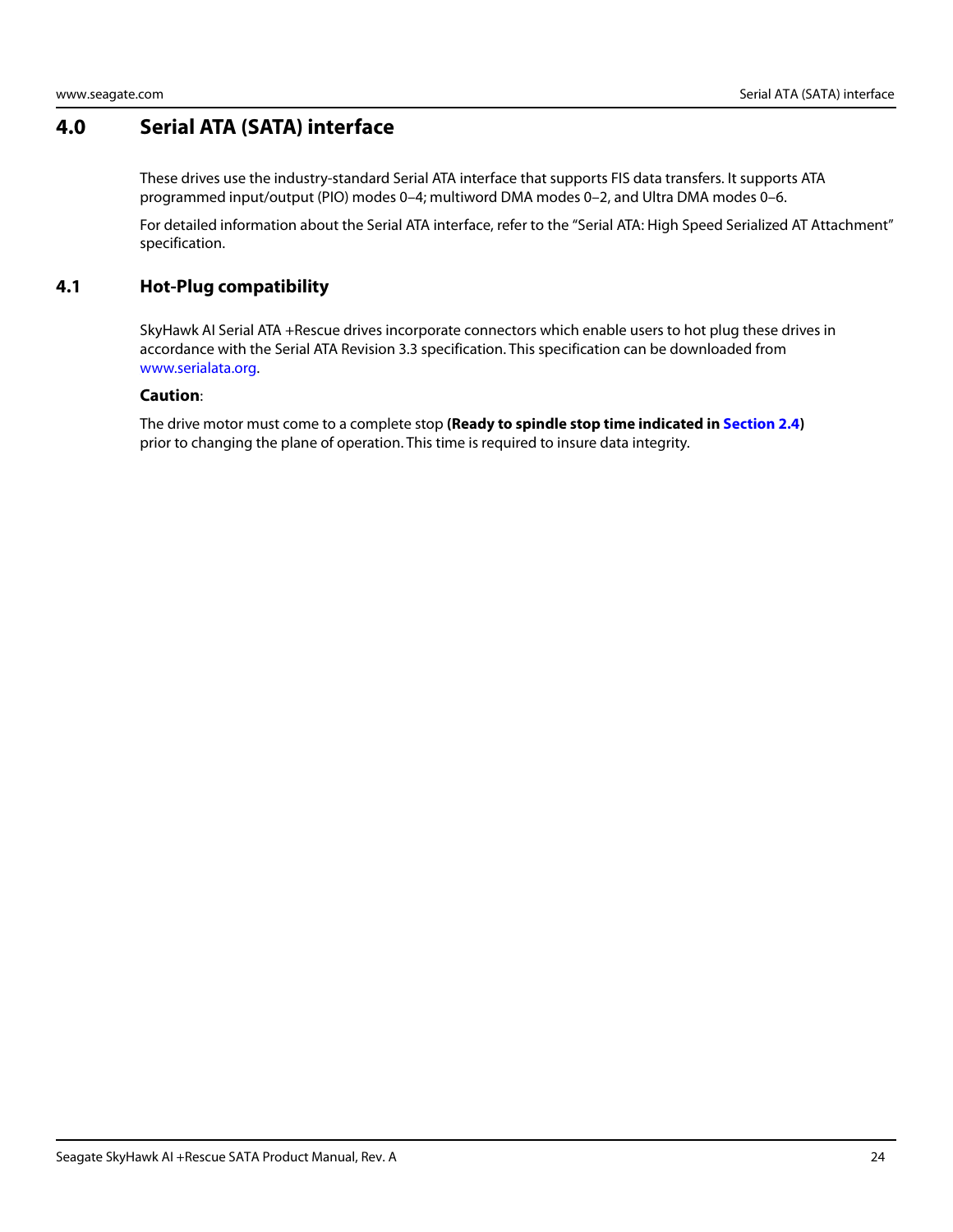# 4.0 Serial ATA (SATA) interface

These drives use the industry-standard Serial ATA interface that supports FIS data transfers. It supports ATA programmed input/output (PIO) modes 0–4; multiword DMA modes 0–2, and Ultra DMA modes 0–6.

For detailed information about the Serial ATA interface, refer to the "Serial ATA: High Speed Serialized AT Attachment" specification.

## 4.1 Hot-Plug compatibility

SkyHawk AI Serial ATA +Rescue drives incorporate connectors which enable users to hot plug these drives in accordance with the Serial ATA Revision 3.3 specification. This specification can be downloaded from www.serialata.org.

**Caution**:

The drive motor must come to a complete stop **(Ready to spindle stop time indicated in Section 2.4)** prior to changing the plane of operation. This time is required to insure data integrity.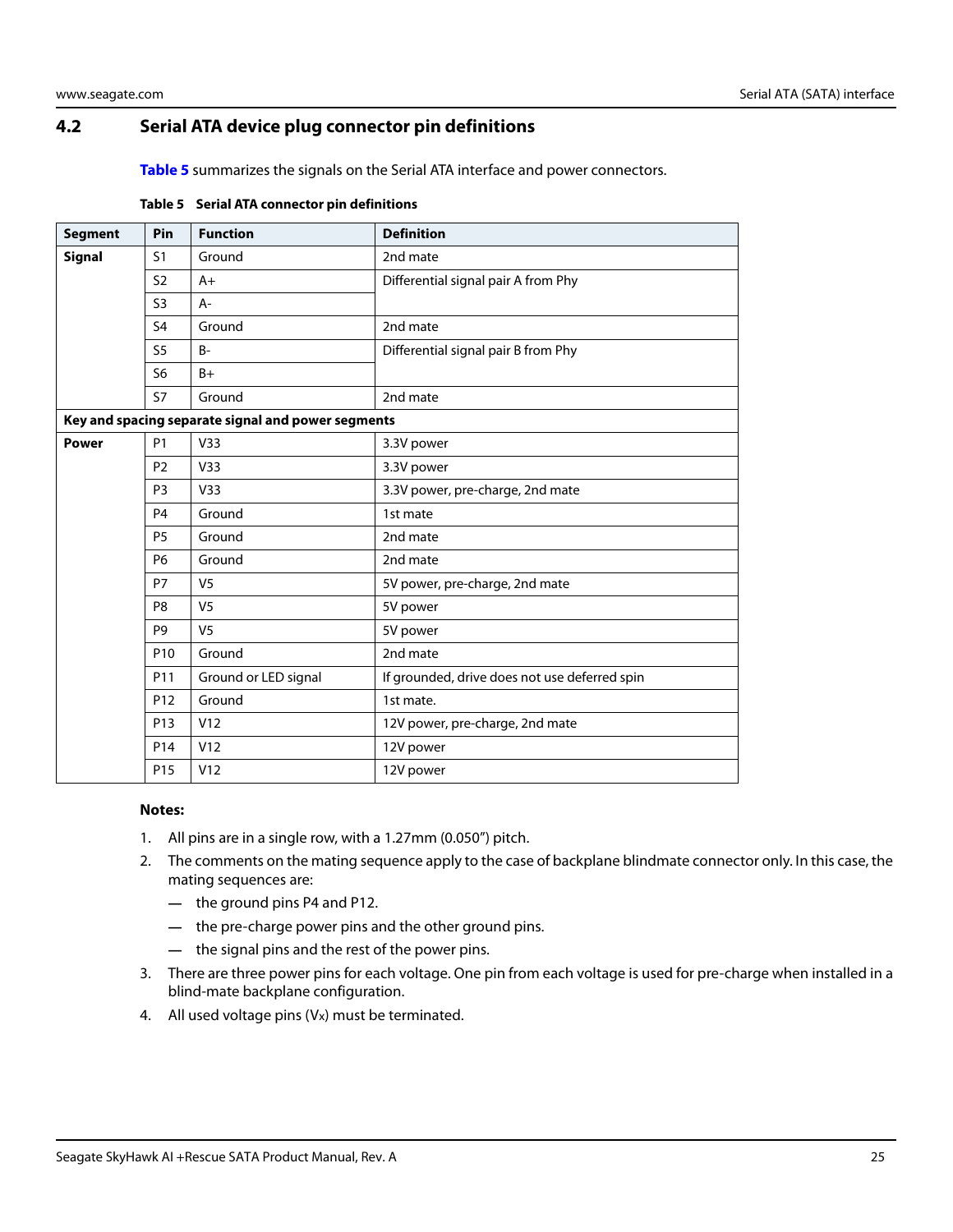## 4.2 Serial ATA device plug connector pin definitions

**Table 5** summarizes the signals on the Serial ATA interface and power connectors.

**Table 5 Serial ATA connector pin definitions**

| Segment | Pin | Function | Definition |
|---|---|---|---|
| **Signal** | S1 | Ground | 2nd mate |
| | S2 | A+ | Differential signal pair A from Phy |
| | S3 | A- | |
| | S4 | Ground | 2nd mate |
| | S5 | B- | Differential signal pair B from Phy |
| | S6 | B+ | |
| | S7 | Ground | 2nd mate |
| **Key and spacing separate signal and power segments** | | | |
| **Power** | P1 | V33 | 3.3V power |
| | P2 | V33 | 3.3V power |
| | P3 | V33 | 3.3V power, pre-charge, 2nd mate |
| | P4 | Ground | 1st mate |
| | P5 | Ground | 2nd mate |
| | P6 | Ground | 2nd mate |
| | P7 | V5 | 5V power, pre-charge, 2nd mate |
| | P8 | V5 | 5V power |
| | P9 | V5 | 5V power |
| | P10 | Ground | 2nd mate |
| | P11 | Ground or LED signal | If grounded, drive does not use deferred spin |
| | P12 | Ground | 1st mate. |
| | P13 | V12 | 12V power, pre-charge, 2nd mate |
| | P14 | V12 | 12V power |
| | P15 | V12 | 12V power |

**Notes:**

1. All pins are in a single row, with a 1.27mm (0.050") pitch.
2. The comments on the mating sequence apply to the case of backplane blindmate connector only. In this case, the mating sequences are:
   - the ground pins P4 and P12.
   - the pre-charge power pins and the other ground pins.
   - the signal pins and the rest of the power pins.
3. There are three power pins for each voltage. One pin from each voltage is used for pre-charge when installed in a blind-mate backplane configuration.
4. All used voltage pins ($V_x$) must be terminated.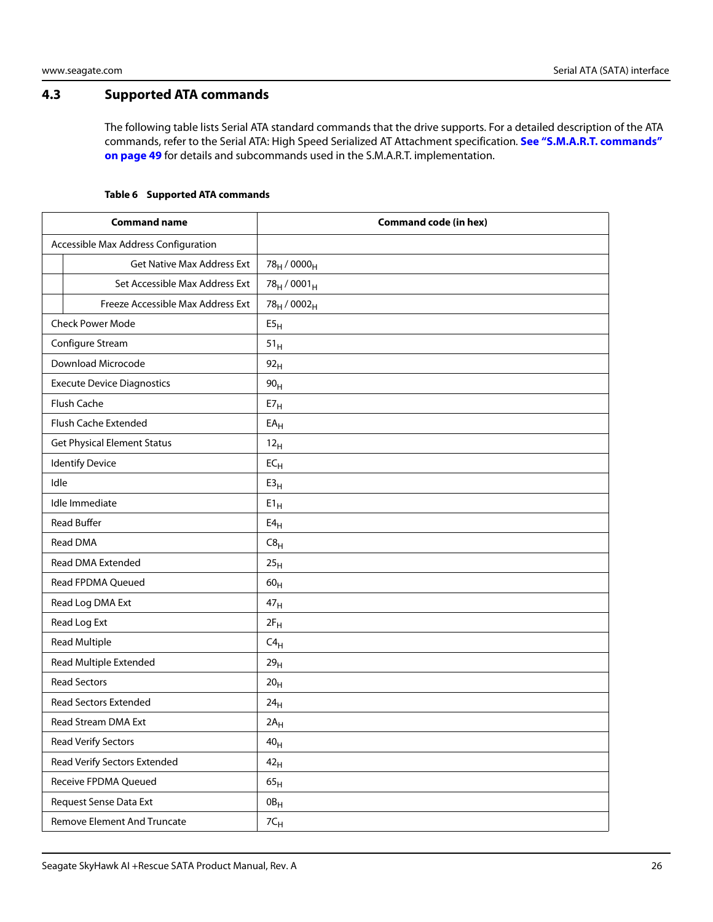## 4.3 Supported ATA commands

The following table lists Serial ATA standard commands that the drive supports. For a detailed description of the ATA commands, refer to the Serial ATA: High Speed Serialized AT Attachment specification. **See "S.M.A.R.T. commands" on page 49** for details and subcommands used in the S.M.A.R.T. implementation.

**Table 6 Supported ATA commands**

| Command name | Command code (in hex) |
|---|---|
| Accessible Max Address Configuration | |
| Get Native Max Address Ext | $78_H$ / $0000_H$ |
| Set Accessible Max Address Ext | $78_H$ / $0001_H$ |
| Freeze Accessible Max Address Ext | $78_H$ / $0002_H$ |
| Check Power Mode | $E5_H$ |
| Configure Stream | $51_H$ |
| Download Microcode | $92_H$ |
| Execute Device Diagnostics | $90_H$ |
| Flush Cache | $E7_H$ |
| Flush Cache Extended | $EA_H$ |
| Get Physical Element Status | $12_H$ |
| Identify Device | $EC_H$ |
| Idle | $E3_H$ |
| Idle Immediate | $E1_H$ |
| Read Buffer | $E4_H$ |
| Read DMA | $C8_H$ |
| Read DMA Extended | $25_H$ |
| Read FPDMA Queued | $60_H$ |
| Read Log DMA Ext | $47_H$ |
| Read Log Ext | $2F_H$ |
| Read Multiple | $C4_H$ |
| Read Multiple Extended | $29_H$ |
| Read Sectors | $20_H$ |
| Read Sectors Extended | $24_H$ |
| Read Stream DMA Ext | $2A_H$ |
| Read Verify Sectors | $40_H$ |
| Read Verify Sectors Extended | $42_H$ |
| Receive FPDMA Queued | $65_H$ |
| Request Sense Data Ext | $0B_H$ |
| Remove Element And Truncate | $7C_H$ |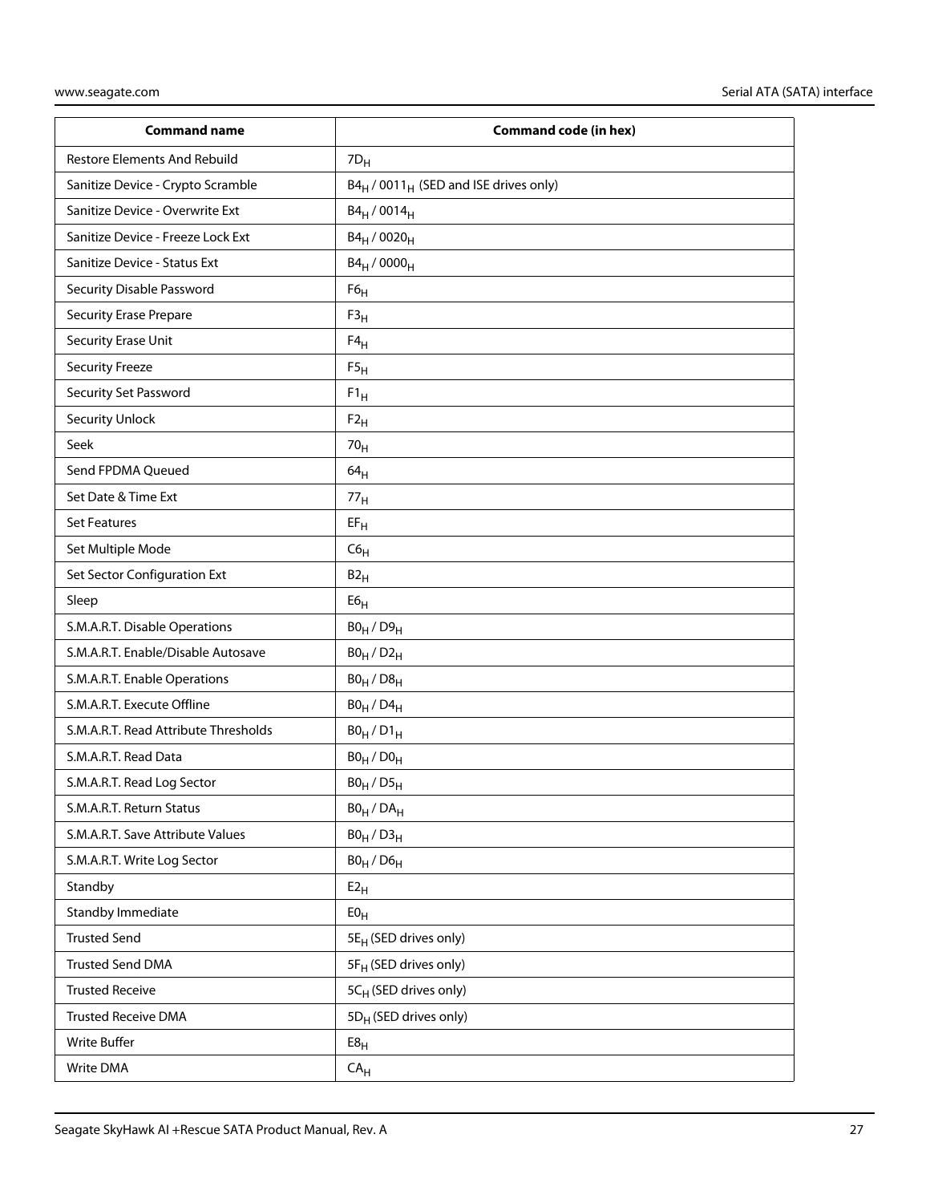| Command name | Command code (in hex) |
| --- | --- |
| Restore Elements And Rebuild | $7D_H$ |
| Sanitize Device - Crypto Scramble | $B4_H$ / $0011_H$ (SED and ISE drives only) |
| Sanitize Device - Overwrite Ext | $B4_H$ / $0014_H$ |
| Sanitize Device - Freeze Lock Ext | $B4_H$ / $0020_H$ |
| Sanitize Device - Status Ext | $B4_H$ / $0000_H$ |
| Security Disable Password | $F6_H$ |
| Security Erase Prepare | $F3_H$ |
| Security Erase Unit | $F4_H$ |
| Security Freeze | $F5_H$ |
| Security Set Password | $F1_H$ |
| Security Unlock | $F2_H$ |
| Seek | $70_H$ |
| Send FPDMA Queued | $64_H$ |
| Set Date & Time Ext | $77_H$ |
| Set Features | $EF_H$ |
| Set Multiple Mode | $C6_H$ |
| Set Sector Configuration Ext | $B2_H$ |
| Sleep | $E6_H$ |
| S.M.A.R.T. Disable Operations | $B0_H$ / $D9_H$ |
| S.M.A.R.T. Enable/Disable Autosave | $B0_H$ / $D2_H$ |
| S.M.A.R.T. Enable Operations | $B0_H$ / $D8_H$ |
| S.M.A.R.T. Execute Offline | $B0_H$ / $D4_H$ |
| S.M.A.R.T. Read Attribute Thresholds | $B0_H$ / $D1_H$ |
| S.M.A.R.T. Read Data | $B0_H$ / $D0_H$ |
| S.M.A.R.T. Read Log Sector | $B0_H$ / $D5_H$ |
| S.M.A.R.T. Return Status | $B0_H$ / $DA_H$ |
| S.M.A.R.T. Save Attribute Values | $B0_H$ / $D3_H$ |
| S.M.A.R.T. Write Log Sector | $B0_H$ / $D6_H$ |
| Standby | $E2_H$ |
| Standby Immediate | $E0_H$ |
| Trusted Send | $5E_H$ (SED drives only) |
| Trusted Send DMA | $5F_H$ (SED drives only) |
| Trusted Receive | $5C_H$ (SED drives only) |
| Trusted Receive DMA | $5D_H$ (SED drives only) |
| Write Buffer | $E8_H$ |
| Write DMA | $CA_H$ |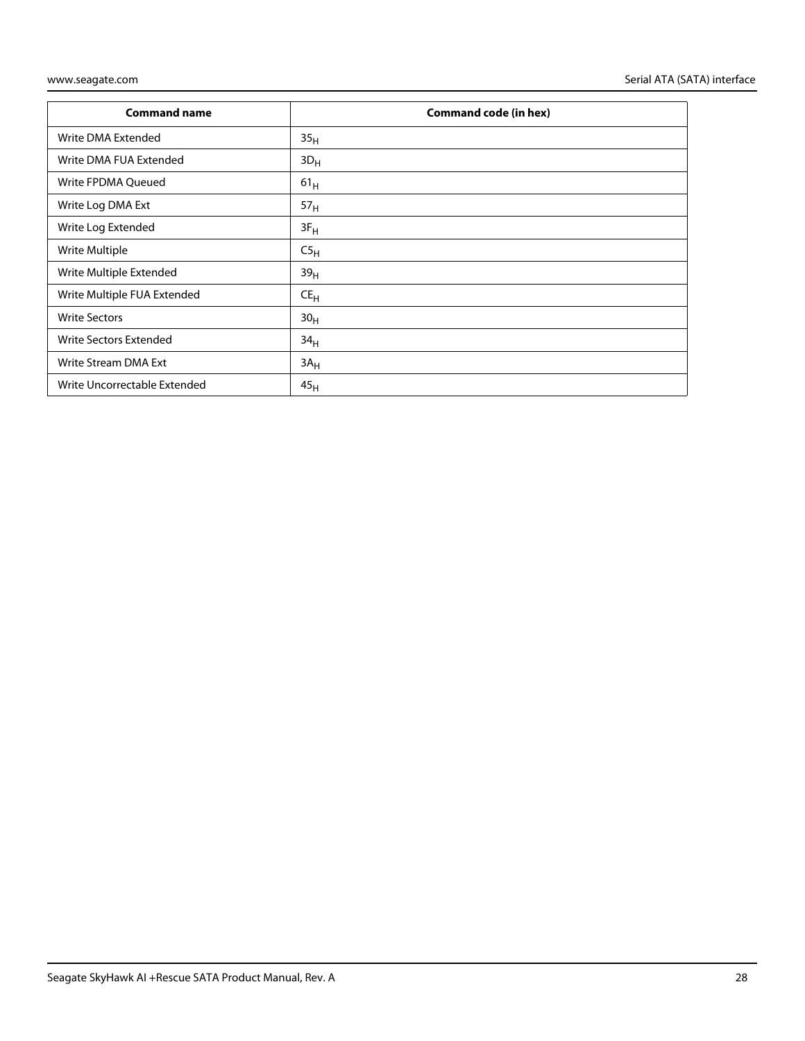| Command name | Command code (in hex) |
| --- | --- |
| Write DMA Extended | $35_H$ |
| Write DMA FUA Extended | $3D_H$ |
| Write FPDMA Queued | $61_H$ |
| Write Log DMA Ext | $57_H$ |
| Write Log Extended | $3F_H$ |
| Write Multiple | $C5_H$ |
| Write Multiple Extended | $39_H$ |
| Write Multiple FUA Extended | $CE_H$ |
| Write Sectors | $30_H$ |
| Write Sectors Extended | $34_H$ |
| Write Stream DMA Ext | $3A_H$ |
| Write Uncorrectable Extended | $45_H$ |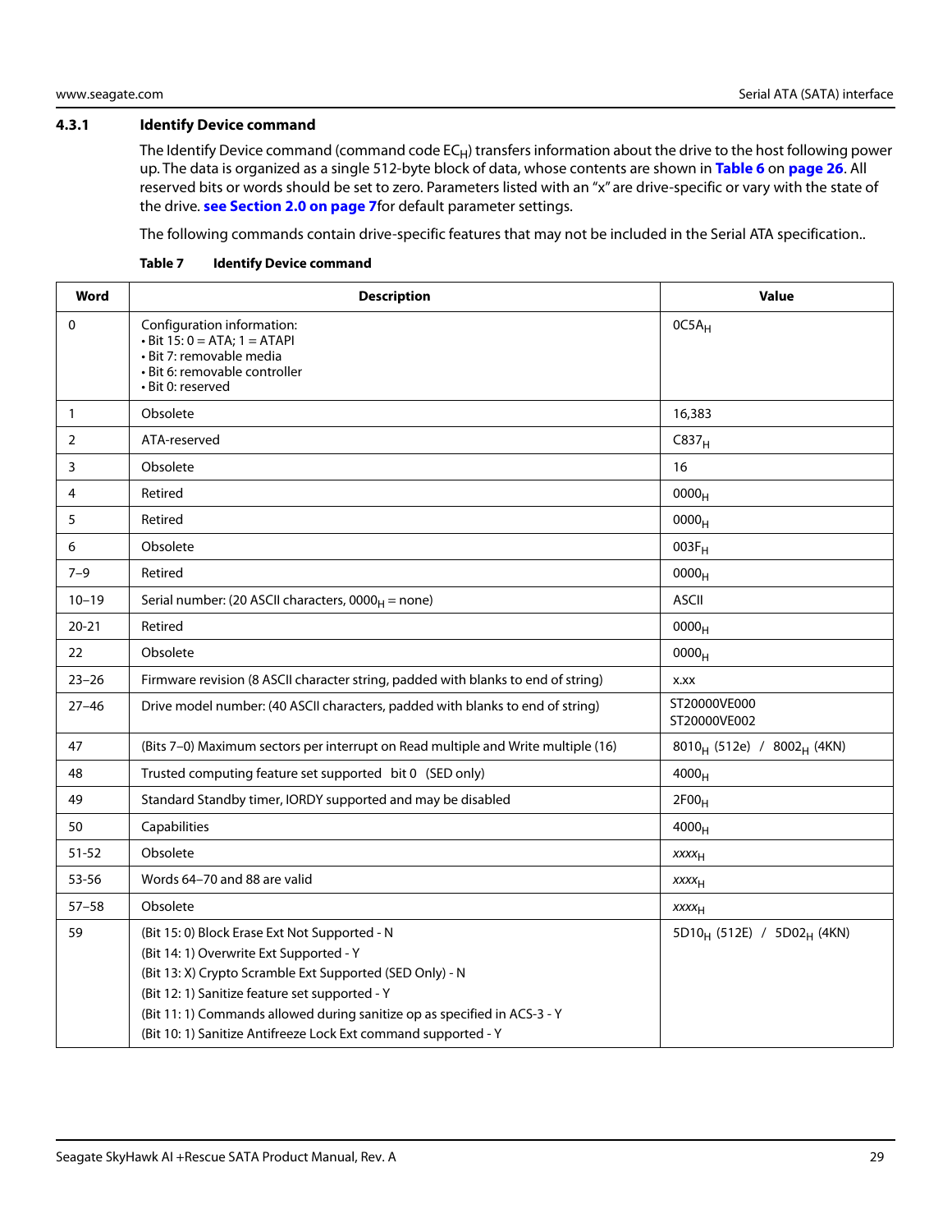### 4.3.1 Identify Device command

The Identify Device command (command code $EC_H$) transfers information about the drive to the host following power up. The data is organized as a single 512-byte block of data, whose contents are shown in **Table 6** on **page 26**. All reserved bits or words should be set to zero. Parameters listed with an "x" are drive-specific or vary with the state of the drive. **see Section 2.0 on page 7** for default parameter settings.

The following commands contain drive-specific features that may not be included in the Serial ATA specification..

**Table 7 Identify Device command**

| Word | Description | Value |
|---|---|---|
| 0 | Configuration information:<br>• Bit 15: 0 = ATA; 1 = ATAPI<br>• Bit 7: removable media<br>• Bit 6: removable controller<br>• Bit 0: reserved | $0C5A_H$ |
| 1 | Obsolete | 16,383 |
| 2 | ATA-reserved | $C837_H$ |
| 3 | Obsolete | 16 |
| 4 | Retired | $0000_H$ |
| 5 | Retired | $0000_H$ |
| 6 | Obsolete | $003F_H$ |
| 7–9 | Retired | $0000_H$ |
| 10–19 | Serial number: (20 ASCII characters, $0000_H$ = none) | ASCII |
| 20-21 | Retired | $0000_H$ |
| 22 | Obsolete | $0000_H$ |
| 23–26 | Firmware revision (8 ASCII character string, padded with blanks to end of string) | x.xx |
| 27–46 | Drive model number: (40 ASCII characters, padded with blanks to end of string) | ST20000VE000<br>ST20000VE002 |
| 47 | (Bits 7–0) Maximum sectors per interrupt on Read multiple and Write multiple (16) | $8010_H$ (512e) / $8002_H$ (4KN) |
| 48 | Trusted computing feature set supported bit 0 (SED only) | $4000_H$ |
| 49 | Standard Standby timer, IORDY supported and may be disabled | $2F00_H$ |
| 50 | Capabilities | $4000_H$ |
| 51-52 | Obsolete | $xxxx_H$ |
| 53-56 | Words 64–70 and 88 are valid | $xxxx_H$ |
| 57–58 | Obsolete | $xxxx_H$ |
| 59 | (Bit 15: 0) Block Erase Ext Not Supported - N<br>(Bit 14: 1) Overwrite Ext Supported - Y<br>(Bit 13: X) Crypto Scramble Ext Supported (SED Only) - N<br>(Bit 12: 1) Sanitize feature set supported - Y<br>(Bit 11: 1) Commands allowed during sanitize op as specified in ACS-3 - Y<br>(Bit 10: 1) Sanitize Antifreeze Lock Ext command supported - Y | $5D10_H$ (512E) / $5D02_H$ (4KN) |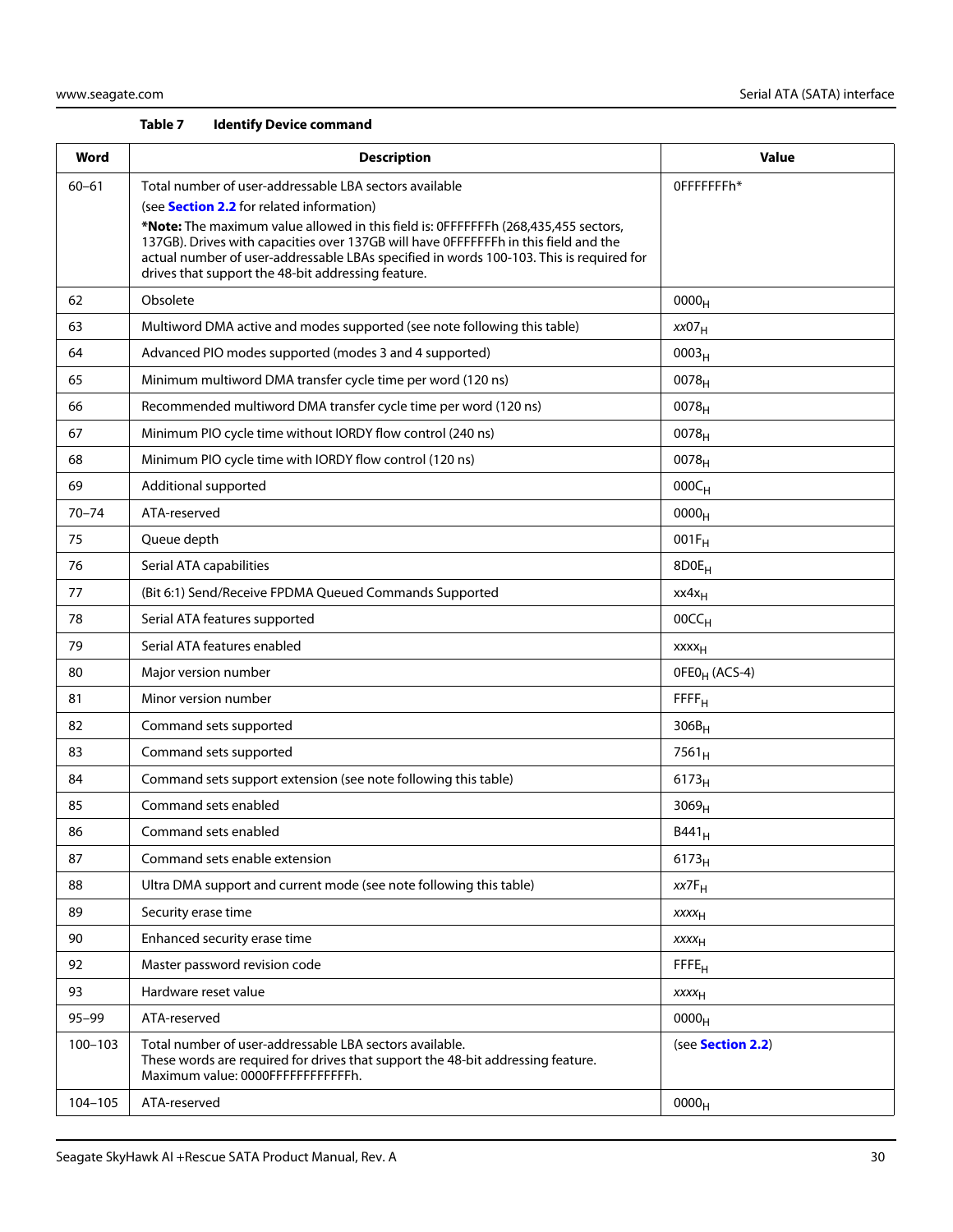**Table 7 Identify Device command**

| Word | Description | Value |
|---|---|---|
| 60–61 | Total number of user-addressable LBA sectors available<br>(see **Section 2.2** for related information)<br>***Note:** The maximum value allowed in this field is: 0FFFFFFFh (268,435,455 sectors, 137GB). Drives with capacities over 137GB will have 0FFFFFFFh in this field and the actual number of user-addressable LBAs specified in words 100-103. This is required for drives that support the 48-bit addressing feature. | 0FFFFFFFh* |
| 62 | Obsolete | $0000_H$ |
| 63 | Multiword DMA active and modes supported (see note following this table) | $xx07_H$ |
| 64 | Advanced PIO modes supported (modes 3 and 4 supported) | $0003_H$ |
| 65 | Minimum multiword DMA transfer cycle time per word (120 ns) | $0078_H$ |
| 66 | Recommended multiword DMA transfer cycle time per word (120 ns) | $0078_H$ |
| 67 | Minimum PIO cycle time without IORDY flow control (240 ns) | $0078_H$ |
| 68 | Minimum PIO cycle time with IORDY flow control (120 ns) | $0078_H$ |
| 69 | Additional supported | $000C_H$ |
| 70–74 | ATA-reserved | $0000_H$ |
| 75 | Queue depth | $001F_H$ |
| 76 | Serial ATA capabilities | $8D0E_H$ |
| 77 | (Bit 6:1) Send/Receive FPDMA Queued Commands Supported | $xx4x_H$ |
| 78 | Serial ATA features supported | $00CC_H$ |
| 79 | Serial ATA features enabled | $xxxx_H$ |
| 80 | Major version number | $0FE0_H$ (ACS-4) |
| 81 | Minor version number | $FFFF_H$ |
| 82 | Command sets supported | $306B_H$ |
| 83 | Command sets supported | $7561_H$ |
| 84 | Command sets support extension (see note following this table) | $6173_H$ |
| 85 | Command sets enabled | $3069_H$ |
| 86 | Command sets enabled | $B441_H$ |
| 87 | Command sets enable extension | $6173_H$ |
| 88 | Ultra DMA support and current mode (see note following this table) | $xx7F_H$ |
| 89 | Security erase time | $xxxx_H$ |
| 90 | Enhanced security erase time | $xxxx_H$ |
| 92 | Master password revision code | $FFFE_H$ |
| 93 | Hardware reset value | $xxxx_H$ |
| 95–99 | ATA-reserved | $0000_H$ |
| 100–103 | Total number of user-addressable LBA sectors available.<br>These words are required for drives that support the 48-bit addressing feature.<br>Maximum value: 0000FFFFFFFFFFFFh. | (see **Section 2.2**) |
| 104–105 | ATA-reserved | $0000_H$ |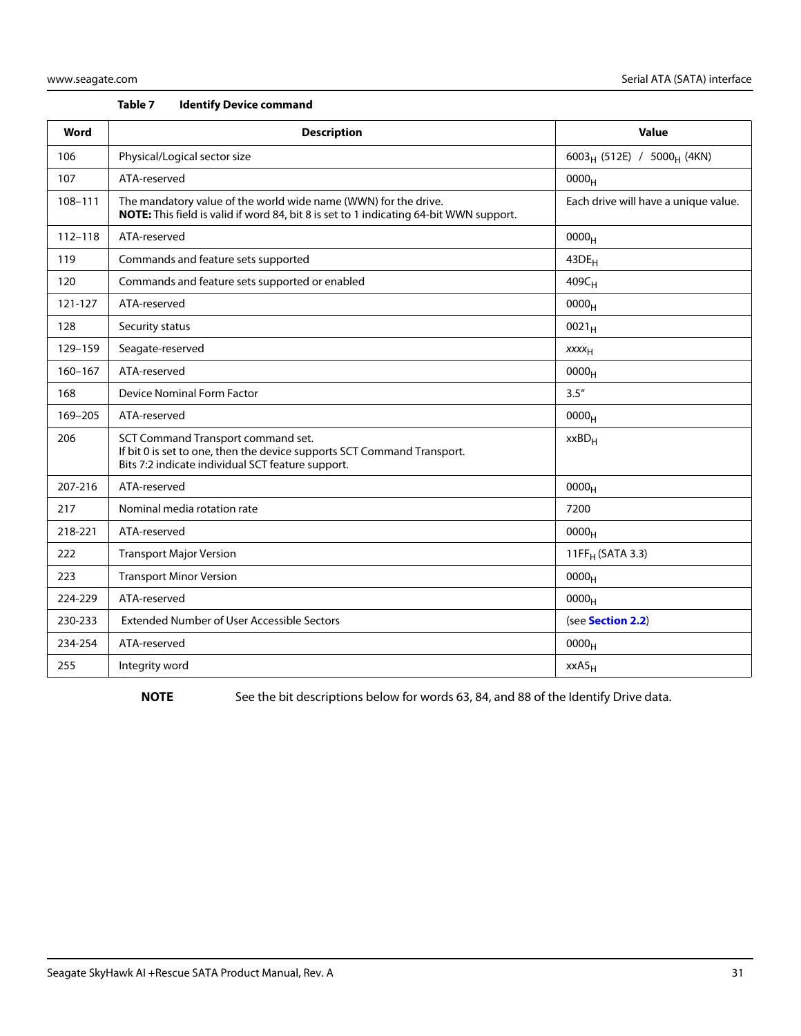**Table 7 Identify Device command**

| Word | Description | Value |
|---|---|---|
| 106 | Physical/Logical sector size | $6003_H$ (512E) / $5000_H$ (4KN) |
| 107 | ATA-reserved | $0000_H$ |
| 108–111 | The mandatory value of the world wide name (WWN) for the drive.<br>**NOTE:** This field is valid if word 84, bit 8 is set to 1 indicating 64-bit WWN support. | Each drive will have a unique value. |
| 112–118 | ATA-reserved | $0000_H$ |
| 119 | Commands and feature sets supported | $43DE_H$ |
| 120 | Commands and feature sets supported or enabled | $409C_H$ |
| 121-127 | ATA-reserved | $0000_H$ |
| 128 | Security status | $0021_H$ |
| 129–159 | Seagate-reserved | *xxxx*$_H$ |
| 160–167 | ATA-reserved | $0000_H$ |
| 168 | Device Nominal Form Factor | 3.5" |
| 169–205 | ATA-reserved | $0000_H$ |
| 206 | SCT Command Transport command set.<br>If bit 0 is set to one, then the device supports SCT Command Transport.<br>Bits 7:2 indicate individual SCT feature support. | $xxBD_H$ |
| 207-216 | ATA-reserved | $0000_H$ |
| 217 | Nominal media rotation rate | 7200 |
| 218-221 | ATA-reserved | $0000_H$ |
| 222 | Transport Major Version | $11FF_H$ (SATA 3.3) |
| 223 | Transport Minor Version | $0000_H$ |
| 224-229 | ATA-reserved | $0000_H$ |
| 230-233 | Extended Number of User Accessible Sectors | (see **Section 2.2**) |
| 234-254 | ATA-reserved | $0000_H$ |
| 255 | Integrity word | $xxA5_H$ |

**NOTE** See the bit descriptions below for words 63, 84, and 88 of the Identify Drive data.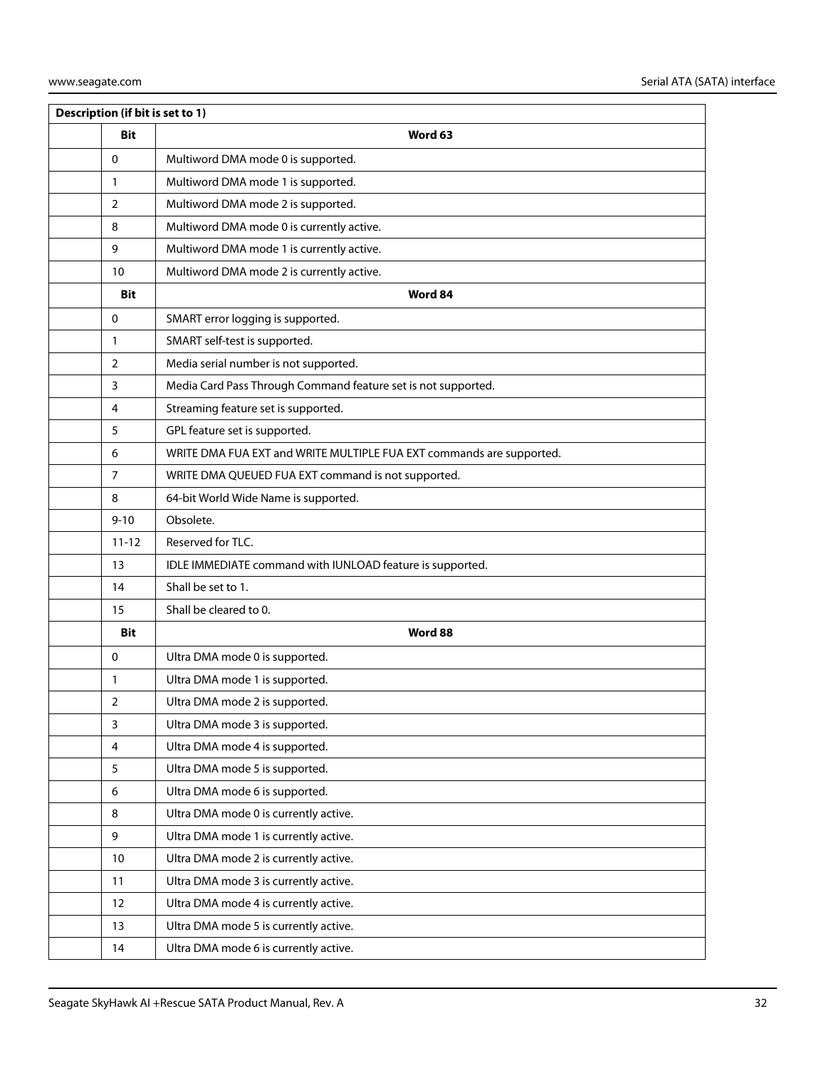| Description (if bit is set to 1) | | |
|---|---|---|
| | **Bit** | **Word 63** |
| | 0 | Multiword DMA mode 0 is supported. |
| | 1 | Multiword DMA mode 1 is supported. |
| | 2 | Multiword DMA mode 2 is supported. |
| | 8 | Multiword DMA mode 0 is currently active. |
| | 9 | Multiword DMA mode 1 is currently active. |
| | 10 | Multiword DMA mode 2 is currently active. |
| | **Bit** | **Word 84** |
| | 0 | SMART error logging is supported. |
| | 1 | SMART self-test is supported. |
| | 2 | Media serial number is not supported. |
| | 3 | Media Card Pass Through Command feature set is not supported. |
| | 4 | Streaming feature set is supported. |
| | 5 | GPL feature set is supported. |
| | 6 | WRITE DMA FUA EXT and WRITE MULTIPLE FUA EXT commands are supported. |
| | 7 | WRITE DMA QUEUED FUA EXT command is not supported. |
| | 8 | 64-bit World Wide Name is supported. |
| | 9-10 | Obsolete. |
| | 11-12 | Reserved for TLC. |
| | 13 | IDLE IMMEDIATE command with IUNLOAD feature is supported. |
| | 14 | Shall be set to 1. |
| | 15 | Shall be cleared to 0. |
| | **Bit** | **Word 88** |
| | 0 | Ultra DMA mode 0 is supported. |
| | 1 | Ultra DMA mode 1 is supported. |
| | 2 | Ultra DMA mode 2 is supported. |
| | 3 | Ultra DMA mode 3 is supported. |
| | 4 | Ultra DMA mode 4 is supported. |
| | 5 | Ultra DMA mode 5 is supported. |
| | 6 | Ultra DMA mode 6 is supported. |
| | 8 | Ultra DMA mode 0 is currently active. |
| | 9 | Ultra DMA mode 1 is currently active. |
| | 10 | Ultra DMA mode 2 is currently active. |
| | 11 | Ultra DMA mode 3 is currently active. |
| | 12 | Ultra DMA mode 4 is currently active. |
| | 13 | Ultra DMA mode 5 is currently active. |
| | 14 | Ultra DMA mode 6 is currently active. |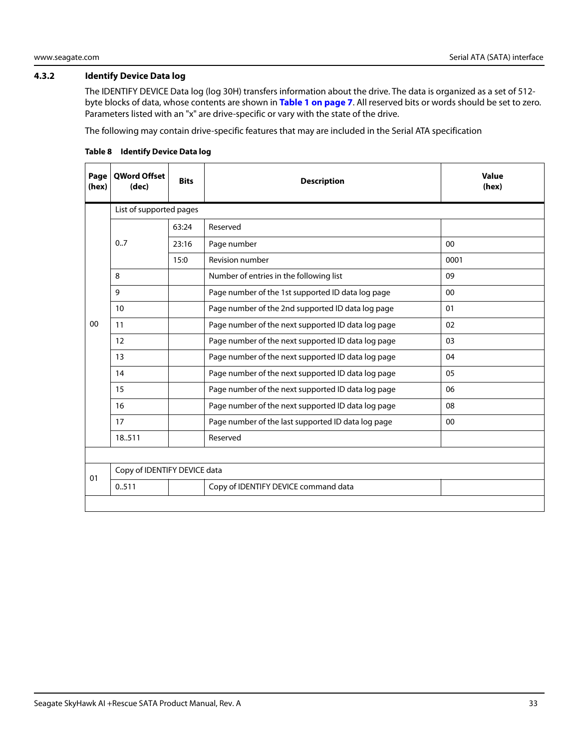### 4.3.2 Identify Device Data log

The IDENTIFY DEVICE Data log (log 30H) transfers information about the drive. The data is organized as a set of 512-byte blocks of data, whose contents are shown in **Table 1 on page 7**. All reserved bits or words should be set to zero. Parameters listed with an "x" are drive-specific or vary with the state of the drive.

The following may contain drive-specific features that may are included in the Serial ATA specification

**Table 8 Identify Device Data log**

| Page (hex) | QWord Offset (dec) | Bits | Description | Value (hex) |
|---|---|---|---|---|
| 00 | List of supported pages | | | |
| | 0..7 | 63:24 | Reserved | |
| | | 23:16 | Page number | 00 |
| | | 15:0 | Revision number | 0001 |
| | 8 | | Number of entries in the following list | 09 |
| | 9 | | Page number of the 1st supported ID data log page | 00 |
| | 10 | | Page number of the 2nd supported ID data log page | 01 |
| | 11 | | Page number of the next supported ID data log page | 02 |
| | 12 | | Page number of the next supported ID data log page | 03 |
| | 13 | | Page number of the next supported ID data log page | 04 |
| | 14 | | Page number of the next supported ID data log page | 05 |
| | 15 | | Page number of the next supported ID data log page | 06 |
| | 16 | | Page number of the next supported ID data log page | 08 |
| | 17 | | Page number of the last supported ID data log page | 00 |
| | 18..511 | | Reserved | |
| | | | | |
| 01 | Copy of IDENTIFY DEVICE data | | | |
| | 0..511 | | Copy of IDENTIFY DEVICE command data | |
| | | | | |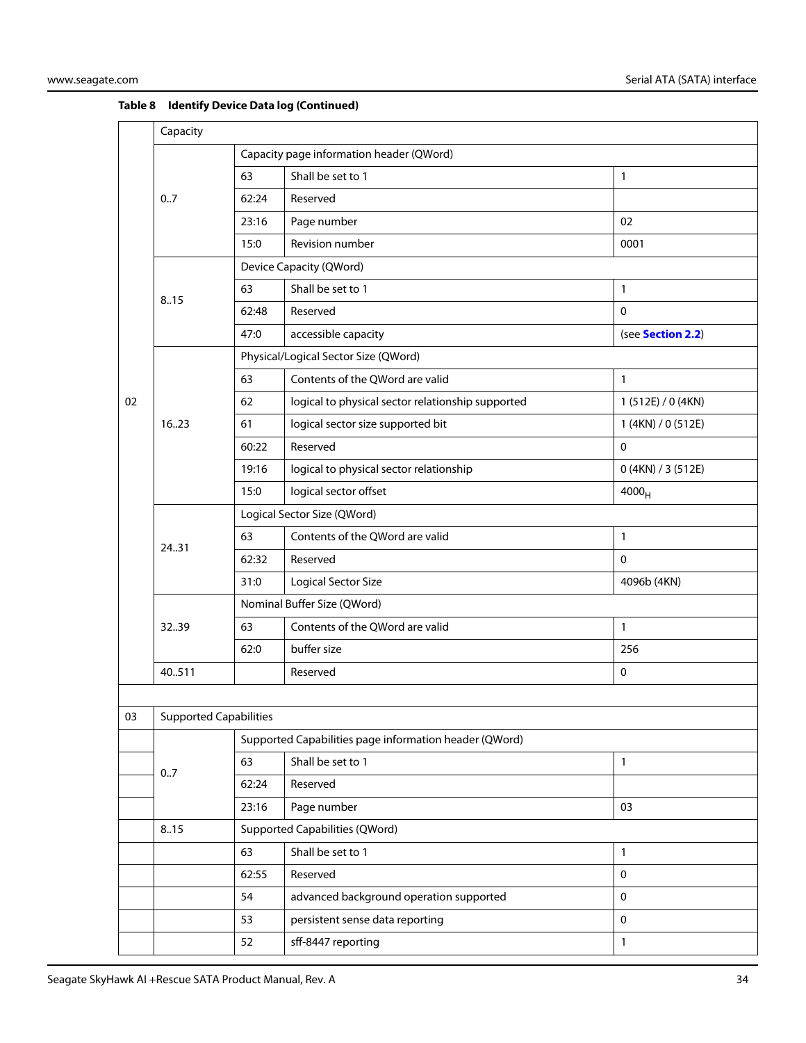**Table 8 Identify Device Data log (Continued)**

| | | | | |
|---|---|---|---|---|
| 02 | Capacity | | | |
| | 0..7 | Capacity page information header (QWord) | | |
| | | 63 | Shall be set to 1 | 1 |
| | | 62:24 | Reserved | |
| | | 23:16 | Page number | 02 |
| | | 15:0 | Revision number | 0001 |
| | 8..15 | Device Capacity (QWord) | | |
| | | 63 | Shall be set to 1 | 1 |
| | | 62:48 | Reserved | 0 |
| | | 47:0 | accessible capacity | (see **Section 2.2**) |
| | 16..23 | Physical/Logical Sector Size (QWord) | | |
| | | 63 | Contents of the QWord are valid | 1 |
| | | 62 | logical to physical sector relationship supported | 1 (512E) / 0 (4KN) |
| | | 61 | logical sector size supported bit | 1 (4KN) / 0 (512E) |
| | | 60:22 | Reserved | 0 |
| | | 19:16 | logical to physical sector relationship | 0 (4KN) / 3 (512E) |
| | | 15:0 | logical sector offset | $4000_H$ |
| | 24..31 | Logical Sector Size (QWord) | | |
| | | 63 | Contents of the QWord are valid | 1 |
| | | 62:32 | Reserved | 0 |
| | | 31:0 | Logical Sector Size | 4096b (4KN) |
| | 32..39 | Nominal Buffer Size (QWord) | | |
| | | 63 | Contents of the QWord are valid | 1 |
| | | 62:0 | buffer size | 256 |
| | 40..511 | | Reserved | 0 |
| | | | | |
| 03 | Supported Capabilities | | | |
| | 0..7 | Supported Capabilities page information header (QWord) | | |
| | | 63 | Shall be set to 1 | 1 |
| | | 62:24 | Reserved | |
| | | 23:16 | Page number | 03 |
| | 8..15 | Supported Capabilities (QWord) | | |
| | | 63 | Shall be set to 1 | 1 |
| | | 62:55 | Reserved | 0 |
| | | 54 | advanced background operation supported | 0 |
| | | 53 | persistent sense data reporting | 0 |
| | | 52 | sff-8447 reporting | 1 |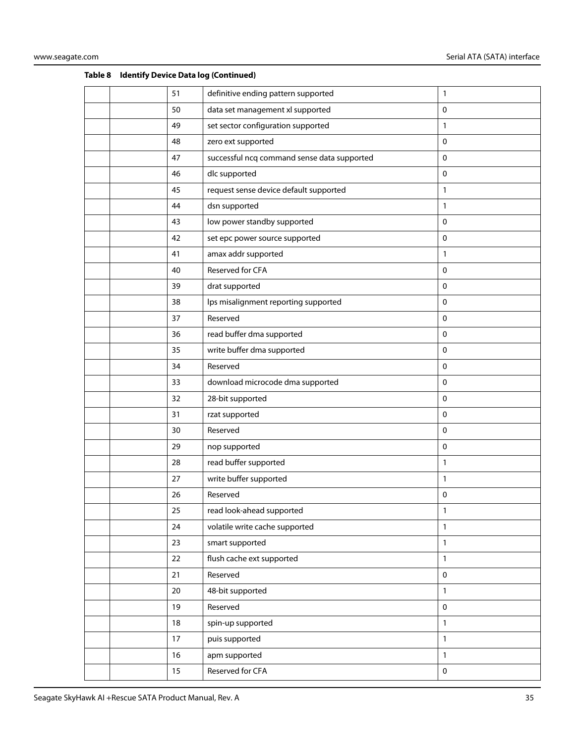**Table 8 Identify Device Data log (Continued)**

| | | | | |
|---|---|---|---|---|
| | | 51 | definitive ending pattern supported | 1 |
| | | 50 | data set management xl supported | 0 |
| | | 49 | set sector configuration supported | 1 |
| | | 48 | zero ext supported | 0 |
| | | 47 | successful ncq command sense data supported | 0 |
| | | 46 | dlc supported | 0 |
| | | 45 | request sense device default supported | 1 |
| | | 44 | dsn supported | 1 |
| | | 43 | low power standby supported | 0 |
| | | 42 | set epc power source supported | 0 |
| | | 41 | amax addr supported | 1 |
| | | 40 | Reserved for CFA | 0 |
| | | 39 | drat supported | 0 |
| | | 38 | lps misalignment reporting supported | 0 |
| | | 37 | Reserved | 0 |
| | | 36 | read buffer dma supported | 0 |
| | | 35 | write buffer dma supported | 0 |
| | | 34 | Reserved | 0 |
| | | 33 | download microcode dma supported | 0 |
| | | 32 | 28-bit supported | 0 |
| | | 31 | rzat supported | 0 |
| | | 30 | Reserved | 0 |
| | | 29 | nop supported | 0 |
| | | 28 | read buffer supported | 1 |
| | | 27 | write buffer supported | 1 |
| | | 26 | Reserved | 0 |
| | | 25 | read look-ahead supported | 1 |
| | | 24 | volatile write cache supported | 1 |
| | | 23 | smart supported | 1 |
| | | 22 | flush cache ext supported | 1 |
| | | 21 | Reserved | 0 |
| | | 20 | 48-bit supported | 1 |
| | | 19 | Reserved | 0 |
| | | 18 | spin-up supported | 1 |
| | | 17 | puis supported | 1 |
| | | 16 | apm supported | 1 |
| | | 15 | Reserved for CFA | 0 |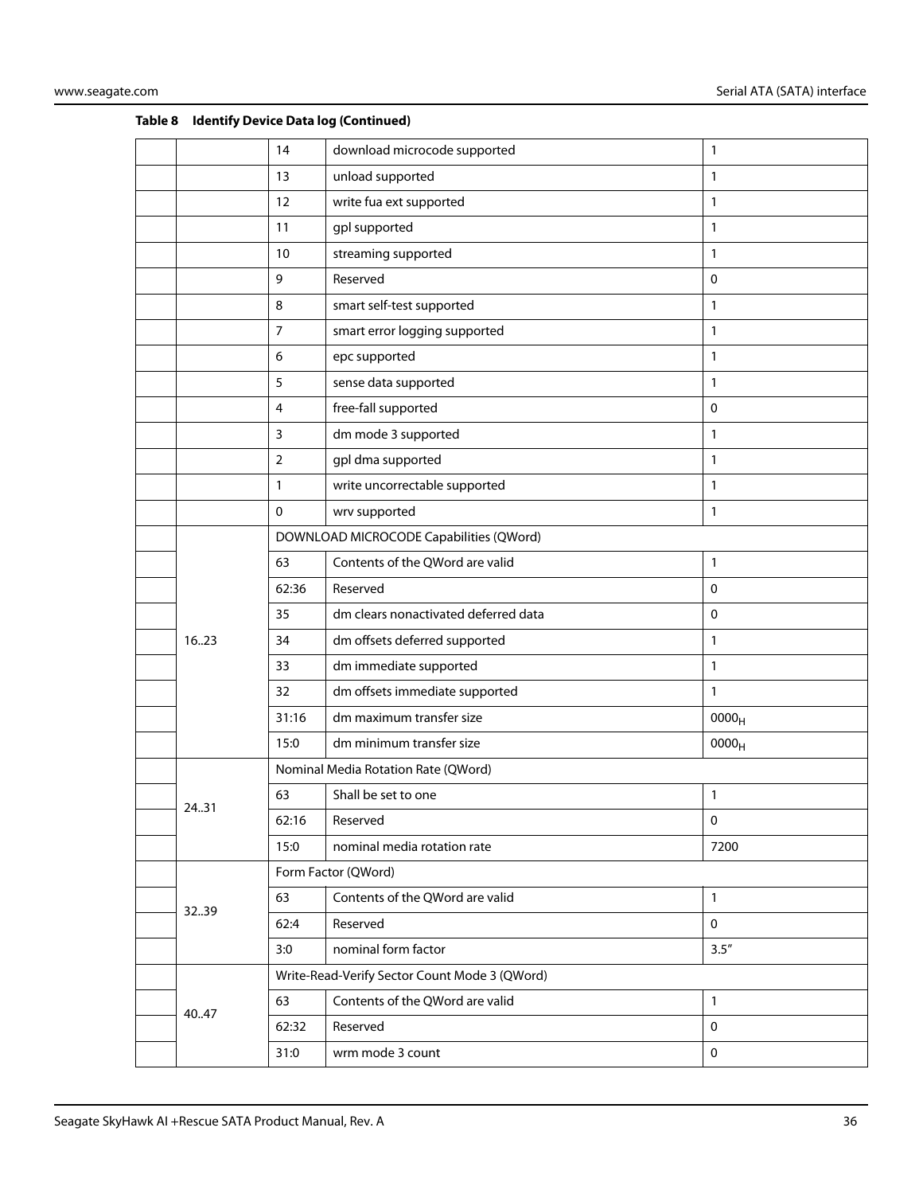**Table 8 Identify Device Data log (Continued)**

| | | | | |
|---|---|---|---|---|
| | | 14 | download microcode supported | 1 |
| | | 13 | unload supported | 1 |
| | | 12 | write fua ext supported | 1 |
| | | 11 | gpl supported | 1 |
| | | 10 | streaming supported | 1 |
| | | 9 | Reserved | 0 |
| | | 8 | smart self-test supported | 1 |
| | | 7 | smart error logging supported | 1 |
| | | 6 | epc supported | 1 |
| | | 5 | sense data supported | 1 |
| | | 4 | free-fall supported | 0 |
| | | 3 | dm mode 3 supported | 1 |
| | | 2 | gpl dma supported | 1 |
| | | 1 | write uncorrectable supported | 1 |
| | | 0 | wrv supported | 1 |
| | 16..23 | DOWNLOAD MICROCODE Capabilities (QWord) | | |
| | | 63 | Contents of the QWord are valid | 1 |
| | | 62:36 | Reserved | 0 |
| | | 35 | dm clears nonactivated deferred data | 0 |
| | | 34 | dm offsets deferred supported | 1 |
| | | 33 | dm immediate supported | 1 |
| | | 32 | dm offsets immediate supported | 1 |
| | | 31:16 | dm maximum transfer size | $0000_H$ |
| | | 15:0 | dm minimum transfer size | $0000_H$ |
| | 24..31 | Nominal Media Rotation Rate (QWord) | | |
| | | 63 | Shall be set to one | 1 |
| | | 62:16 | Reserved | 0 |
| | | 15:0 | nominal media rotation rate | 7200 |
| | 32..39 | Form Factor (QWord) | | |
| | | 63 | Contents of the QWord are valid | 1 |
| | | 62:4 | Reserved | 0 |
| | | 3:0 | nominal form factor | 3.5" |
| | 40..47 | Write-Read-Verify Sector Count Mode 3 (QWord) | | |
| | | 63 | Contents of the QWord are valid | 1 |
| | | 62:32 | Reserved | 0 |
| | | 31:0 | wrm mode 3 count | 0 |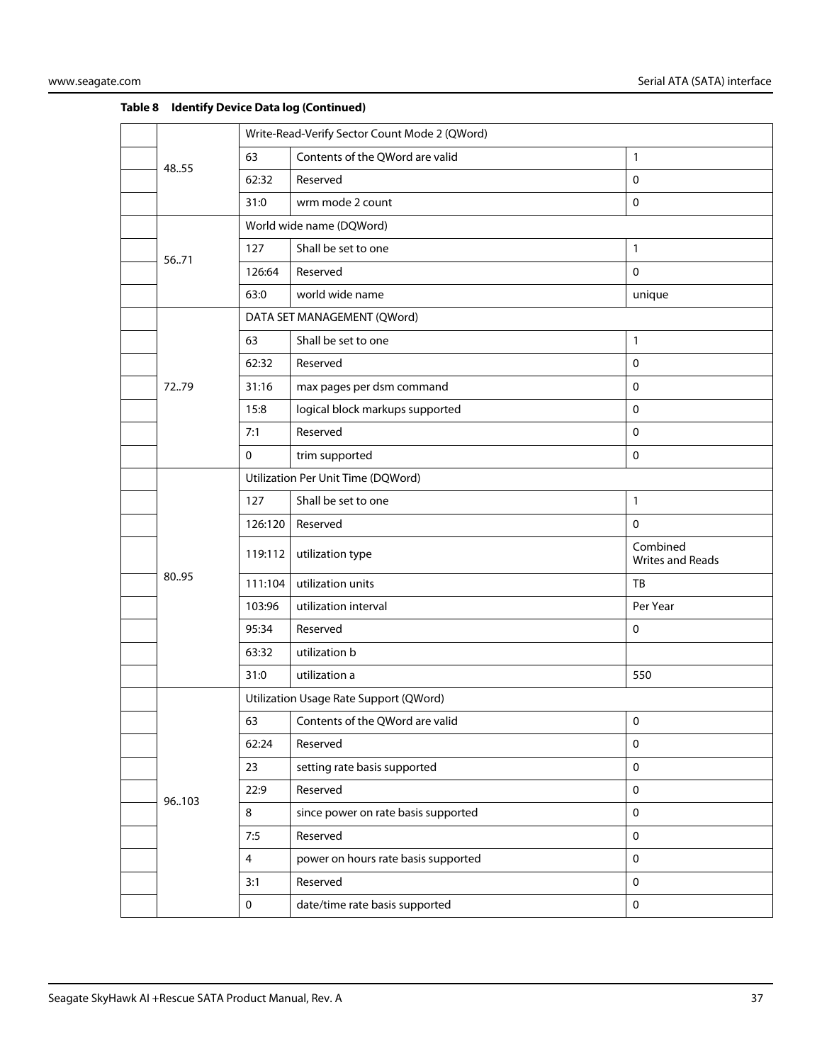**Table 8 Identify Device Data log (Continued)**

| | | | | |
|---|---|---|---|---|
| | 48..55 | Write-Read-Verify Sector Count Mode 2 (QWord) | | |
| | | 63 | Contents of the QWord are valid | 1 |
| | | 62:32 | Reserved | 0 |
| | | 31:0 | wrm mode 2 count | 0 |
| | 56..71 | World wide name (DQWord) | | |
| | | 127 | Shall be set to one | 1 |
| | | 126:64 | Reserved | 0 |
| | | 63:0 | world wide name | unique |
| | 72..79 | DATA SET MANAGEMENT (QWord) | | |
| | | 63 | Shall be set to one | 1 |
| | | 62:32 | Reserved | 0 |
| | | 31:16 | max pages per dsm command | 0 |
| | | 15:8 | logical block markups supported | 0 |
| | | 7:1 | Reserved | 0 |
| | | 0 | trim supported | 0 |
| | 80..95 | Utilization Per Unit Time (DQWord) | | |
| | | 127 | Shall be set to one | 1 |
| | | 126:120 | Reserved | 0 |
| | | 119:112 | utilization type | Combined Writes and Reads |
| | | 111:104 | utilization units | TB |
| | | 103:96 | utilization interval | Per Year |
| | | 95:34 | Reserved | 0 |
| | | 63:32 | utilization b | |
| | | 31:0 | utilization a | 550 |
| | 96..103 | Utilization Usage Rate Support (QWord) | | |
| | | 63 | Contents of the QWord are valid | 0 |
| | | 62:24 | Reserved | 0 |
| | | 23 | setting rate basis supported | 0 |
| | | 22:9 | Reserved | 0 |
| | | 8 | since power on rate basis supported | 0 |
| | | 7:5 | Reserved | 0 |
| | | 4 | power on hours rate basis supported | 0 |
| | | 3:1 | Reserved | 0 |
| | | 0 | date/time rate basis supported | 0 |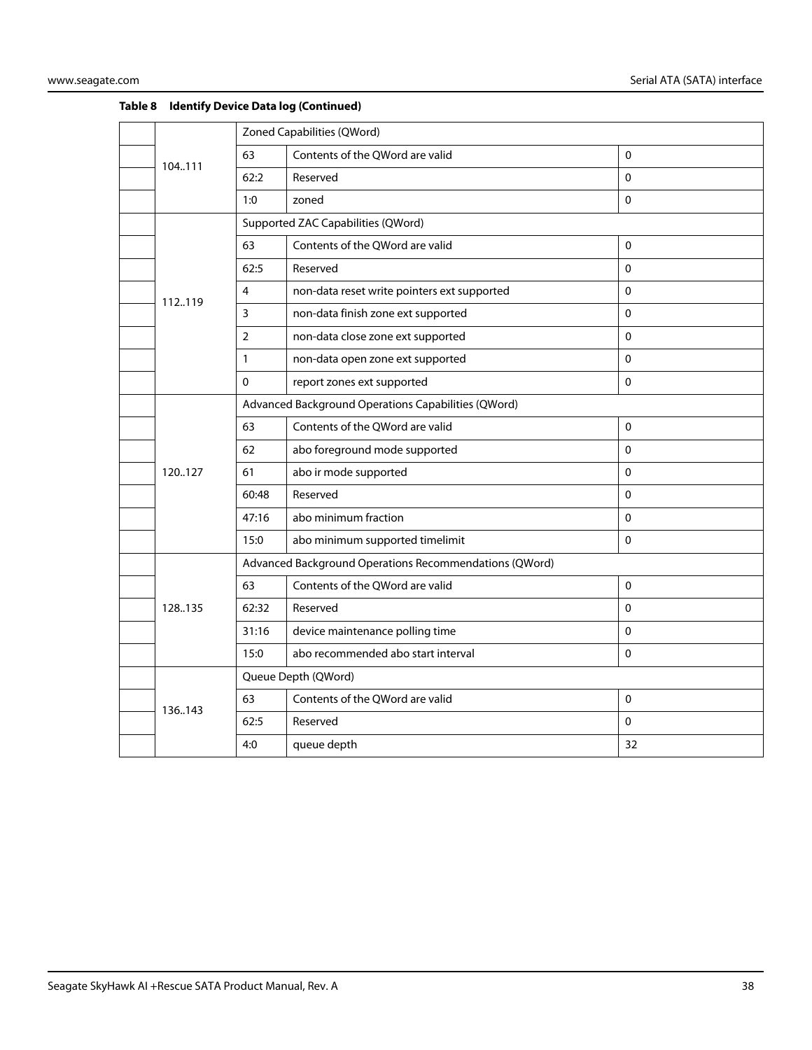**Table 8 Identify Device Data log (Continued)**

| | | | | |
|---|---|---|---|---|
| | 104..111 | Zoned Capabilities (QWord) | | |
| | | 63 | Contents of the QWord are valid | 0 |
| | | 62:2 | Reserved | 0 |
| | | 1:0 | zoned | 0 |
| | 112..119 | Supported ZAC Capabilities (QWord) | | |
| | | 63 | Contents of the QWord are valid | 0 |
| | | 62:5 | Reserved | 0 |
| | | 4 | non-data reset write pointers ext supported | 0 |
| | | 3 | non-data finish zone ext supported | 0 |
| | | 2 | non-data close zone ext supported | 0 |
| | | 1 | non-data open zone ext supported | 0 |
| | | 0 | report zones ext supported | 0 |
| | 120..127 | Advanced Background Operations Capabilities (QWord) | | |
| | | 63 | Contents of the QWord are valid | 0 |
| | | 62 | abo foreground mode supported | 0 |
| | | 61 | abo ir mode supported | 0 |
| | | 60:48 | Reserved | 0 |
| | | 47:16 | abo minimum fraction | 0 |
| | | 15:0 | abo minimum supported timelimit | 0 |
| | 128..135 | Advanced Background Operations Recommendations (QWord) | | |
| | | 63 | Contents of the QWord are valid | 0 |
| | | 62:32 | Reserved | 0 |
| | | 31:16 | device maintenance polling time | 0 |
| | | 15:0 | abo recommended abo start interval | 0 |
| | 136..143 | Queue Depth (QWord) | | |
| | | 63 | Contents of the QWord are valid | 0 |
| | | 62:5 | Reserved | 0 |
| | | 4:0 | queue depth | 32 |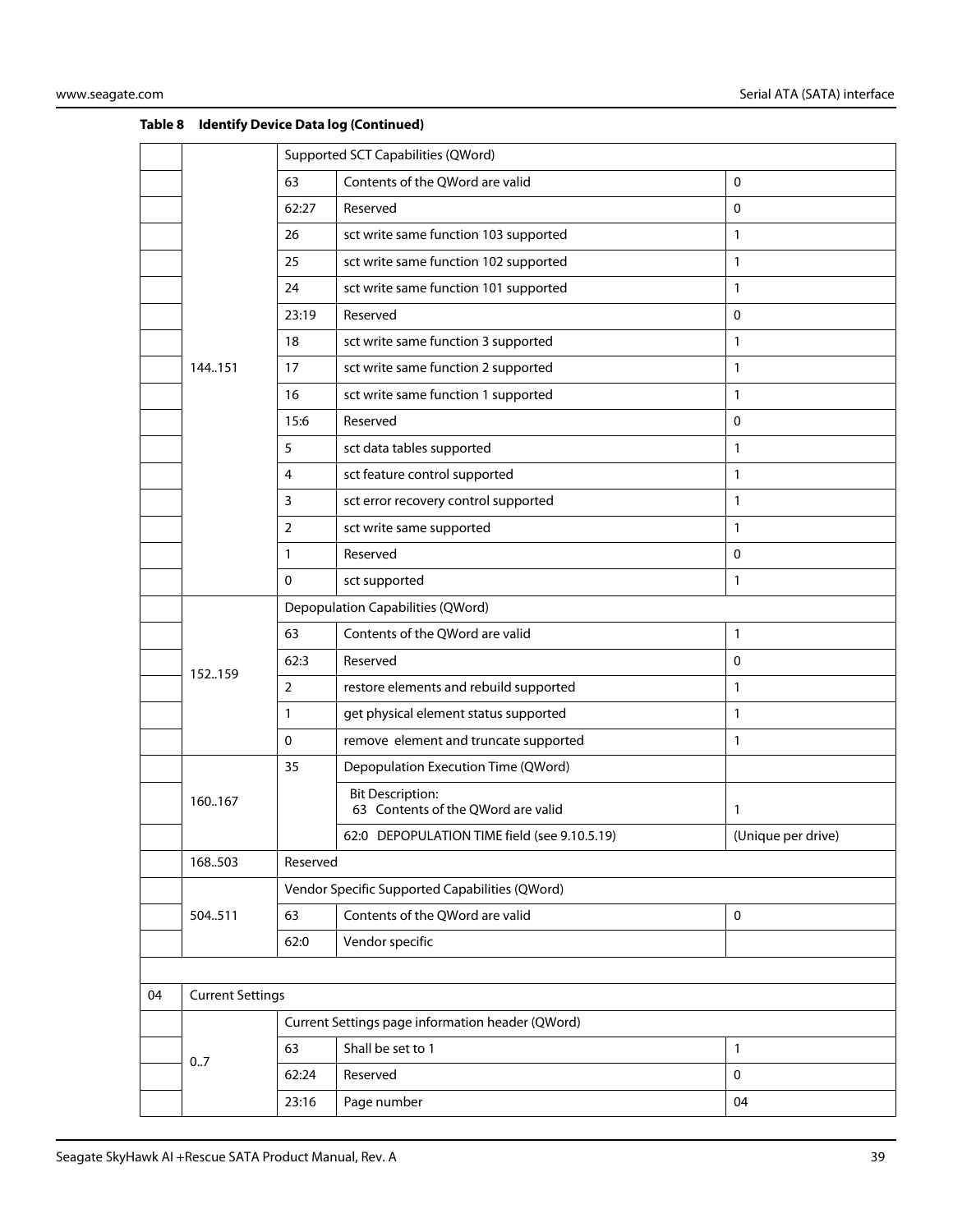**Table 8 Identify Device Data log (Continued)**

| | | | | |
|---|---|---|---|---|
| | 144..151 | Supported SCT Capabilities (QWord) | | |
| | | 63 | Contents of the QWord are valid | 0 |
| | | 62:27 | Reserved | 0 |
| | | 26 | sct write same function 103 supported | 1 |
| | | 25 | sct write same function 102 supported | 1 |
| | | 24 | sct write same function 101 supported | 1 |
| | | 23:19 | Reserved | 0 |
| | | 18 | sct write same function 3 supported | 1 |
| | | 17 | sct write same function 2 supported | 1 |
| | | 16 | sct write same function 1 supported | 1 |
| | | 15:6 | Reserved | 0 |
| | | 5 | sct data tables supported | 1 |
| | | 4 | sct feature control supported | 1 |
| | | 3 | sct error recovery control supported | 1 |
| | | 2 | sct write same supported | 1 |
| | | 1 | Reserved | 0 |
| | | 0 | sct supported | 1 |
| | 152..159 | Depopulation Capabilities (QWord) | | |
| | | 63 | Contents of the QWord are valid | 1 |
| | | 62:3 | Reserved | 0 |
| | | 2 | restore elements and rebuild supported | 1 |
| | | 1 | get physical element status supported | 1 |
| | | 0 | remove element and truncate supported | 1 |
| | 160..167 | 35 | Depopulation Execution Time (QWord) | |
| | | | Bit Description:<br>63 Contents of the QWord are valid | 1 |
| | | | 62:0 DEPOPULATION TIME field (see 9.10.5.19) | (Unique per drive) |
| | 168..503 | Reserved | | |
| | 504..511 | Vendor Specific Supported Capabilities (QWord) | | |
| | | 63 | Contents of the QWord are valid | 0 |
| | | 62:0 | Vendor specific | |
| | | | | |
| 04 | Current Settings | | | |
| | 0..7 | Current Settings page information header (QWord) | | |
| | | 63 | Shall be set to 1 | 1 |
| | | 62:24 | Reserved | 0 |
| | | 23:16 | Page number | 04 |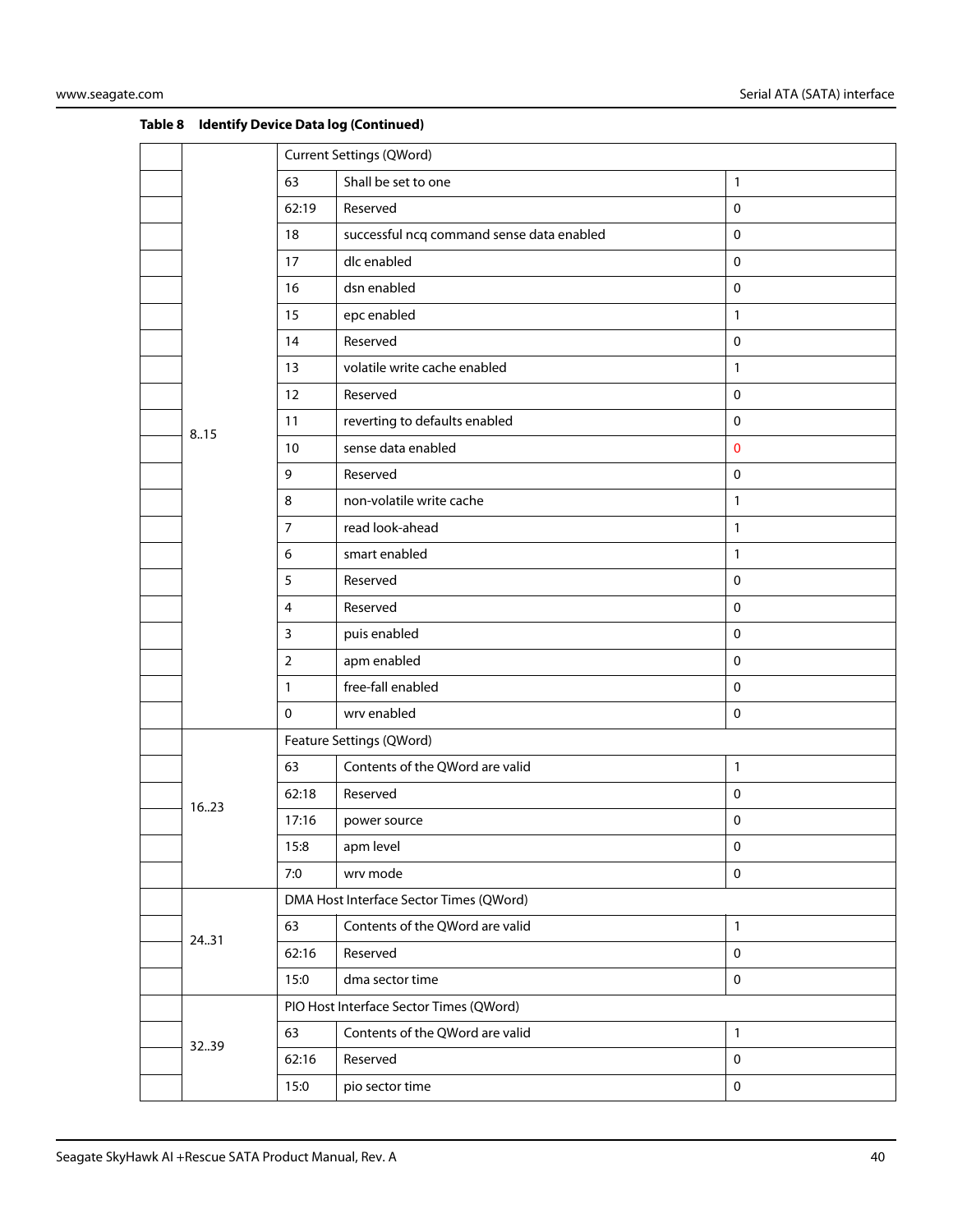**Table 8 Identify Device Data log (Continued)**

| | | | | |
|---|---|---|---|---|
| | 8..15 | Current Settings (QWord) | | |
| | | 63 | Shall be set to one | 1 |
| | | 62:19 | Reserved | 0 |
| | | 18 | successful ncq command sense data enabled | 0 |
| | | 17 | dlc enabled | 0 |
| | | 16 | dsn enabled | 0 |
| | | 15 | epc enabled | 1 |
| | | 14 | Reserved | 0 |
| | | 13 | volatile write cache enabled | 1 |
| | | 12 | Reserved | 0 |
| | | 11 | reverting to defaults enabled | 0 |
| | | 10 | sense data enabled | 0 |
| | | 9 | Reserved | 0 |
| | | 8 | non-volatile write cache | 1 |
| | | 7 | read look-ahead | 1 |
| | | 6 | smart enabled | 1 |
| | | 5 | Reserved | 0 |
| | | 4 | Reserved | 0 |
| | | 3 | puis enabled | 0 |
| | | 2 | apm enabled | 0 |
| | | 1 | free-fall enabled | 0 |
| | | 0 | wrv enabled | 0 |
| | 16..23 | Feature Settings (QWord) | | |
| | | 63 | Contents of the QWord are valid | 1 |
| | | 62:18 | Reserved | 0 |
| | | 17:16 | power source | 0 |
| | | 15:8 | apm level | 0 |
| | | 7:0 | wrv mode | 0 |
| | 24..31 | DMA Host Interface Sector Times (QWord) | | |
| | | 63 | Contents of the QWord are valid | 1 |
| | | 62:16 | Reserved | 0 |
| | | 15:0 | dma sector time | 0 |
| | 32..39 | PIO Host Interface Sector Times (QWord) | | |
| | | 63 | Contents of the QWord are valid | 1 |
| | | 62:16 | Reserved | 0 |
| | | 15:0 | pio sector time | 0 |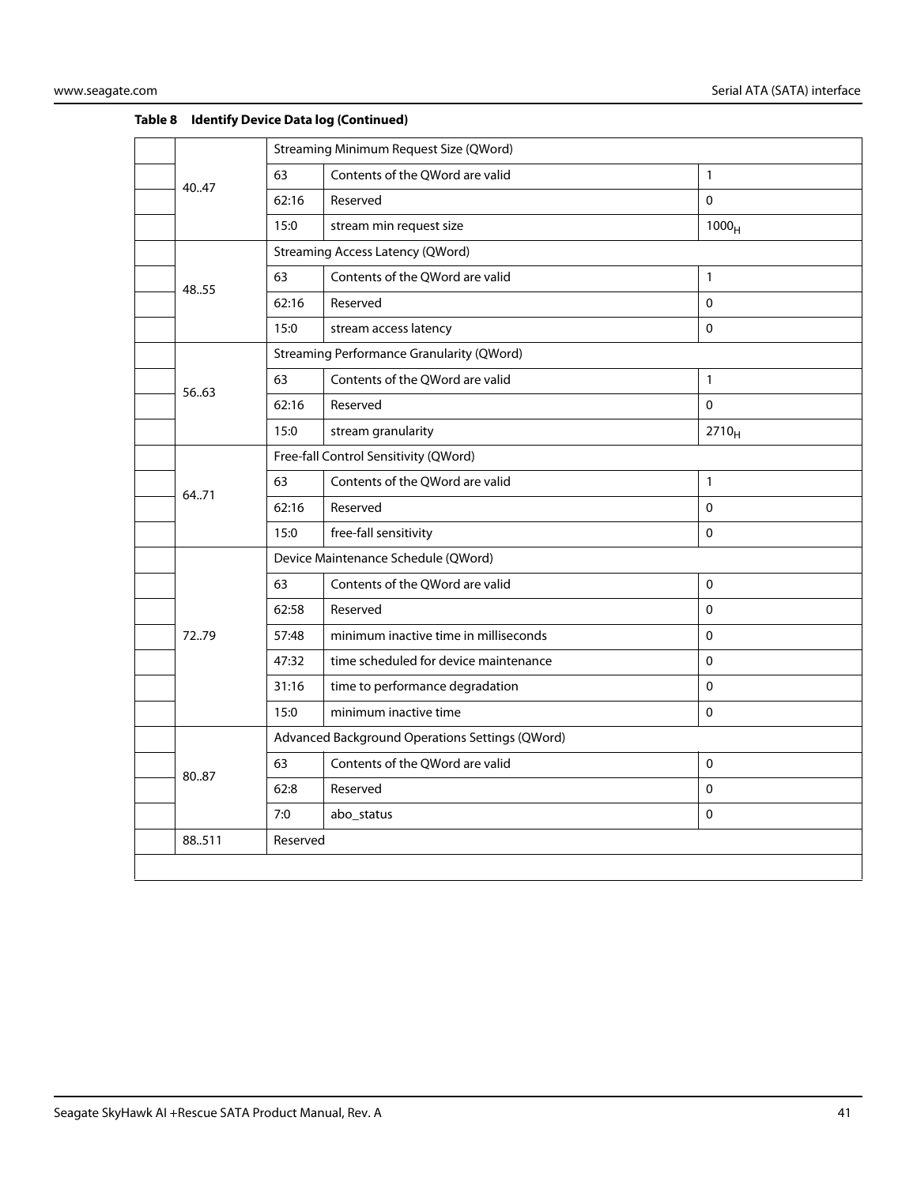**Table 8 Identify Device Data log (Continued)**

| | | | | |
|---|---|---|---|---|
| | 40..47 | Streaming Minimum Request Size (QWord) | | |
| | | 63 | Contents of the QWord are valid | 1 |
| | | 62:16 | Reserved | 0 |
| | | 15:0 | stream min request size | $1000_H$ |
| | 48..55 | Streaming Access Latency (QWord) | | |
| | | 63 | Contents of the QWord are valid | 1 |
| | | 62:16 | Reserved | 0 |
| | | 15:0 | stream access latency | 0 |
| | 56..63 | Streaming Performance Granularity (QWord) | | |
| | | 63 | Contents of the QWord are valid | 1 |
| | | 62:16 | Reserved | 0 |
| | | 15:0 | stream granularity | $2710_H$ |
| | 64..71 | Free-fall Control Sensitivity (QWord) | | |
| | | 63 | Contents of the QWord are valid | 1 |
| | | 62:16 | Reserved | 0 |
| | | 15:0 | free-fall sensitivity | 0 |
| | 72..79 | Device Maintenance Schedule (QWord) | | |
| | | 63 | Contents of the QWord are valid | 0 |
| | | 62:58 | Reserved | 0 |
| | | 57:48 | minimum inactive time in milliseconds | 0 |
| | | 47:32 | time scheduled for device maintenance | 0 |
| | | 31:16 | time to performance degradation | 0 |
| | | 15:0 | minimum inactive time | 0 |
| | 80..87 | Advanced Background Operations Settings (QWord) | | |
| | | 63 | Contents of the QWord are valid | 0 |
| | | 62:8 | Reserved | 0 |
| | | 7:0 | abo_status | 0 |
| | 88..511 | Reserved | | |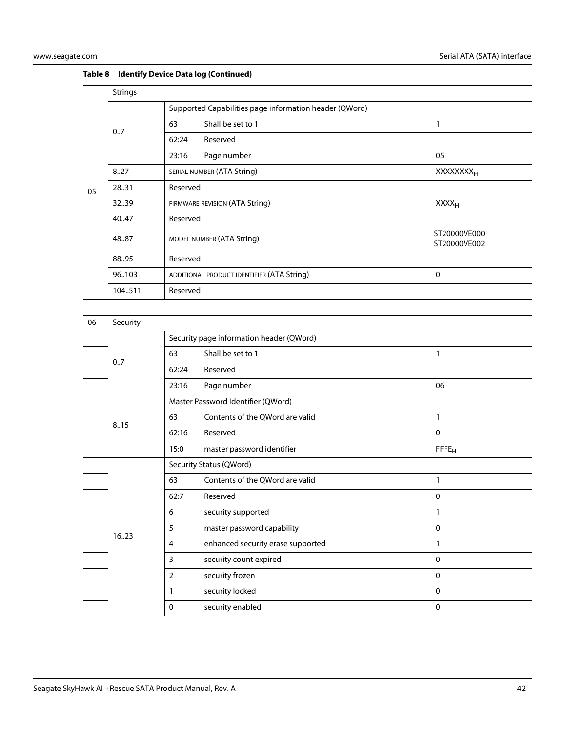**Table 8 Identify Device Data log (Continued)**

| | | | | |
|---|---|---|---|---|
| 05 | Strings | | | |
| | 0..7 | Supported Capabilities page information header (QWord) | | |
| | | 63 | Shall be set to 1 | 1 |
| | | 62:24 | Reserved | |
| | | 23:16 | Page number | 05 |
| | 8..27 | SERIAL NUMBER (ATA String) | | XXXXXXXX$_H$ |
| | 28..31 | Reserved | | |
| | 32..39 | FIRMWARE REVISION (ATA String) | | XXXX$_H$ |
| | 40..47 | Reserved | | |
| | 48..87 | MODEL NUMBER (ATA String) | | ST20000VE000 ST20000VE002 |
| | 88..95 | Reserved | | |
| | 96..103 | ADDITIONAL PRODUCT IDENTIFIER (ATA String) | | 0 |
| | 104..511 | Reserved | | |
| | | | | |
| 06 | Security | | | |
| | 0..7 | Security page information header (QWord) | | |
| | | 63 | Shall be set to 1 | 1 |
| | | 62:24 | Reserved | |
| | | 23:16 | Page number | 06 |
| | 8..15 | Master Password Identifier (QWord) | | |
| | | 63 | Contents of the QWord are valid | 1 |
| | | 62:16 | Reserved | 0 |
| | | 15:0 | master password identifier | FFFE$_H$ |
| | 16..23 | Security Status (QWord) | | |
| | | 63 | Contents of the QWord are valid | 1 |
| | | 62:7 | Reserved | 0 |
| | | 6 | security supported | 1 |
| | | 5 | master password capability | 0 |
| | | 4 | enhanced security erase supported | 1 |
| | | 3 | security count expired | 0 |
| | | 2 | security frozen | 0 |
| | | 1 | security locked | 0 |
| | | 0 | security enabled | 0 |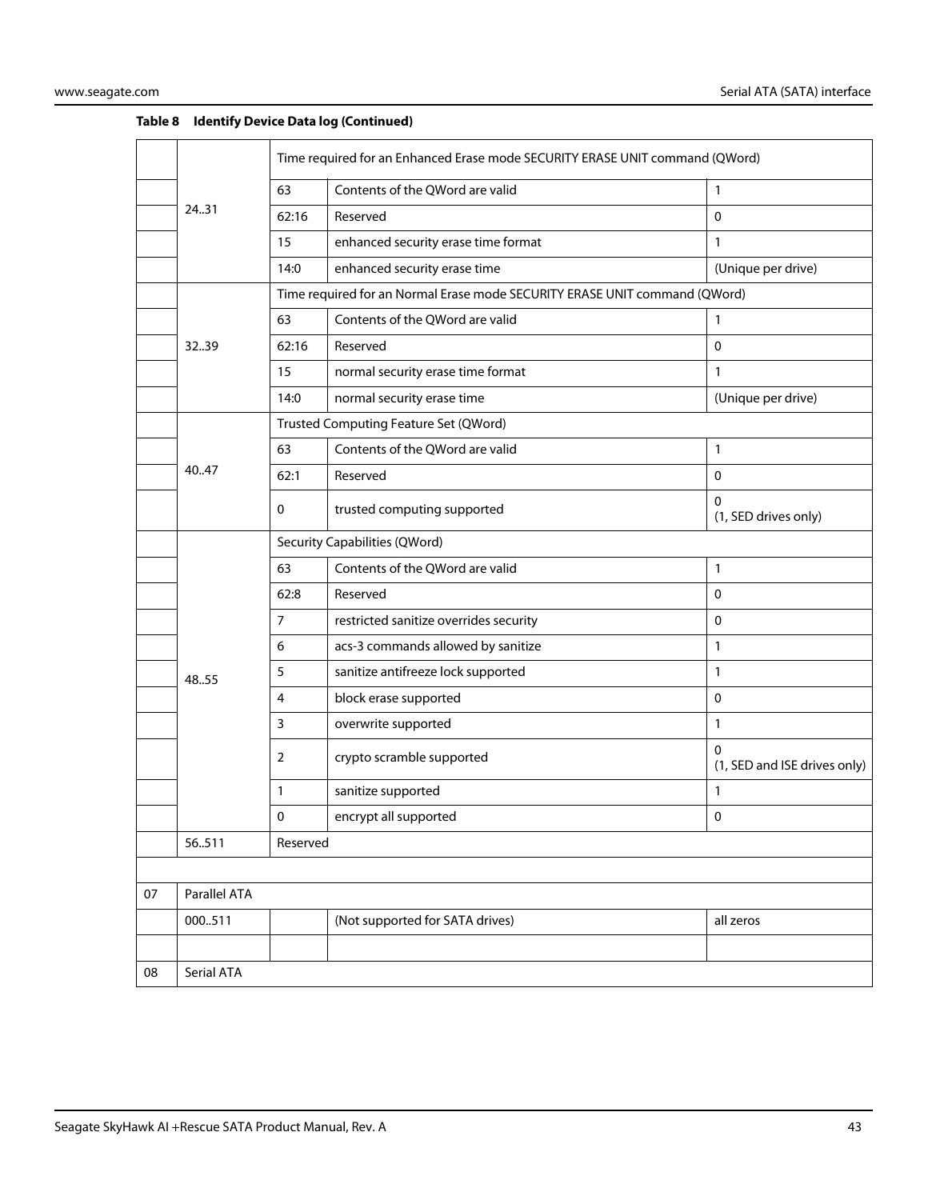**Table 8 Identify Device Data log (Continued)**

| | | | | |
|---|---|---|---|---|
| | 24..31 | Time required for an Enhanced Erase mode SECURITY ERASE UNIT command (QWord) | | |
| | | 63 | Contents of the QWord are valid | 1 |
| | | 62:16 | Reserved | 0 |
| | | 15 | enhanced security erase time format | 1 |
| | | 14:0 | enhanced security erase time | (Unique per drive) |
| | 32..39 | Time required for an Normal Erase mode SECURITY ERASE UNIT command (QWord) | | |
| | | 63 | Contents of the QWord are valid | 1 |
| | | 62:16 | Reserved | 0 |
| | | 15 | normal security erase time format | 1 |
| | | 14:0 | normal security erase time | (Unique per drive) |
| | 40..47 | Trusted Computing Feature Set (QWord) | | |
| | | 63 | Contents of the QWord are valid | 1 |
| | | 62:1 | Reserved | 0 |
| | | 0 | trusted computing supported | 0<br>(1, SED drives only) |
| | 48..55 | Security Capabilities (QWord) | | |
| | | 63 | Contents of the QWord are valid | 1 |
| | | 62:8 | Reserved | 0 |
| | | 7 | restricted sanitize overrides security | 0 |
| | | 6 | acs-3 commands allowed by sanitize | 1 |
| | | 5 | sanitize antifreeze lock supported | 1 |
| | | 4 | block erase supported | 0 |
| | | 3 | overwrite supported | 1 |
| | | 2 | crypto scramble supported | 0<br>(1, SED and ISE drives only) |
| | | 1 | sanitize supported | 1 |
| | | 0 | encrypt all supported | 0 |
| | 56..511 | Reserved | | |
| | | | | |
| 07 | Parallel ATA | | | |
| | 000..511 | | (Not supported for SATA drives) | all zeros |
| | | | | |
| 08 | Serial ATA | | | |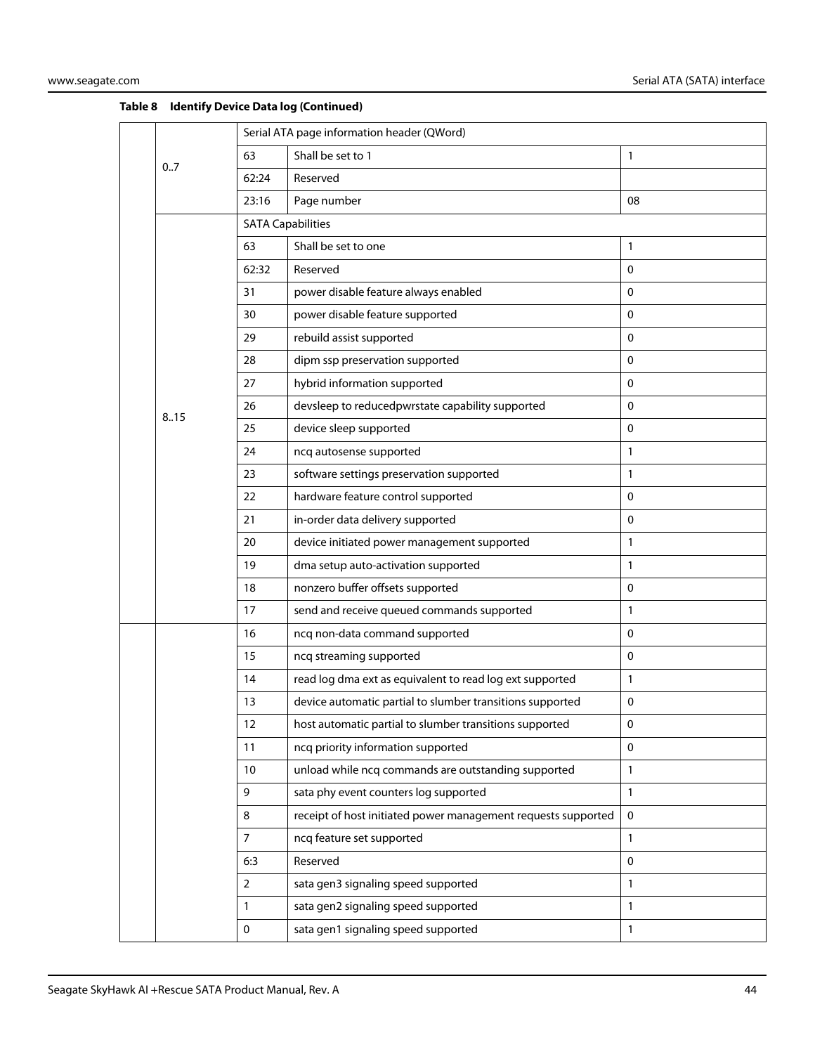**Table 8 Identify Device Data log (Continued)**

| | | | | |
|---|---|---|---|---|
| | 0..7 | Serial ATA page information header (QWord) | | |
| | | 63 | Shall be set to 1 | 1 |
| | | 62:24 | Reserved | |
| | | 23:16 | Page number | 08 |
| | 8..15 | SATA Capabilities | | |
| | | 63 | Shall be set to one | 1 |
| | | 62:32 | Reserved | 0 |
| | | 31 | power disable feature always enabled | 0 |
| | | 30 | power disable feature supported | 0 |
| | | 29 | rebuild assist supported | 0 |
| | | 28 | dipm ssp preservation supported | 0 |
| | | 27 | hybrid information supported | 0 |
| | | 26 | devsleep to reducedpwrstate capability supported | 0 |
| | | 25 | device sleep supported | 0 |
| | | 24 | ncq autosense supported | 1 |
| | | 23 | software settings preservation supported | 1 |
| | | 22 | hardware feature control supported | 0 |
| | | 21 | in-order data delivery supported | 0 |
| | | 20 | device initiated power management supported | 1 |
| | | 19 | dma setup auto-activation supported | 1 |
| | | 18 | nonzero buffer offsets supported | 0 |
| | | 17 | send and receive queued commands supported | 1 |
| | | 16 | ncq non-data command supported | 0 |
| | | 15 | ncq streaming supported | 0 |
| | | 14 | read log dma ext as equivalent to read log ext supported | 1 |
| | | 13 | device automatic partial to slumber transitions supported | 0 |
| | | 12 | host automatic partial to slumber transitions supported | 0 |
| | | 11 | ncq priority information supported | 0 |
| | | 10 | unload while ncq commands are outstanding supported | 1 |
| | | 9 | sata phy event counters log supported | 1 |
| | | 8 | receipt of host initiated power management requests supported | 0 |
| | | 7 | ncq feature set supported | 1 |
| | | 6:3 | Reserved | 0 |
| | | 2 | sata gen3 signaling speed supported | 1 |
| | | 1 | sata gen2 signaling speed supported | 1 |
| | | 0 | sata gen1 signaling speed supported | 1 |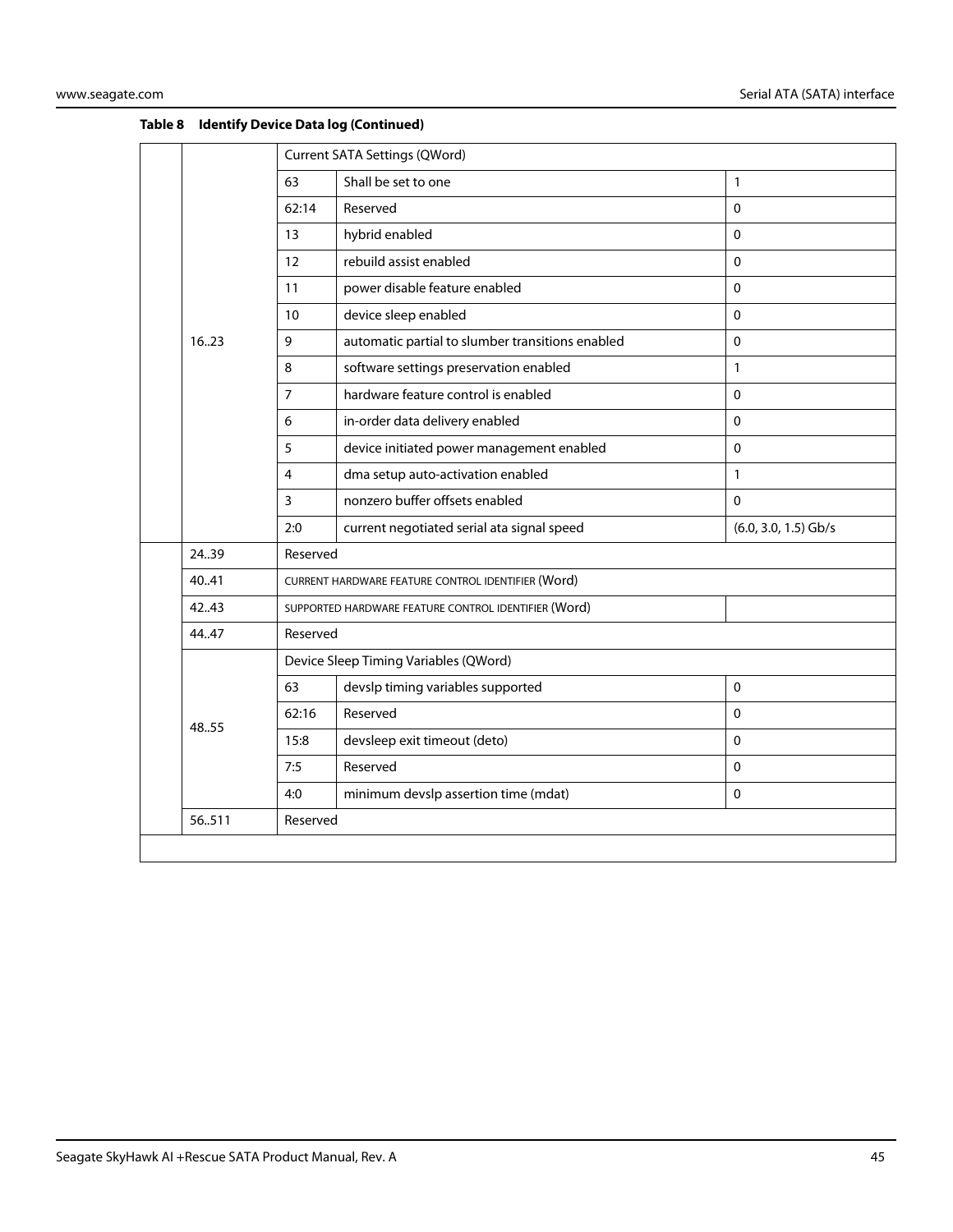**Table 8 Identify Device Data log (Continued)**

| | | | | |
|---|---|---|---|---|
| | 16..23 | Current SATA Settings (QWord) | | |
| | | 63 | Shall be set to one | 1 |
| | | 62:14 | Reserved | 0 |
| | | 13 | hybrid enabled | 0 |
| | | 12 | rebuild assist enabled | 0 |
| | | 11 | power disable feature enabled | 0 |
| | | 10 | device sleep enabled | 0 |
| | | 9 | automatic partial to slumber transitions enabled | 0 |
| | | 8 | software settings preservation enabled | 1 |
| | | 7 | hardware feature control is enabled | 0 |
| | | 6 | in-order data delivery enabled | 0 |
| | | 5 | device initiated power management enabled | 0 |
| | | 4 | dma setup auto-activation enabled | 1 |
| | | 3 | nonzero buffer offsets enabled | 0 |
| | | 2:0 | current negotiated serial ata signal speed | (6.0, 3.0, 1.5) Gb/s |
| | 24..39 | Reserved | | |
| | 40..41 | CURRENT HARDWARE FEATURE CONTROL IDENTIFIER (Word) | | |
| | 42..43 | SUPPORTED HARDWARE FEATURE CONTROL IDENTIFIER (Word) | | |
| | 44..47 | Reserved | | |
| | 48..55 | Device Sleep Timing Variables (QWord) | | |
| | | 63 | devslp timing variables supported | 0 |
| | | 62:16 | Reserved | 0 |
| | | 15:8 | devsleep exit timeout (deto) | 0 |
| | | 7:5 | Reserved | 0 |
| | | 4:0 | minimum devslp assertion time (mdat) | 0 |
| | 56..511 | Reserved | | |
| | | | | |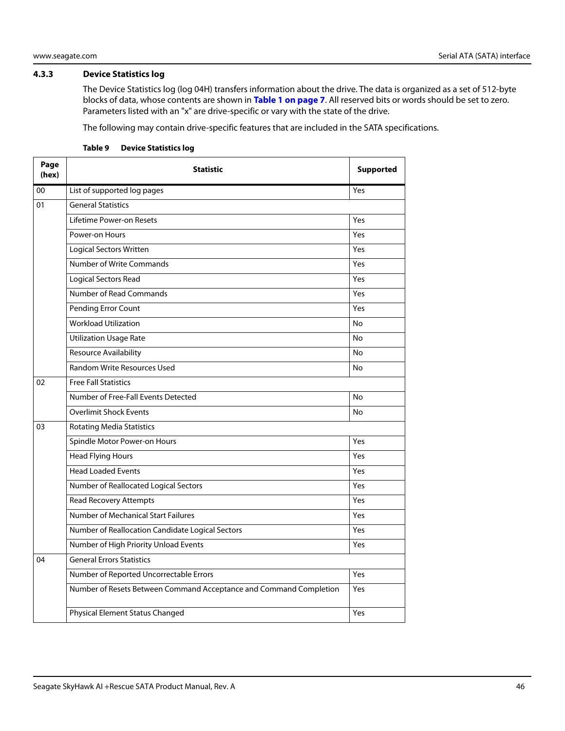### 4.3.3 Device Statistics log

The Device Statistics log (log 04H) transfers information about the drive. The data is organized as a set of 512-byte blocks of data, whose contents are shown in **Table 1 on page 7**. All reserved bits or words should be set to zero. Parameters listed with an "x" are drive-specific or vary with the state of the drive.

The following may contain drive-specific features that are included in the SATA specifications.

**Table 9 Device Statistics log**

| Page (hex) | Statistic | Supported |
|---|---|---|
| 00 | List of supported log pages | Yes |
| 01 | General Statistics | |
| | Lifetime Power-on Resets | Yes |
| | Power-on Hours | Yes |
| | Logical Sectors Written | Yes |
| | Number of Write Commands | Yes |
| | Logical Sectors Read | Yes |
| | Number of Read Commands | Yes |
| | Pending Error Count | Yes |
| | Workload Utilization | No |
| | Utilization Usage Rate | No |
| | Resource Availability | No |
| | Random Write Resources Used | No |
| 02 | Free Fall Statistics | |
| | Number of Free-Fall Events Detected | No |
| | Overlimit Shock Events | No |
| 03 | Rotating Media Statistics | |
| | Spindle Motor Power-on Hours | Yes |
| | Head Flying Hours | Yes |
| | Head Loaded Events | Yes |
| | Number of Reallocated Logical Sectors | Yes |
| | Read Recovery Attempts | Yes |
| | Number of Mechanical Start Failures | Yes |
| | Number of Reallocation Candidate Logical Sectors | Yes |
| | Number of High Priority Unload Events | Yes |
| 04 | General Errors Statistics | |
| | Number of Reported Uncorrectable Errors | Yes |
| | Number of Resets Between Command Acceptance and Command Completion | Yes |
| | Physical Element Status Changed | Yes |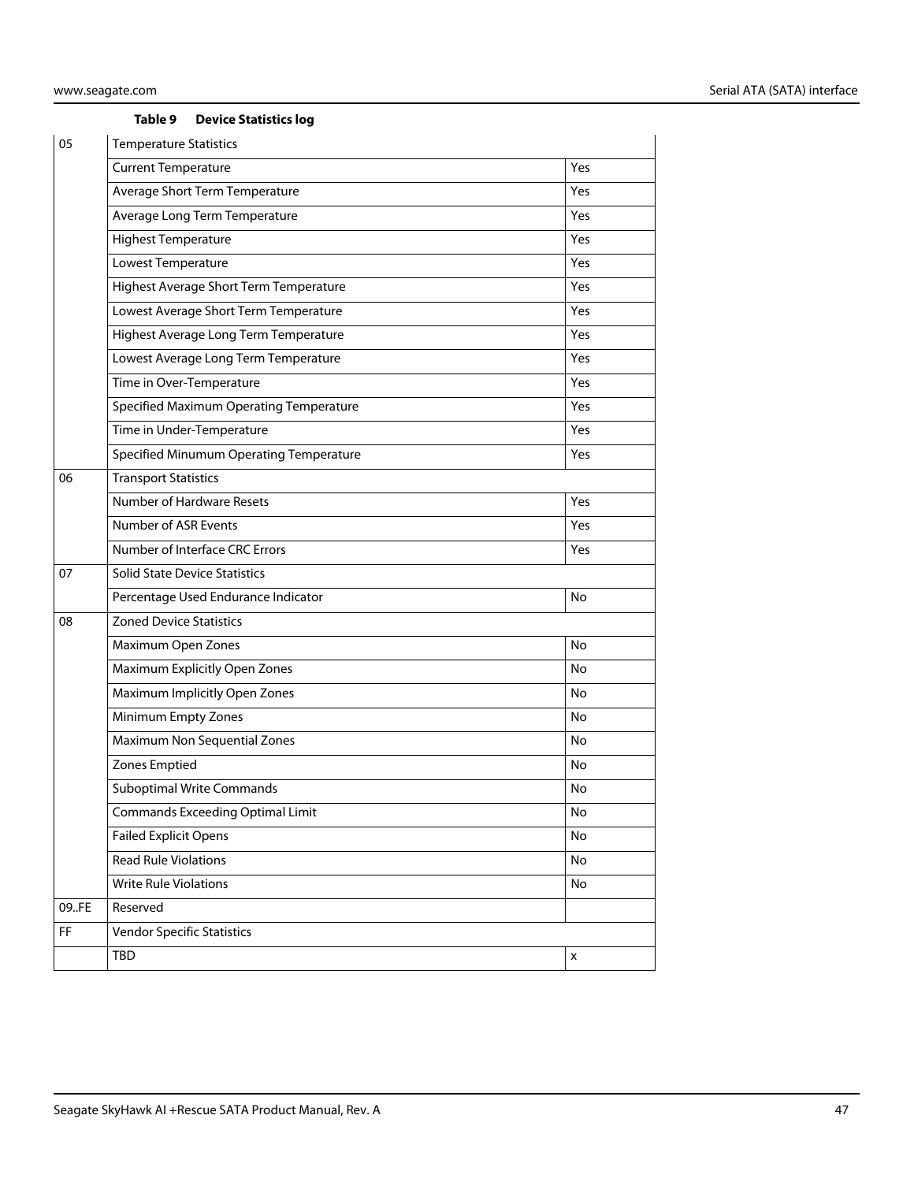**Table 9 Device Statistics log**

| | | |
|---|---|---|
| 05 | Temperature Statistics | |
| | Current Temperature | Yes |
| | Average Short Term Temperature | Yes |
| | Average Long Term Temperature | Yes |
| | Highest Temperature | Yes |
| | Lowest Temperature | Yes |
| | Highest Average Short Term Temperature | Yes |
| | Lowest Average Short Term Temperature | Yes |
| | Highest Average Long Term Temperature | Yes |
| | Lowest Average Long Term Temperature | Yes |
| | Time in Over-Temperature | Yes |
| | Specified Maximum Operating Temperature | Yes |
| | Time in Under-Temperature | Yes |
| | Specified Minumum Operating Temperature | Yes |
| 06 | Transport Statistics | |
| | Number of Hardware Resets | Yes |
| | Number of ASR Events | Yes |
| | Number of Interface CRC Errors | Yes |
| 07 | Solid State Device Statistics | |
| | Percentage Used Endurance Indicator | No |
| 08 | Zoned Device Statistics | |
| | Maximum Open Zones | No |
| | Maximum Explicitly Open Zones | No |
| | Maximum Implicitly Open Zones | No |
| | Minimum Empty Zones | No |
| | Maximum Non Sequential Zones | No |
| | Zones Emptied | No |
| | Suboptimal Write Commands | No |
| | Commands Exceeding Optimal Limit | No |
| | Failed Explicit Opens | No |
| | Read Rule Violations | No |
| | Write Rule Violations | No |
| 09..FE | Reserved | |
| FF | Vendor Specific Statistics | |
| | TBD | x |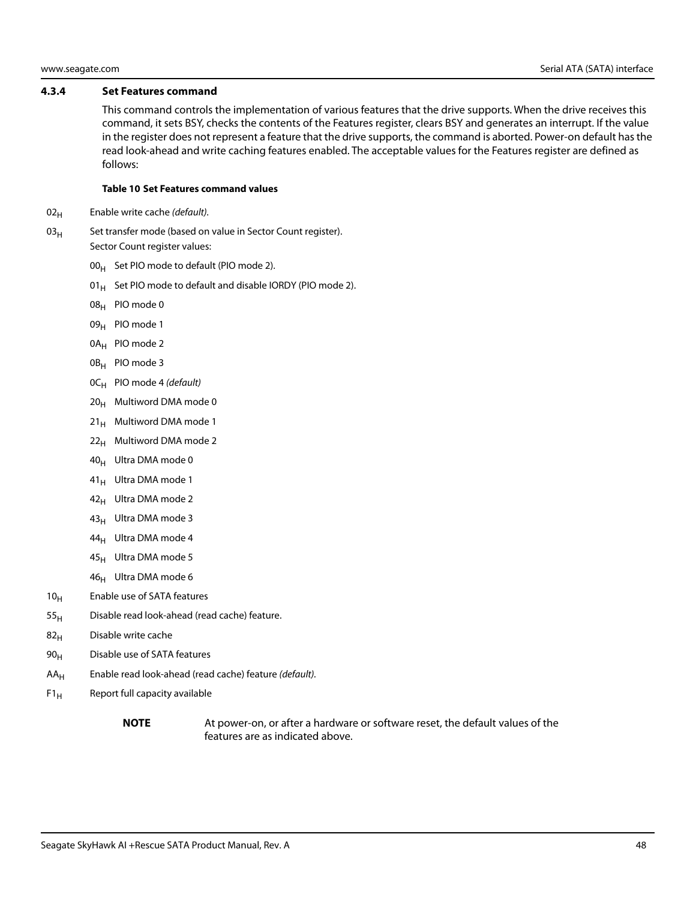### 4.3.4 Set Features command

This command controls the implementation of various features that the drive supports. When the drive receives this command, it sets BSY, checks the contents of the Features register, clears BSY and generates an interrupt. If the value in the register does not represent a feature that the drive supports, the command is aborted. Power-on default has the read look-ahead and write caching features enabled. The acceptable values for the Features register are defined as follows:

**Table 10 Set Features command values**

| Value | Description |
|---|---|
| $02_H$ | Enable write cache *(default)*. |
| $03_H$ | Set transfer mode (based on value in Sector Count register).<br>Sector Count register values:<br>$00_H$ Set PIO mode to default (PIO mode 2).<br>$01_H$ Set PIO mode to default and disable IORDY (PIO mode 2).<br>$08_H$ PIO mode 0<br>$09_H$ PIO mode 1<br>$0A_H$ PIO mode 2<br>$0B_H$ PIO mode 3<br>$0C_H$ PIO mode 4 *(default)*<br>$20_H$ Multiword DMA mode 0<br>$21_H$ Multiword DMA mode 1<br>$22_H$ Multiword DMA mode 2<br>$40_H$ Ultra DMA mode 0<br>$41_H$ Ultra DMA mode 1<br>$42_H$ Ultra DMA mode 2<br>$43_H$ Ultra DMA mode 3<br>$44_H$ Ultra DMA mode 4<br>$45_H$ Ultra DMA mode 5<br>$46_H$ Ultra DMA mode 6 |
| $10_H$ | Enable use of SATA features |
| $55_H$ | Disable read look-ahead (read cache) feature. |
| $82_H$ | Disable write cache |
| $90_H$ | Disable use of SATA features |
| $AA_H$ | Enable read look-ahead (read cache) feature *(default)*. |
| $F1_H$ | Report full capacity available |

**NOTE** At power-on, or after a hardware or software reset, the default values of the features are as indicated above.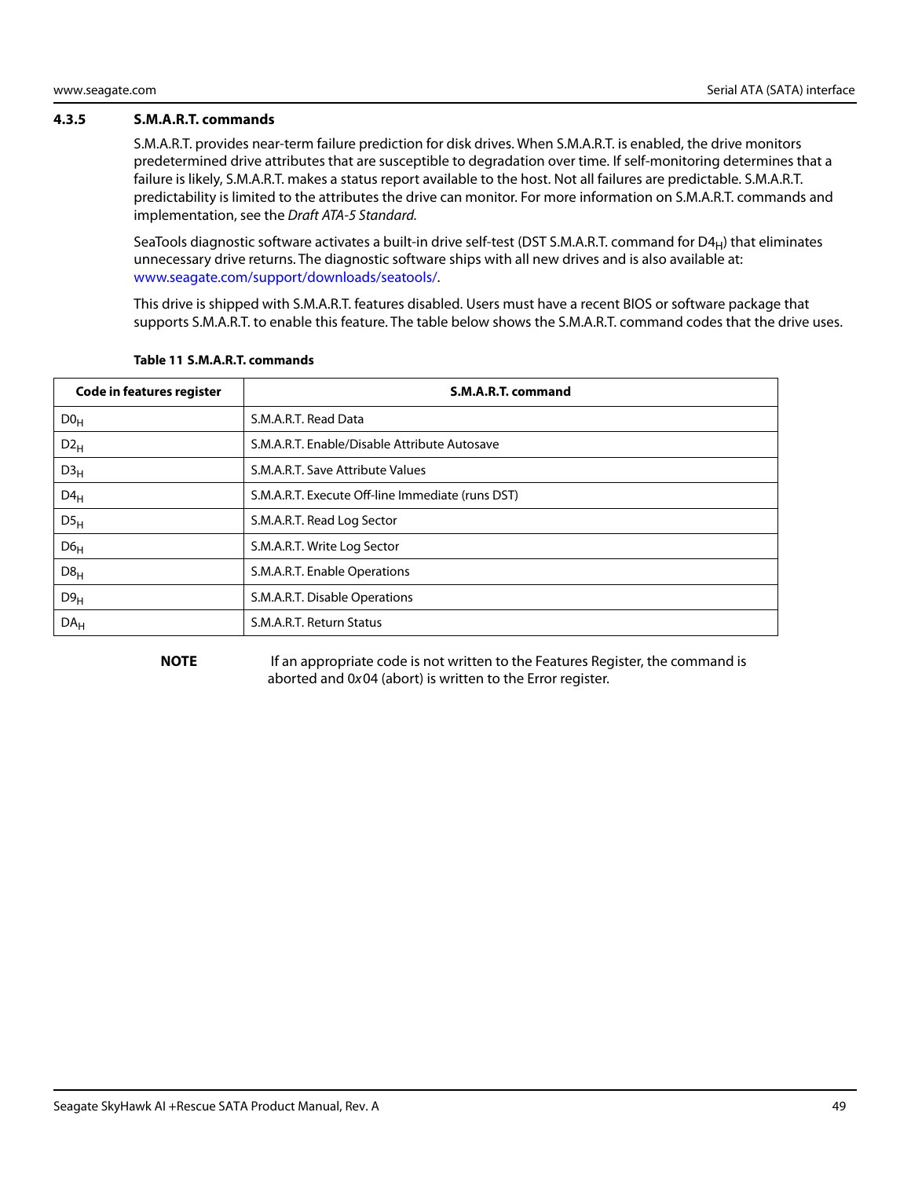### 4.3.5 S.M.A.R.T. commands

S.M.A.R.T. provides near-term failure prediction for disk drives. When S.M.A.R.T. is enabled, the drive monitors predetermined drive attributes that are susceptible to degradation over time. If self-monitoring determines that a failure is likely, S.M.A.R.T. makes a status report available to the host. Not all failures are predictable. S.M.A.R.T. predictability is limited to the attributes the drive can monitor. For more information on S.M.A.R.T. commands and implementation, see the *Draft ATA-5 Standard*.

SeaTools diagnostic software activates a built-in drive self-test (DST S.M.A.R.T. command for $D4_H$) that eliminates unnecessary drive returns. The diagnostic software ships with all new drives and is also available at: www.seagate.com/support/downloads/seatools/.

This drive is shipped with S.M.A.R.T. features disabled. Users must have a recent BIOS or software package that supports S.M.A.R.T. to enable this feature. The table below shows the S.M.A.R.T. command codes that the drive uses.

**Table 11 S.M.A.R.T. commands**

| Code in features register | S.M.A.R.T. command |
|---|---|
| $D0_H$ | S.M.A.R.T. Read Data |
| $D2_H$ | S.M.A.R.T. Enable/Disable Attribute Autosave |
| $D3_H$ | S.M.A.R.T. Save Attribute Values |
| $D4_H$ | S.M.A.R.T. Execute Off-line Immediate (runs DST) |
| $D5_H$ | S.M.A.R.T. Read Log Sector |
| $D6_H$ | S.M.A.R.T. Write Log Sector |
| $D8_H$ | S.M.A.R.T. Enable Operations |
| $D9_H$ | S.M.A.R.T. Disable Operations |
| $DA_H$ | S.M.A.R.T. Return Status |

**NOTE** If an appropriate code is not written to the Features Register, the command is aborted and 0x04 (abort) is written to the Error register.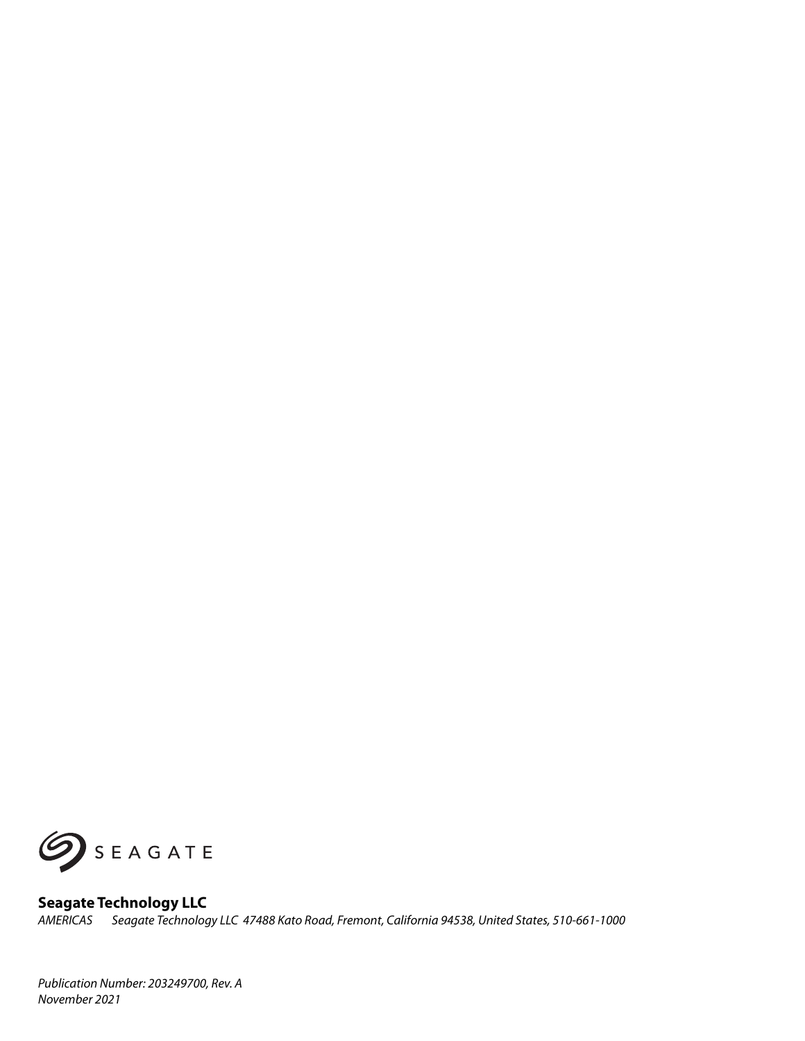SEAGATE

**Seagate Technology LLC**

*AMERICAS Seagate Technology LLC 47488 Kato Road, Fremont, California 94538, United States, 510-661-1000*

*Publication Number: 203249700, Rev. A*
*November 2021*